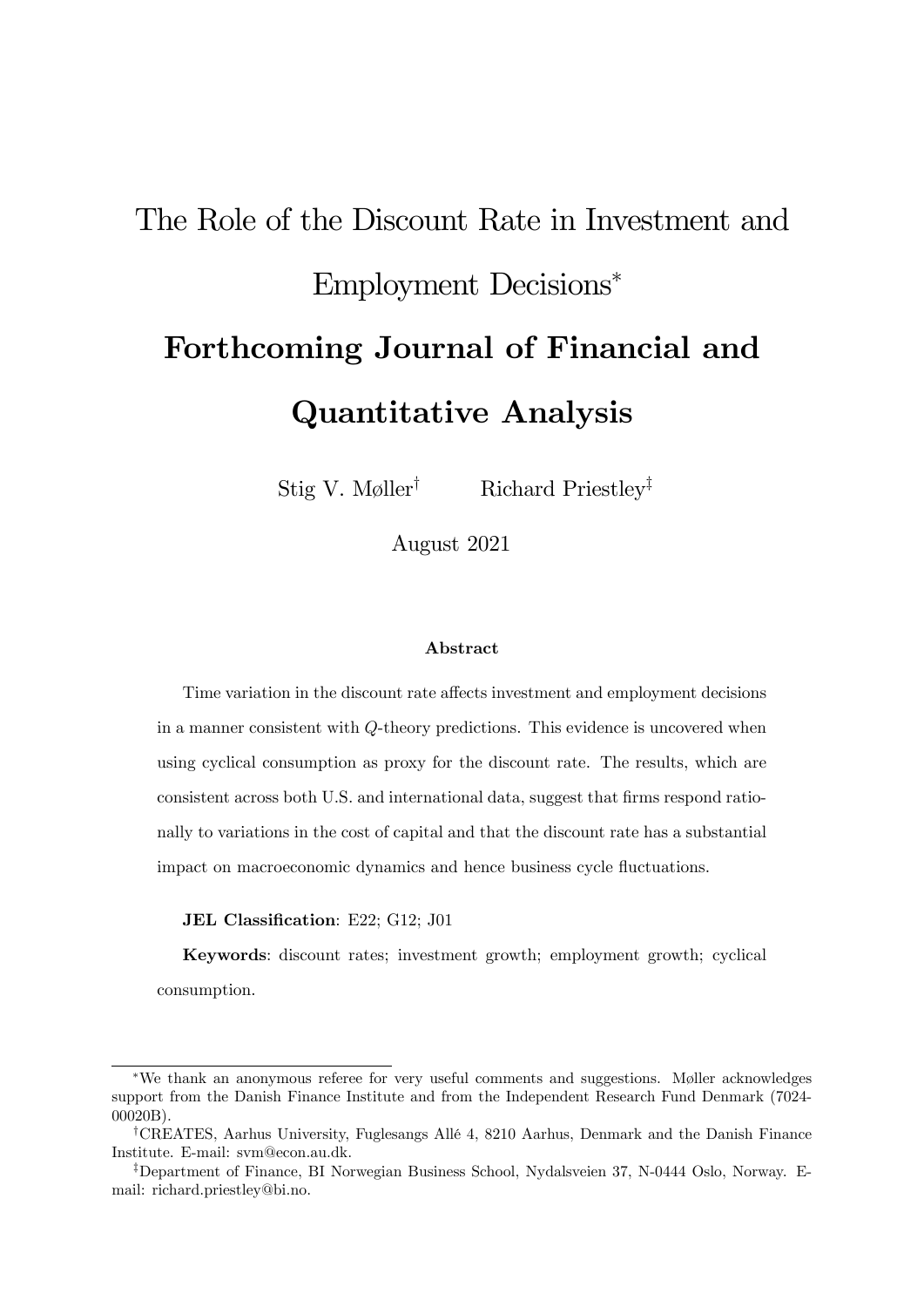# The Role of the Discount Rate in Investment and Employment Decisions*

## Forthcoming Journal of Financial and Quantitative Analysis

Stig V. Møller[†] Richard Priestley[‡]

August 2021

### Abstract

Time variation in the discount rate affects investment and employment decisions in a manner consistent with $Q$-theory predictions. This evidence is uncovered when using cyclical consumption as proxy for the discount rate. The results, which are consistent across both U.S. and international data, suggest that firms respond rationally to variations in the cost of capital and that the discount rate has a substantial impact on macroeconomic dynamics and hence business cycle fluctuations.

**JEL Classification**: E22; G12; J01

**Keywords**: discount rates; investment growth; employment growth; cyclical consumption.

---

*We thank an anonymous referee for very useful comments and suggestions. Møller acknowledges support from the Danish Finance Institute and from the Independent Research Fund Denmark (7024-00020B).

[†]CREATES, Aarhus University, Fuglesangs Allé 4, 8210 Aarhus, Denmark and the Danish Finance Institute. E-mail: svm@econ.au.dk.

[‡]Department of Finance, BI Norwegian Business School, Nydalsveien 37, N-0444 Oslo, Norway. E-mail: richard.priestley@bi.no.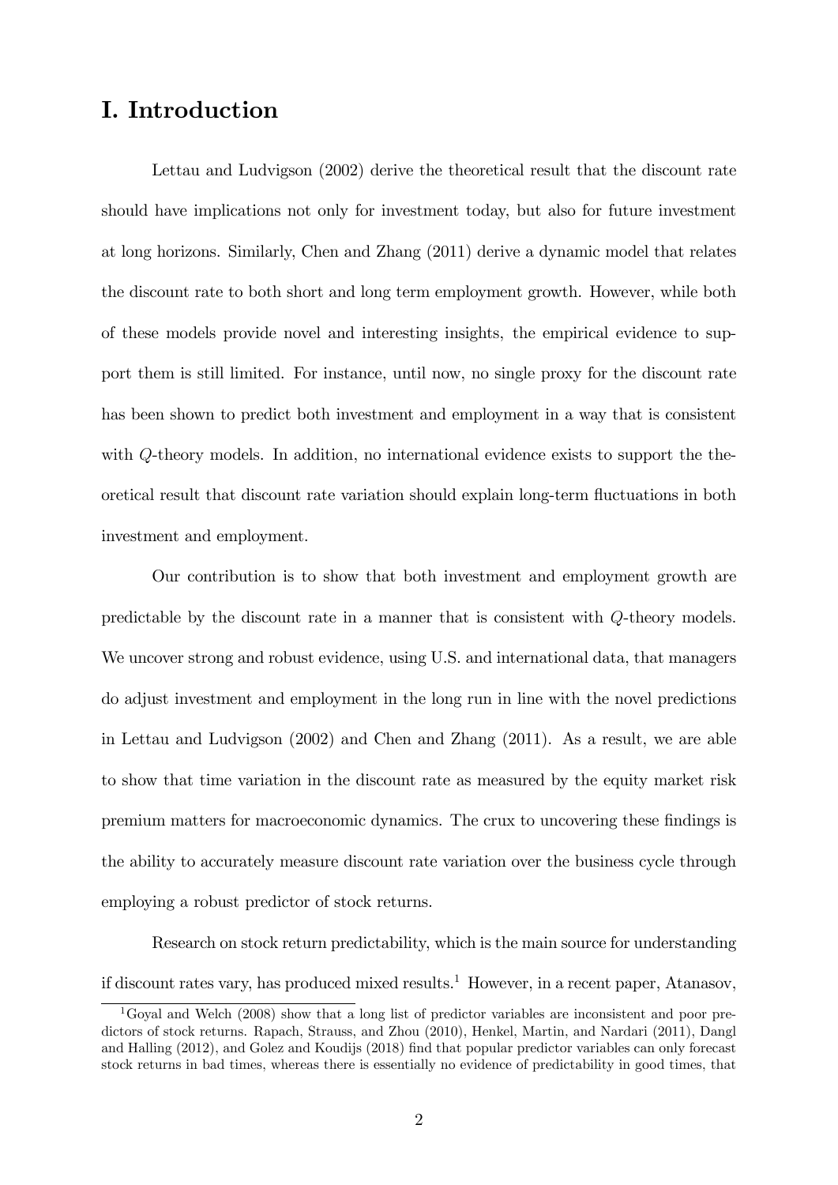# I. Introduction

Lettau and Ludvigson (2002) derive the theoretical result that the discount rate should have implications not only for investment today, but also for future investment at long horizons. Similarly, Chen and Zhang (2011) derive a dynamic model that relates the discount rate to both short and long term employment growth. However, while both of these models provide novel and interesting insights, the empirical evidence to support them is still limited. For instance, until now, no single proxy for the discount rate has been shown to predict both investment and employment in a way that is consistent with $Q$-theory models. In addition, no international evidence exists to support the theoretical result that discount rate variation should explain long-term fluctuations in both investment and employment.

Our contribution is to show that both investment and employment growth are predictable by the discount rate in a manner that is consistent with $Q$-theory models. We uncover strong and robust evidence, using U.S. and international data, that managers do adjust investment and employment in the long run in line with the novel predictions in Lettau and Ludvigson (2002) and Chen and Zhang (2011). As a result, we are able to show that time variation in the discount rate as measured by the equity market risk premium matters for macroeconomic dynamics. The crux to uncovering these findings is the ability to accurately measure discount rate variation over the business cycle through employing a robust predictor of stock returns.

Research on stock return predictability, which is the main source for understanding if discount rates vary, has produced mixed results.[1] However, in a recent paper, Atanasov,

[1] Goyal and Welch (2008) show that a long list of predictor variables are inconsistent and poor predictors of stock returns. Rapach, Strauss, and Zhou (2010), Henkel, Martin, and Nardari (2011), Dangl and Halling (2012), and Golez and Koudijs (2018) find that popular predictor variables can only forecast stock returns in bad times, whereas there is essentially no evidence of predictability in good times, that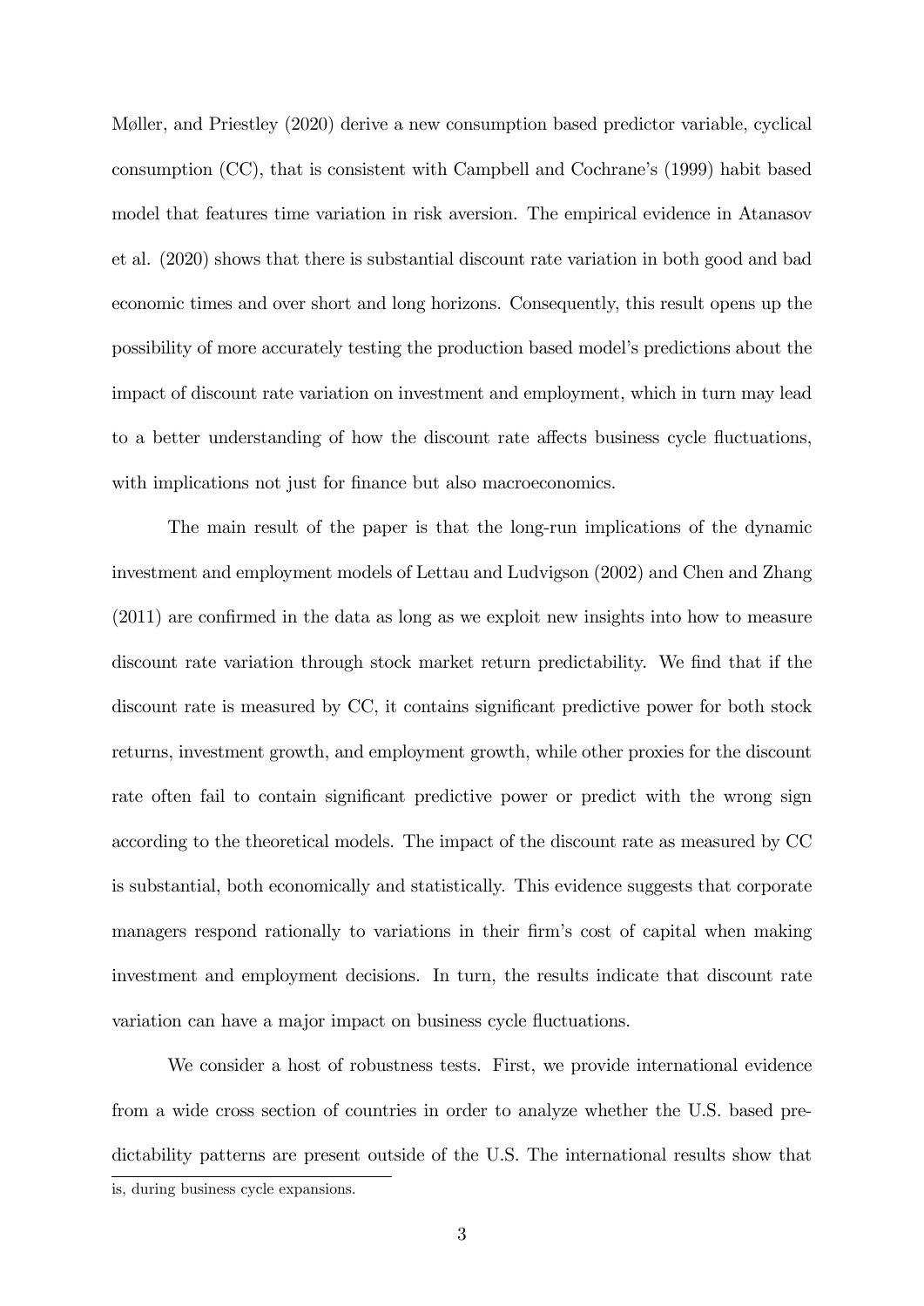Møller, and Priestley (2020) derive a new consumption based predictor variable, cyclical consumption (CC), that is consistent with Campbell and Cochrane's (1999) habit based model that features time variation in risk aversion. The empirical evidence in Atanasov et al. (2020) shows that there is substantial discount rate variation in both good and bad economic times and over short and long horizons. Consequently, this result opens up the possibility of more accurately testing the production based model's predictions about the impact of discount rate variation on investment and employment, which in turn may lead to a better understanding of how the discount rate affects business cycle fluctuations, with implications not just for finance but also macroeconomics.

The main result of the paper is that the long-run implications of the dynamic investment and employment models of Lettau and Ludvigson (2002) and Chen and Zhang (2011) are confirmed in the data as long as we exploit new insights into how to measure discount rate variation through stock market return predictability. We find that if the discount rate is measured by CC, it contains significant predictive power for both stock returns, investment growth, and employment growth, while other proxies for the discount rate often fail to contain significant predictive power or predict with the wrong sign according to the theoretical models. The impact of the discount rate as measured by CC is substantial, both economically and statistically. This evidence suggests that corporate managers respond rationally to variations in their firm's cost of capital when making investment and employment decisions. In turn, the results indicate that discount rate variation can have a major impact on business cycle fluctuations.

We consider a host of robustness tests. First, we provide international evidence from a wide cross section of countries in order to analyze whether the U.S. based predictability patterns are present outside of the U.S. The international results show that

is, during business cycle expansions.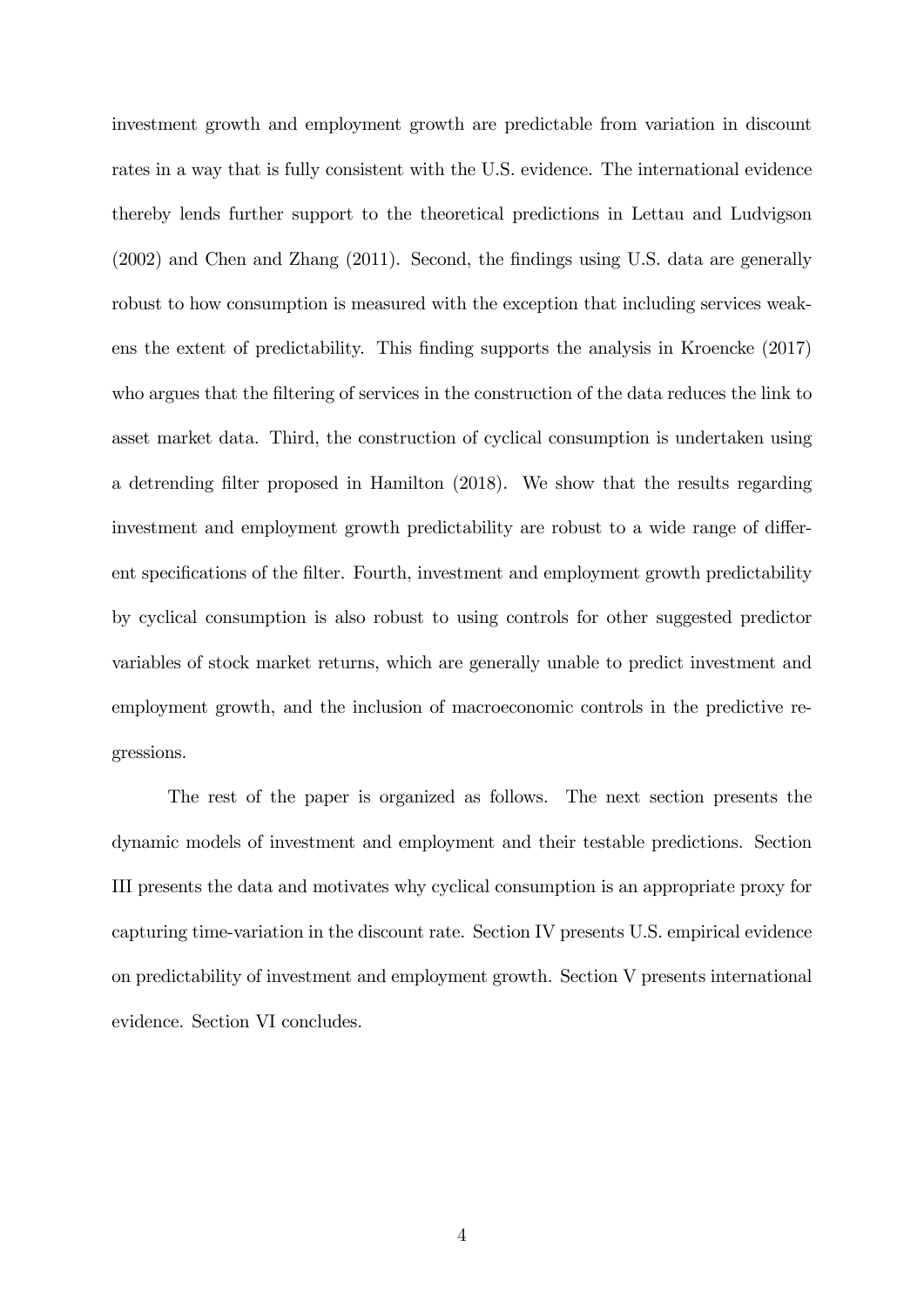investment growth and employment growth are predictable from variation in discount rates in a way that is fully consistent with the U.S. evidence. The international evidence thereby lends further support to the theoretical predictions in Lettau and Ludvigson (2002) and Chen and Zhang (2011). Second, the findings using U.S. data are generally robust to how consumption is measured with the exception that including services weakens the extent of predictability. This finding supports the analysis in Kroencke (2017) who argues that the filtering of services in the construction of the data reduces the link to asset market data. Third, the construction of cyclical consumption is undertaken using a detrending filter proposed in Hamilton (2018). We show that the results regarding investment and employment growth predictability are robust to a wide range of different specifications of the filter. Fourth, investment and employment growth predictability by cyclical consumption is also robust to using controls for other suggested predictor variables of stock market returns, which are generally unable to predict investment and employment growth, and the inclusion of macroeconomic controls in the predictive regressions.

The rest of the paper is organized as follows. The next section presents the dynamic models of investment and employment and their testable predictions. Section III presents the data and motivates why cyclical consumption is an appropriate proxy for capturing time-variation in the discount rate. Section IV presents U.S. empirical evidence on predictability of investment and employment growth. Section V presents international evidence. Section VI concludes.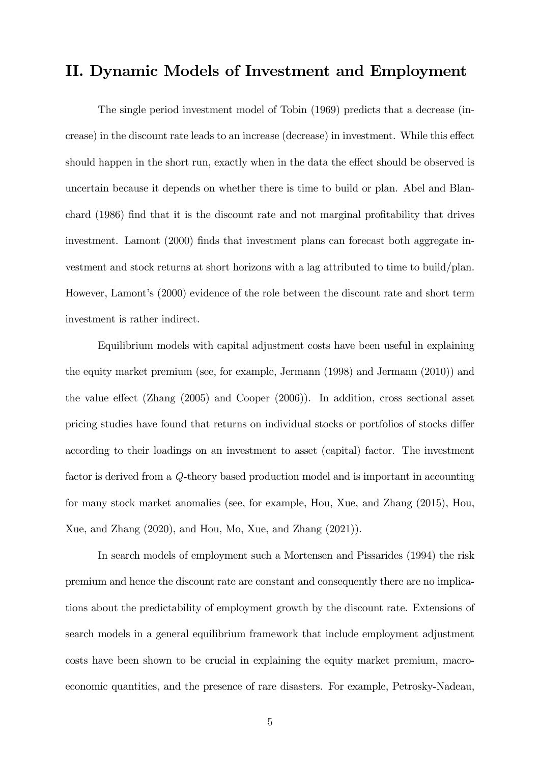## II. Dynamic Models of Investment and Employment

The single period investment model of Tobin (1969) predicts that a decrease (increase) in the discount rate leads to an increase (decrease) in investment. While this effect should happen in the short run, exactly when in the data the effect should be observed is uncertain because it depends on whether there is time to build or plan. Abel and Blanchard (1986) find that it is the discount rate and not marginal profitability that drives investment. Lamont (2000) finds that investment plans can forecast both aggregate investment and stock returns at short horizons with a lag attributed to time to build/plan. However, Lamont's (2000) evidence of the role between the discount rate and short term investment is rather indirect.

Equilibrium models with capital adjustment costs have been useful in explaining the equity market premium (see, for example, Jermann (1998) and Jermann (2010)) and the value effect (Zhang (2005) and Cooper (2006)). In addition, cross sectional asset pricing studies have found that returns on individual stocks or portfolios of stocks differ according to their loadings on an investment to asset (capital) factor. The investment factor is derived from a $Q$-theory based production model and is important in accounting for many stock market anomalies (see, for example, Hou, Xue, and Zhang (2015), Hou, Xue, and Zhang (2020), and Hou, Mo, Xue, and Zhang (2021)).

In search models of employment such a Mortensen and Pissarides (1994) the risk premium and hence the discount rate are constant and consequently there are no implications about the predictability of employment growth by the discount rate. Extensions of search models in a general equilibrium framework that include employment adjustment costs have been shown to be crucial in explaining the equity market premium, macroeconomic quantities, and the presence of rare disasters. For example, Petrosky-Nadeau,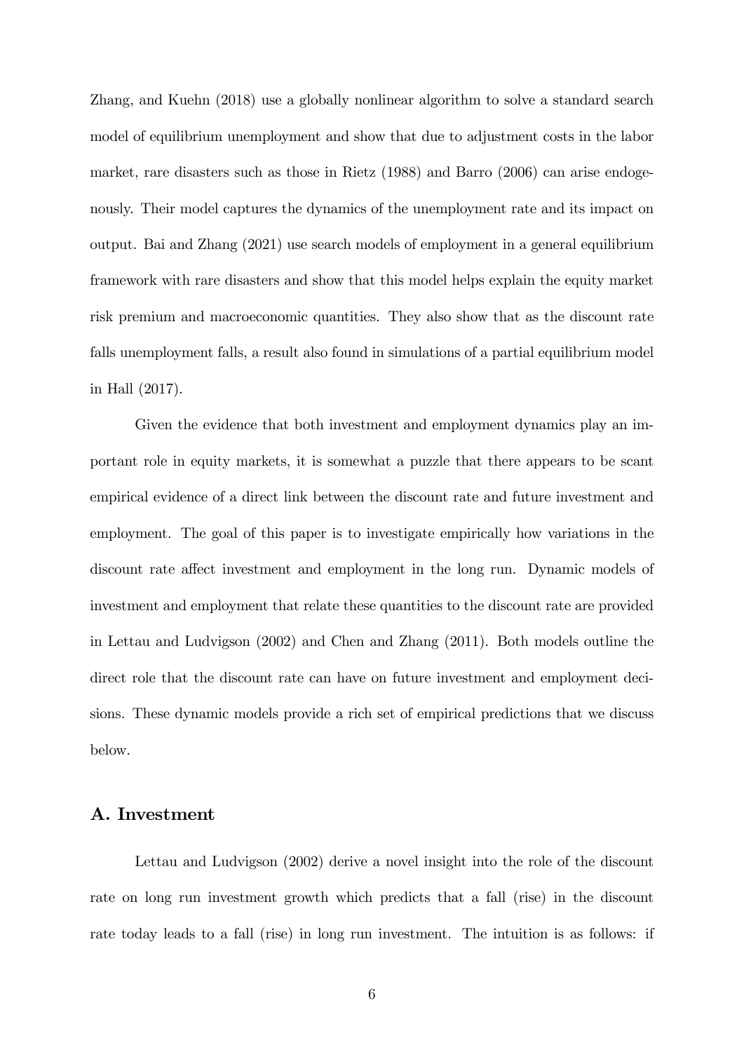Zhang, and Kuehn (2018) use a globally nonlinear algorithm to solve a standard search model of equilibrium unemployment and show that due to adjustment costs in the labor market, rare disasters such as those in Rietz (1988) and Barro (2006) can arise endogenously. Their model captures the dynamics of the unemployment rate and its impact on output. Bai and Zhang (2021) use search models of employment in a general equilibrium framework with rare disasters and show that this model helps explain the equity market risk premium and macroeconomic quantities. They also show that as the discount rate falls unemployment falls, a result also found in simulations of a partial equilibrium model in Hall (2017).

Given the evidence that both investment and employment dynamics play an important role in equity markets, it is somewhat a puzzle that there appears to be scant empirical evidence of a direct link between the discount rate and future investment and employment. The goal of this paper is to investigate empirically how variations in the discount rate affect investment and employment in the long run. Dynamic models of investment and employment that relate these quantities to the discount rate are provided in Lettau and Ludvigson (2002) and Chen and Zhang (2011). Both models outline the direct role that the discount rate can have on future investment and employment decisions. These dynamic models provide a rich set of empirical predictions that we discuss below.

## A. Investment

Lettau and Ludvigson (2002) derive a novel insight into the role of the discount rate on long run investment growth which predicts that a fall (rise) in the discount rate today leads to a fall (rise) in long run investment. The intuition is as follows: if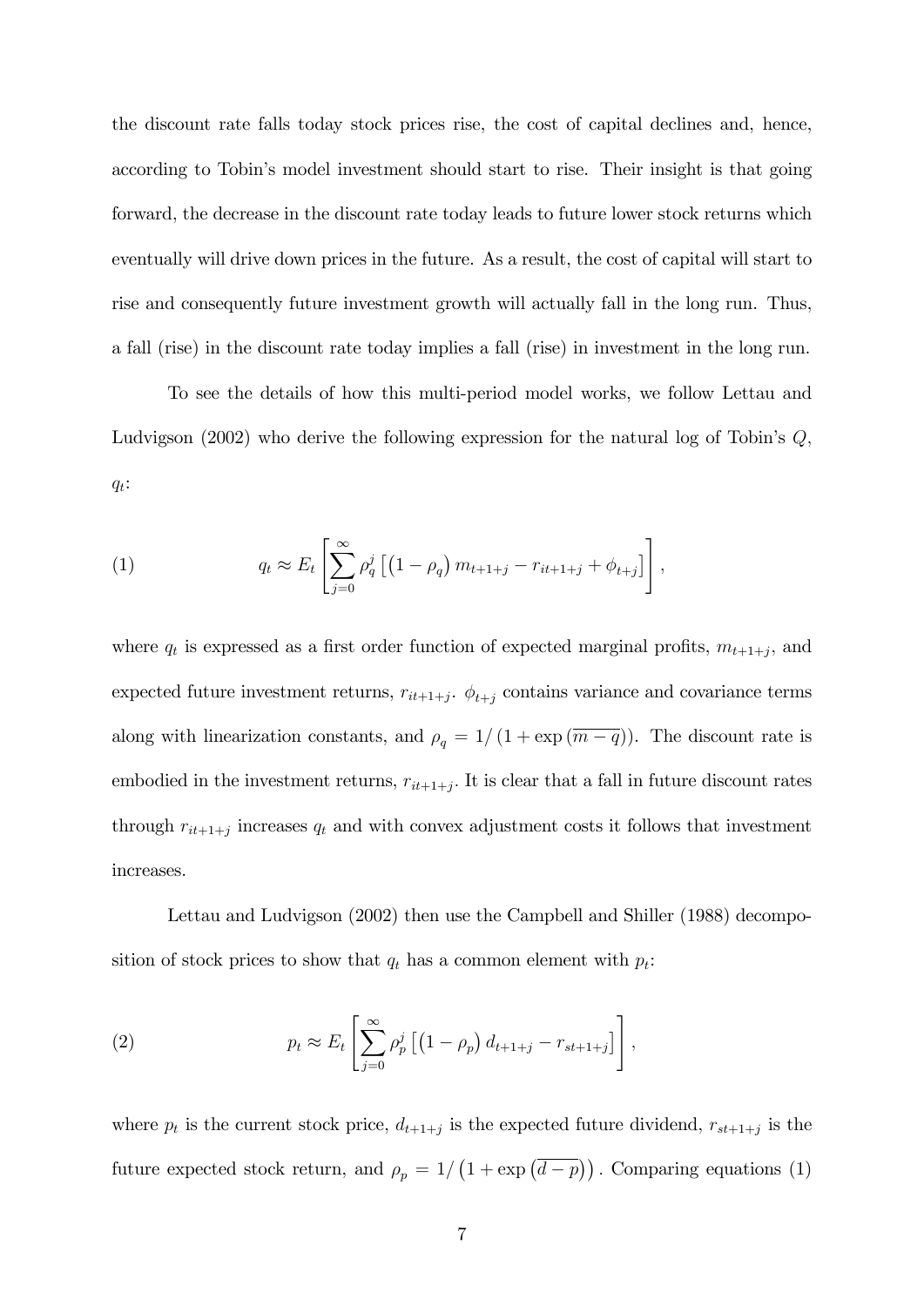the discount rate falls today stock prices rise, the cost of capital declines and, hence, according to Tobin's model investment should start to rise. Their insight is that going forward, the decrease in the discount rate today leads to future lower stock returns which eventually will drive down prices in the future. As a result, the cost of capital will start to rise and consequently future investment growth will actually fall in the long run. Thus, a fall (rise) in the discount rate today implies a fall (rise) in investment in the long run.

To see the details of how this multi-period model works, we follow Lettau and Ludvigson (2002) who derive the following expression for the natural log of Tobin's $Q$, $q_t$:

$$q_t \approx E_t \left[ \sum_{j=0}^{\infty} \rho_q^j \left[ \left(1 - \rho_q\right) m_{t+1+j} - r_{it+1+j} + \phi_{t+j} \right] \right], \tag{1}$$

where $q_t$ is expressed as a first order function of expected marginal profits, $m_{t+1+j}$, and expected future investment returns, $r_{it+1+j}$. $\phi_{t+j}$ contains variance and covariance terms along with linearization constants, and $\rho_q = 1/\left(1 + \exp\left(\overline{m - q}\right)\right)$. The discount rate is embodied in the investment returns, $r_{it+1+j}$. It is clear that a fall in future discount rates through $r_{it+1+j}$ increases $q_t$ and with convex adjustment costs it follows that investment increases.

Lettau and Ludvigson (2002) then use the Campbell and Shiller (1988) decomposition of stock prices to show that $q_t$ has a common element with $p_t$:

$$p_t \approx E_t \left[ \sum_{j=0}^{\infty} \rho_p^j \left[ \left(1 - \rho_p\right) d_{t+1+j} - r_{st+1+j} \right] \right], \tag{2}$$

where $p_t$ is the current stock price, $d_{t+1+j}$ is the expected future dividend, $r_{st+1+j}$ is the future expected stock return, and $\rho_p = 1/\left(1 + \exp\left(\overline{d - p}\right)\right)$. Comparing equations (1)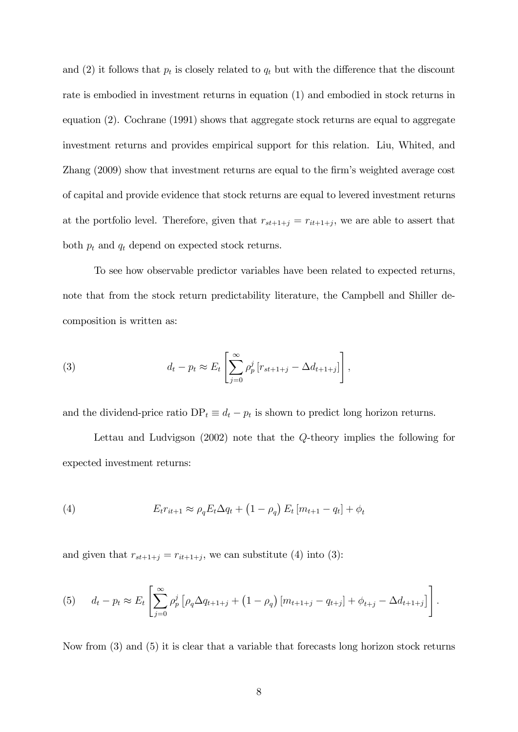and (2) it follows that $p_t$ is closely related to $q_t$ but with the difference that the discount rate is embodied in investment returns in equation (1) and embodied in stock returns in equation (2). Cochrane (1991) shows that aggregate stock returns are equal to aggregate investment returns and provides empirical support for this relation. Liu, Whited, and Zhang (2009) show that investment returns are equal to the firm's weighted average cost of capital and provide evidence that stock returns are equal to levered investment returns at the portfolio level. Therefore, given that $r_{st+1+j} = r_{it+1+j}$, we are able to assert that both $p_t$ and $q_t$ depend on expected stock returns.

To see how observable predictor variables have been related to expected returns, note that from the stock return predictability literature, the Campbell and Shiller decomposition is written as:

$$
(3) \qquad d_t - p_t \approx E_t \left[ \sum_{j=0}^{\infty} \rho_p^j \left[ r_{st+1+j} - \Delta d_{t+1+j} \right] \right],
$$

and the dividend-price ratio $\mathrm{DP}_t \equiv d_t - p_t$ is shown to predict long horizon returns.

Lettau and Ludvigson (2002) note that the $Q$-theory implies the following for expected investment returns:

$$
(4) \qquad E_t r_{it+1} \approx \rho_q E_t \Delta q_t + \left(1 - \rho_q\right) E_t \left[ m_{t+1} - q_t \right] + \phi_t
$$

and given that $r_{st+1+j} = r_{it+1+j}$, we can substitute (4) into (3):

$$
(5) \qquad d_t - p_t \approx E_t \left[ \sum_{j=0}^{\infty} \rho_p^j \left[ \rho_q \Delta q_{t+1+j} + \left(1 - \rho_q\right) \left[ m_{t+1+j} - q_{t+j} \right] + \phi_{t+j} - \Delta d_{t+1+j} \right] \right].
$$

Now from (3) and (5) it is clear that a variable that forecasts long horizon stock returns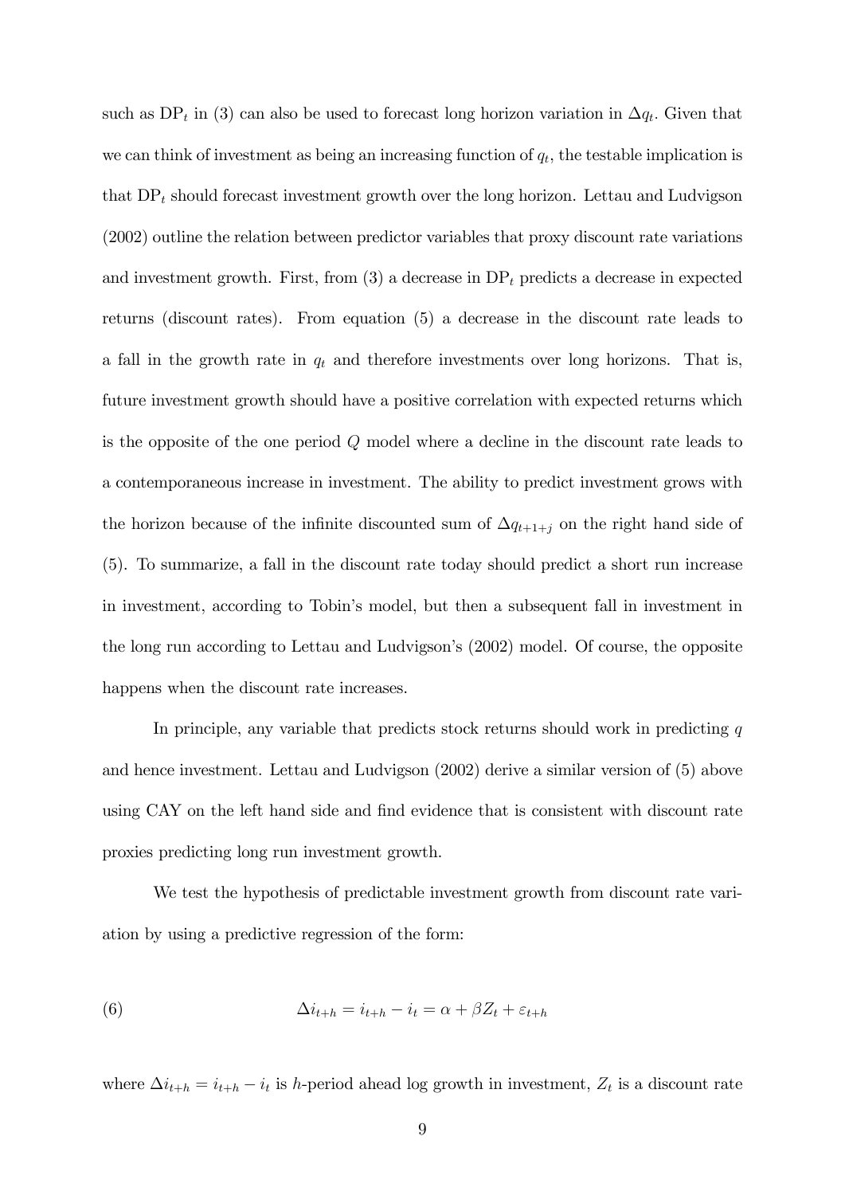such as $\text{DP}_t$ in (3) can also be used to forecast long horizon variation in $\Delta q_t$. Given that we can think of investment as being an increasing function of $q_t$, the testable implication is that $\text{DP}_t$ should forecast investment growth over the long horizon. Lettau and Ludvigson (2002) outline the relation between predictor variables that proxy discount rate variations and investment growth. First, from (3) a decrease in $\text{DP}_t$ predicts a decrease in expected returns (discount rates). From equation (5) a decrease in the discount rate leads to a fall in the growth rate in $q_t$ and therefore investments over long horizons. That is, future investment growth should have a positive correlation with expected returns which is the opposite of the one period $Q$ model where a decline in the discount rate leads to a contemporaneous increase in investment. The ability to predict investment grows with the horizon because of the infinite discounted sum of $\Delta q_{t+1+j}$ on the right hand side of (5). To summarize, a fall in the discount rate today should predict a short run increase in investment, according to Tobin's model, but then a subsequent fall in investment in the long run according to Lettau and Ludvigson's (2002) model. Of course, the opposite happens when the discount rate increases.

In principle, any variable that predicts stock returns should work in predicting $q$ and hence investment. Lettau and Ludvigson (2002) derive a similar version of (5) above using CAY on the left hand side and find evidence that is consistent with discount rate proxies predicting long run investment growth.

We test the hypothesis of predictable investment growth from discount rate variation by using a predictive regression of the form:

$$\Delta i_{t+h} = i_{t+h} - i_t = \alpha + \beta Z_t + \varepsilon_{t+h} \tag{6}$$

where $\Delta i_{t+h} = i_{t+h} - i_t$ is $h$-period ahead log growth in investment, $Z_t$ is a discount rate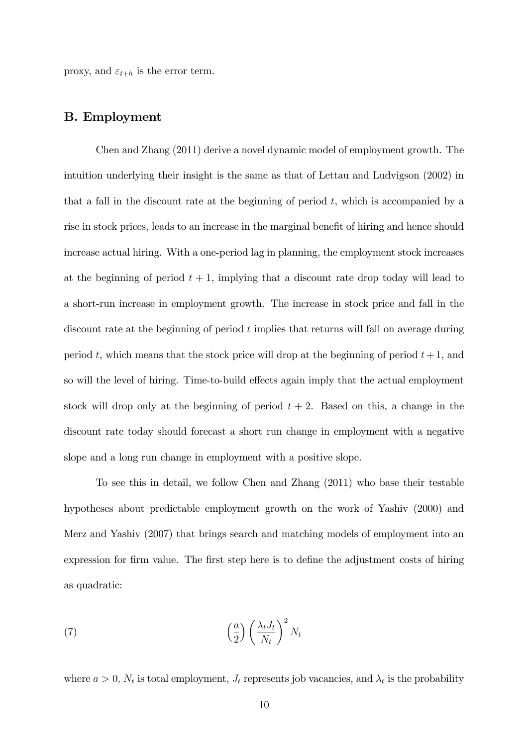proxy, and $\varepsilon_{t+h}$ is the error term.

## B. Employment

Chen and Zhang (2011) derive a novel dynamic model of employment growth. The intuition underlying their insight is the same as that of Lettau and Ludvigson (2002) in that a fall in the discount rate at the beginning of period $t$, which is accompanied by a rise in stock prices, leads to an increase in the marginal benefit of hiring and hence should increase actual hiring. With a one-period lag in planning, the employment stock increases at the beginning of period $t+1$, implying that a discount rate drop today will lead to a short-run increase in employment growth. The increase in stock price and fall in the discount rate at the beginning of period $t$ implies that returns will fall on average during period $t$, which means that the stock price will drop at the beginning of period $t+1$, and so will the level of hiring. Time-to-build effects again imply that the actual employment stock will drop only at the beginning of period $t+2$. Based on this, a change in the discount rate today should forecast a short run change in employment with a negative slope and a long run change in employment with a positive slope.

To see this in detail, we follow Chen and Zhang (2011) who base their testable hypotheses about predictable employment growth on the work of Yashiv (2000) and Merz and Yashiv (2007) that brings search and matching models of employment into an expression for firm value. The first step here is to define the adjustment costs of hiring as quadratic:

$$\left(\frac{a}{2}\right)\left(\frac{\lambda_t J_t}{N_t}\right)^2 N_t \tag{7}$$

where $a > 0$, $N_t$ is total employment, $J_t$ represents job vacancies, and $\lambda_t$ is the probability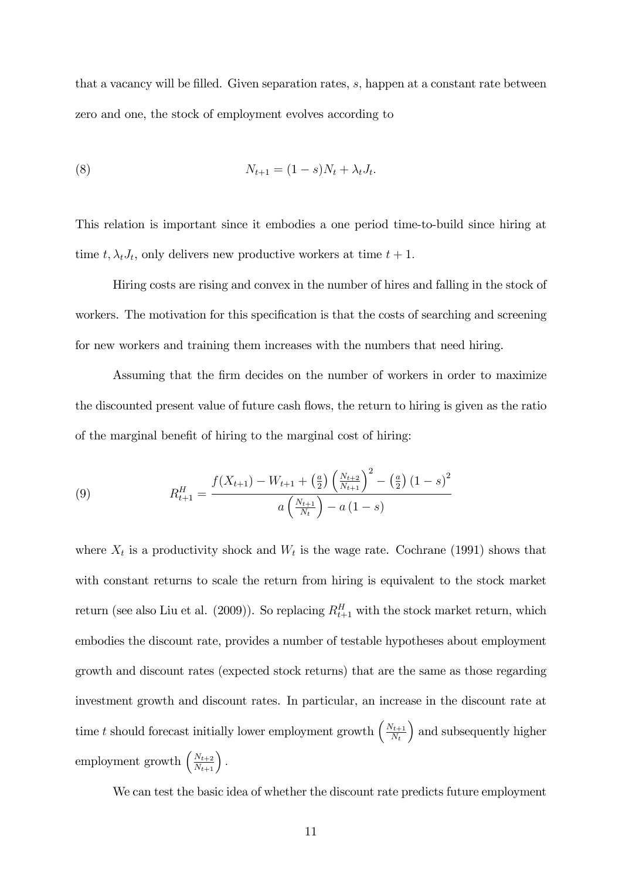that a vacancy will be filled. Given separation rates, $s$, happen at a constant rate between zero and one, the stock of employment evolves according to

$$N_{t+1} = (1-s)N_t + \lambda_t J_t. \tag{8}$$

This relation is important since it embodies a one period time-to-build since hiring at time $t$, $\lambda_t J_t$, only delivers new productive workers at time $t+1$.

Hiring costs are rising and convex in the number of hires and falling in the stock of workers. The motivation for this specification is that the costs of searching and screening for new workers and training them increases with the numbers that need hiring.

Assuming that the firm decides on the number of workers in order to maximize the discounted present value of future cash flows, the return to hiring is given as the ratio of the marginal benefit of hiring to the marginal cost of hiring:

$$R^H_{t+1} = \frac{f(X_{t+1}) - W_{t+1} + \left(\frac{a}{2}\right)\left(\frac{N_{t+2}}{N_{t+1}}\right)^2 - \left(\frac{a}{2}\right)(1-s)^2}{a\left(\frac{N_{t+1}}{N_t}\right) - a(1-s)} \tag{9}$$

where $X_t$ is a productivity shock and $W_t$ is the wage rate. Cochrane (1991) shows that with constant returns to scale the return from hiring is equivalent to the stock market return (see also Liu et al. (2009)). So replacing $R^H_{t+1}$ with the stock market return, which embodies the discount rate, provides a number of testable hypotheses about employment growth and discount rates (expected stock returns) that are the same as those regarding investment growth and discount rates. In particular, an increase in the discount rate at time $t$ should forecast initially lower employment growth $\left(\frac{N_{t+1}}{N_t}\right)$ and subsequently higher employment growth $\left(\frac{N_{t+2}}{N_{t+1}}\right)$.

We can test the basic idea of whether the discount rate predicts future employment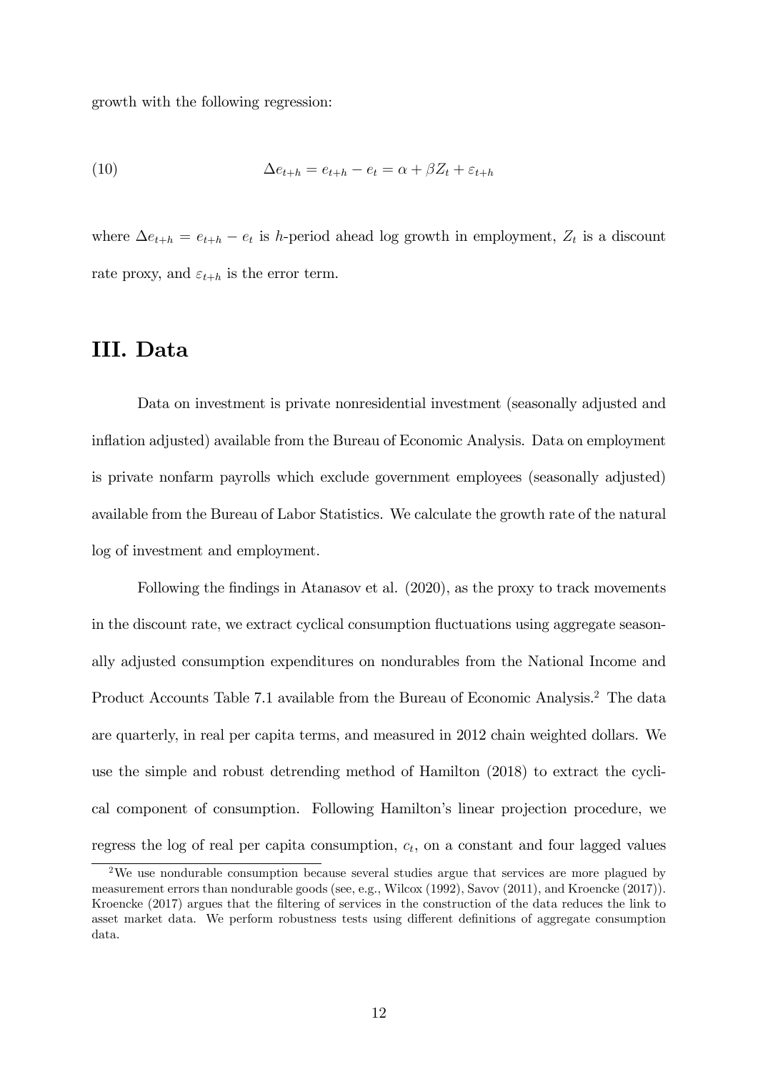growth with the following regression:

$$\Delta e_{t+h} = e_{t+h} - e_t = \alpha + \beta Z_t + \varepsilon_{t+h} \tag{10}$$

where $\Delta e_{t+h} = e_{t+h} - e_t$ is $h$-period ahead log growth in employment, $Z_t$ is a discount rate proxy, and $\varepsilon_{t+h}$ is the error term.

# III. Data

Data on investment is private nonresidential investment (seasonally adjusted and inflation adjusted) available from the Bureau of Economic Analysis. Data on employment is private nonfarm payrolls which exclude government employees (seasonally adjusted) available from the Bureau of Labor Statistics. We calculate the growth rate of the natural log of investment and employment.

Following the findings in Atanasov et al. (2020), as the proxy to track movements in the discount rate, we extract cyclical consumption fluctuations using aggregate seasonally adjusted consumption expenditures on nondurables from the National Income and Product Accounts Table 7.1 available from the Bureau of Economic Analysis.[2] The data are quarterly, in real per capita terms, and measured in 2012 chain weighted dollars. We use the simple and robust detrending method of Hamilton (2018) to extract the cyclical component of consumption. Following Hamilton's linear projection procedure, we regress the log of real per capita consumption, $c_t$, on a constant and four lagged values

[2] We use nondurable consumption because several studies argue that services are more plagued by measurement errors than nondurable goods (see, e.g., Wilcox (1992), Savov (2011), and Kroencke (2017)). Kroencke (2017) argues that the filtering of services in the construction of the data reduces the link to asset market data. We perform robustness tests using different definitions of aggregate consumption data.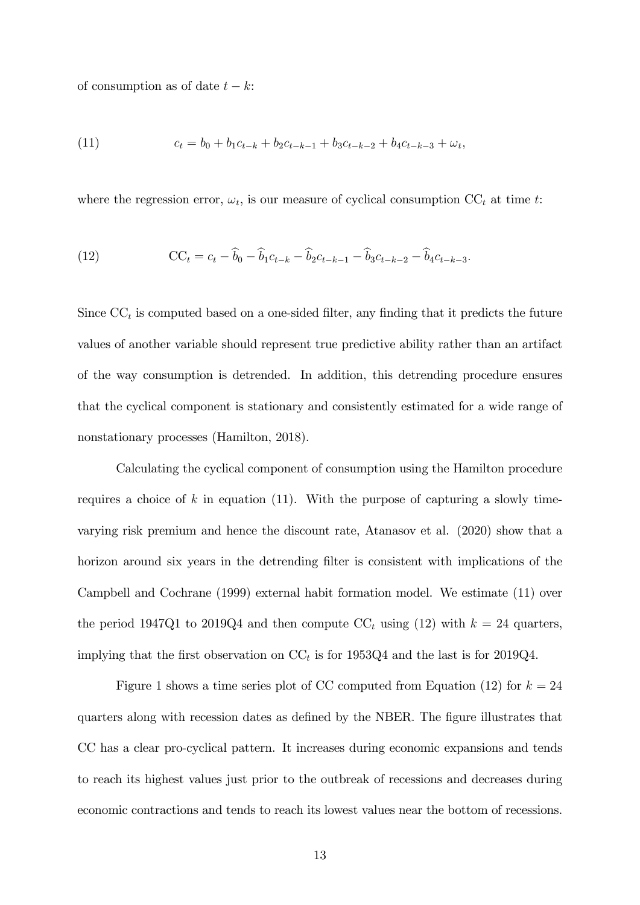of consumption as of date $t - k$:

$$c_t = b_0 + b_1 c_{t-k} + b_2 c_{t-k-1} + b_3 c_{t-k-2} + b_4 c_{t-k-3} + \omega_t, \tag{11}$$

where the regression error, $\omega_t$, is our measure of cyclical consumption $\text{CC}_t$ at time $t$:

$$\text{CC}_t = c_t - \widehat{b}_0 - \widehat{b}_1 c_{t-k} - \widehat{b}_2 c_{t-k-1} - \widehat{b}_3 c_{t-k-2} - \widehat{b}_4 c_{t-k-3}. \tag{12}$$

Since $\text{CC}_t$ is computed based on a one-sided filter, any finding that it predicts the future values of another variable should represent true predictive ability rather than an artifact of the way consumption is detrended. In addition, this detrending procedure ensures that the cyclical component is stationary and consistently estimated for a wide range of nonstationary processes (Hamilton, 2018).

Calculating the cyclical component of consumption using the Hamilton procedure requires a choice of $k$ in equation (11). With the purpose of capturing a slowly time-varying risk premium and hence the discount rate, Atanasov et al. (2020) show that a horizon around six years in the detrending filter is consistent with implications of the Campbell and Cochrane (1999) external habit formation model. We estimate (11) over the period 1947Q1 to 2019Q4 and then compute $\text{CC}_t$ using (12) with $k = 24$ quarters, implying that the first observation on $\text{CC}_t$ is for 1953Q4 and the last is for 2019Q4.

Figure 1 shows a time series plot of CC computed from Equation (12) for $k = 24$ quarters along with recession dates as defined by the NBER. The figure illustrates that CC has a clear pro-cyclical pattern. It increases during economic expansions and tends to reach its highest values just prior to the outbreak of recessions and decreases during economic contractions and tends to reach its lowest values near the bottom of recessions.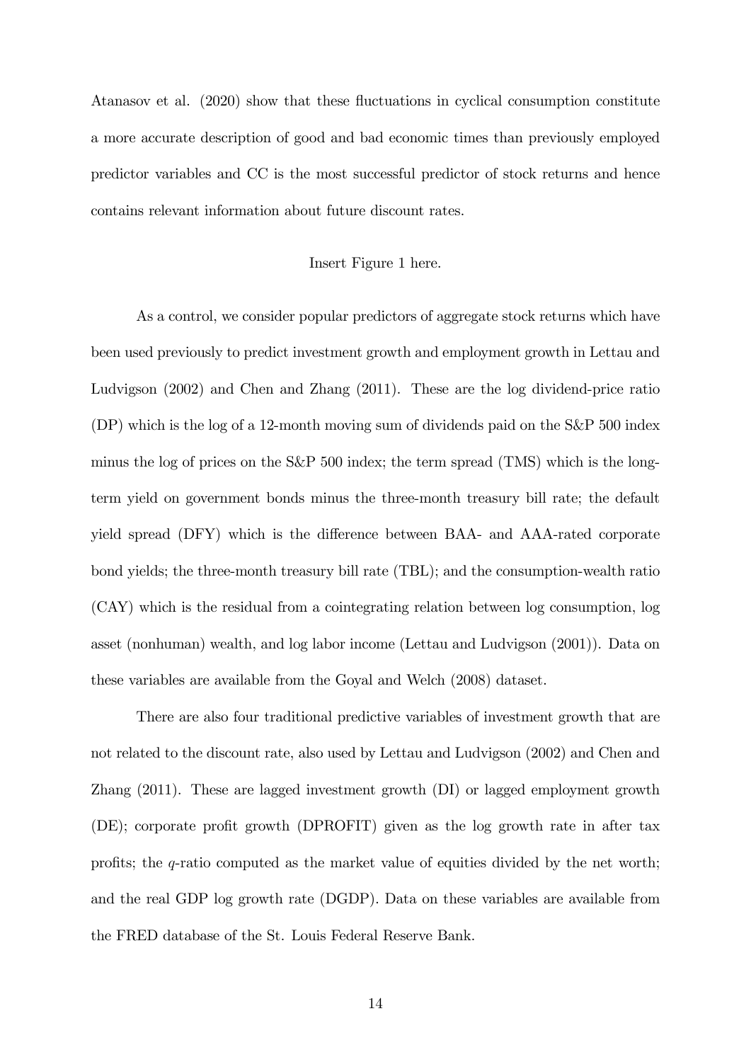Atanasov et al. (2020) show that these fluctuations in cyclical consumption constitute a more accurate description of good and bad economic times than previously employed predictor variables and CC is the most successful predictor of stock returns and hence contains relevant information about future discount rates.

Insert Figure 1 here.

As a control, we consider popular predictors of aggregate stock returns which have been used previously to predict investment growth and employment growth in Lettau and Ludvigson (2002) and Chen and Zhang (2011). These are the log dividend-price ratio (DP) which is the log of a 12-month moving sum of dividends paid on the S&P 500 index minus the log of prices on the S&P 500 index; the term spread (TMS) which is the long-term yield on government bonds minus the three-month treasury bill rate; the default yield spread (DFY) which is the difference between BAA- and AAA-rated corporate bond yields; the three-month treasury bill rate (TBL); and the consumption-wealth ratio (CAY) which is the residual from a cointegrating relation between log consumption, log asset (nonhuman) wealth, and log labor income (Lettau and Ludvigson (2001)). Data on these variables are available from the Goyal and Welch (2008) dataset.

There are also four traditional predictive variables of investment growth that are not related to the discount rate, also used by Lettau and Ludvigson (2002) and Chen and Zhang (2011). These are lagged investment growth (DI) or lagged employment growth (DE); corporate profit growth (DPROFIT) given as the log growth rate in after tax profits; the $q$-ratio computed as the market value of equities divided by the net worth; and the real GDP log growth rate (DGDP). Data on these variables are available from the FRED database of the St. Louis Federal Reserve Bank.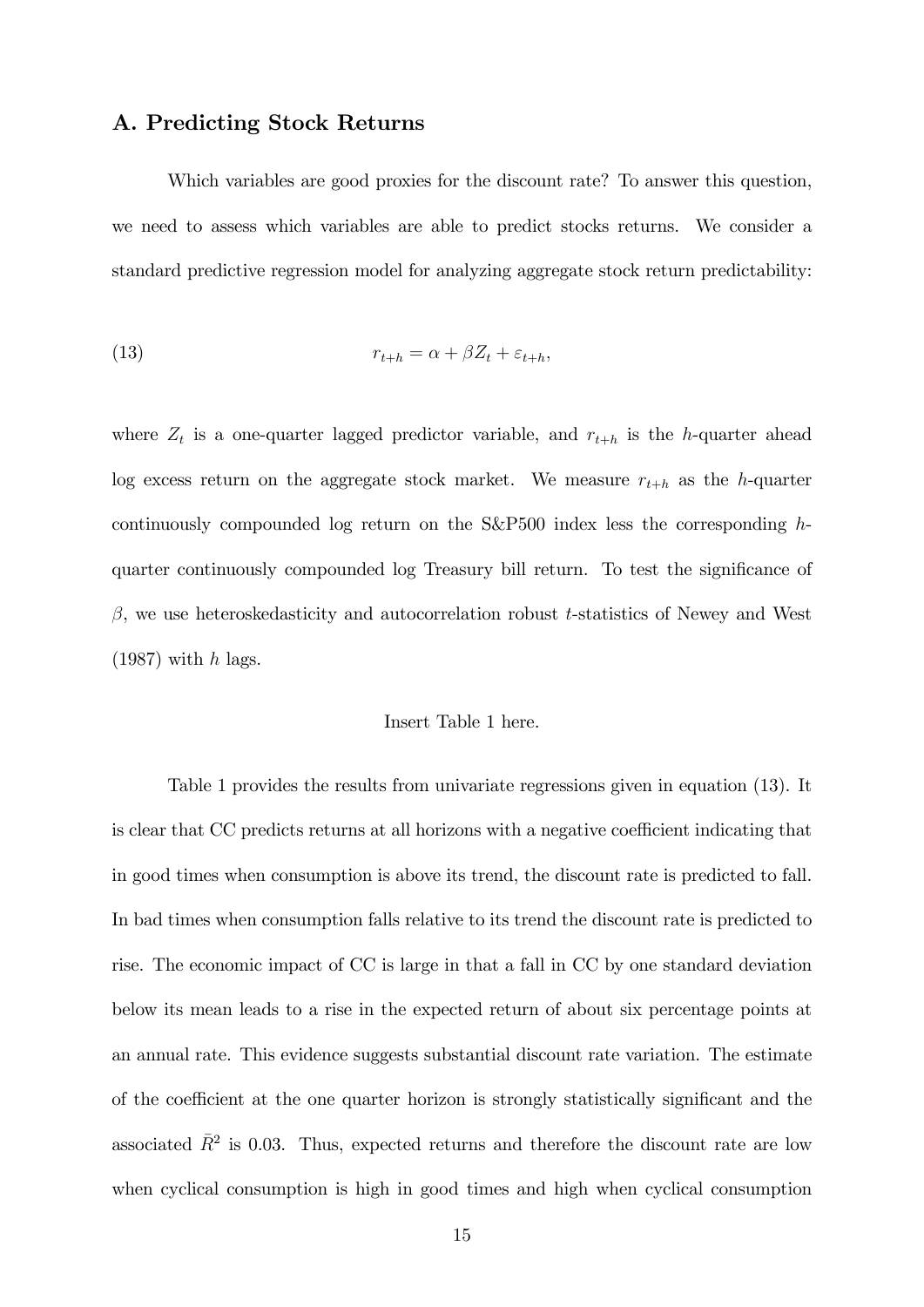## A. Predicting Stock Returns

Which variables are good proxies for the discount rate? To answer this question, we need to assess which variables are able to predict stocks returns. We consider a standard predictive regression model for analyzing aggregate stock return predictability:

$$r_{t+h} = \alpha + \beta Z_t + \varepsilon_{t+h}, \tag{13}$$

where $Z_t$ is a one-quarter lagged predictor variable, and $r_{t+h}$ is the $h$-quarter ahead log excess return on the aggregate stock market. We measure $r_{t+h}$ as the $h$-quarter continuously compounded log return on the S&P500 index less the corresponding $h$-quarter continuously compounded log Treasury bill return. To test the significance of $\beta$, we use heteroskedasticity and autocorrelation robust $t$-statistics of Newey and West (1987) with $h$ lags.

Insert Table 1 here.

Table 1 provides the results from univariate regressions given in equation (13). It is clear that CC predicts returns at all horizons with a negative coefficient indicating that in good times when consumption is above its trend, the discount rate is predicted to fall. In bad times when consumption falls relative to its trend the discount rate is predicted to rise. The economic impact of CC is large in that a fall in CC by one standard deviation below its mean leads to a rise in the expected return of about six percentage points at an annual rate. This evidence suggests substantial discount rate variation. The estimate of the coefficient at the one quarter horizon is strongly statistically significant and the associated $\bar{R}^2$ is 0.03. Thus, expected returns and therefore the discount rate are low when cyclical consumption is high in good times and high when cyclical consumption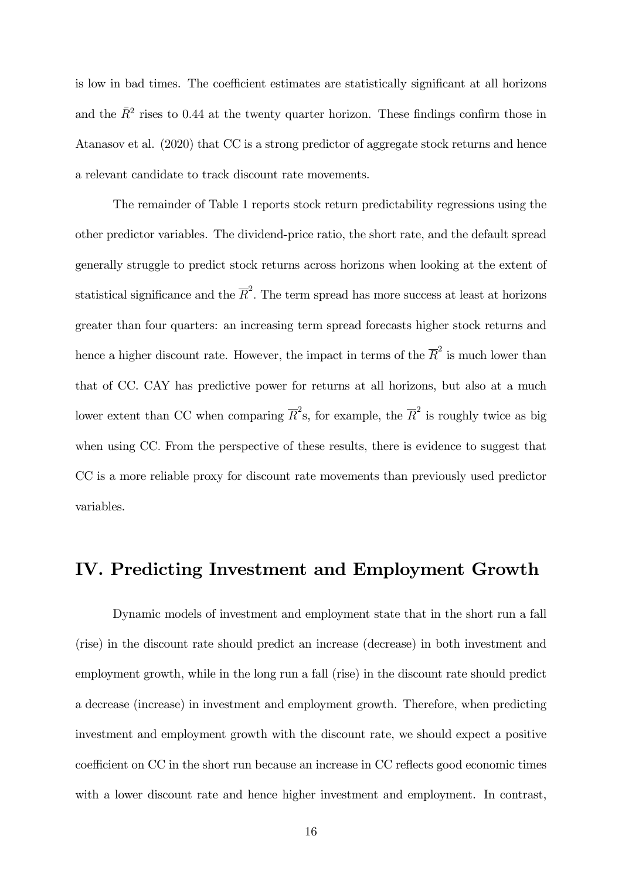is low in bad times. The coefficient estimates are statistically significant at all horizons and the $\bar{R}^2$ rises to 0.44 at the twenty quarter horizon. These findings confirm those in Atanasov et al. (2020) that CC is a strong predictor of aggregate stock returns and hence a relevant candidate to track discount rate movements.

The remainder of Table 1 reports stock return predictability regressions using the other predictor variables. The dividend-price ratio, the short rate, and the default spread generally struggle to predict stock returns across horizons when looking at the extent of statistical significance and the $\overline{R}^2$. The term spread has more success at least at horizons greater than four quarters: an increasing term spread forecasts higher stock returns and hence a higher discount rate. However, the impact in terms of the $\overline{R}^2$ is much lower than that of CC. CAY has predictive power for returns at all horizons, but also at a much lower extent than CC when comparing $\overline{R}^2$s, for example, the $\overline{R}^2$ is roughly twice as big when using CC. From the perspective of these results, there is evidence to suggest that CC is a more reliable proxy for discount rate movements than previously used predictor variables.

## IV. Predicting Investment and Employment Growth

Dynamic models of investment and employment state that in the short run a fall (rise) in the discount rate should predict an increase (decrease) in both investment and employment growth, while in the long run a fall (rise) in the discount rate should predict a decrease (increase) in investment and employment growth. Therefore, when predicting investment and employment growth with the discount rate, we should expect a positive coefficient on CC in the short run because an increase in CC reflects good economic times with a lower discount rate and hence higher investment and employment. In contrast,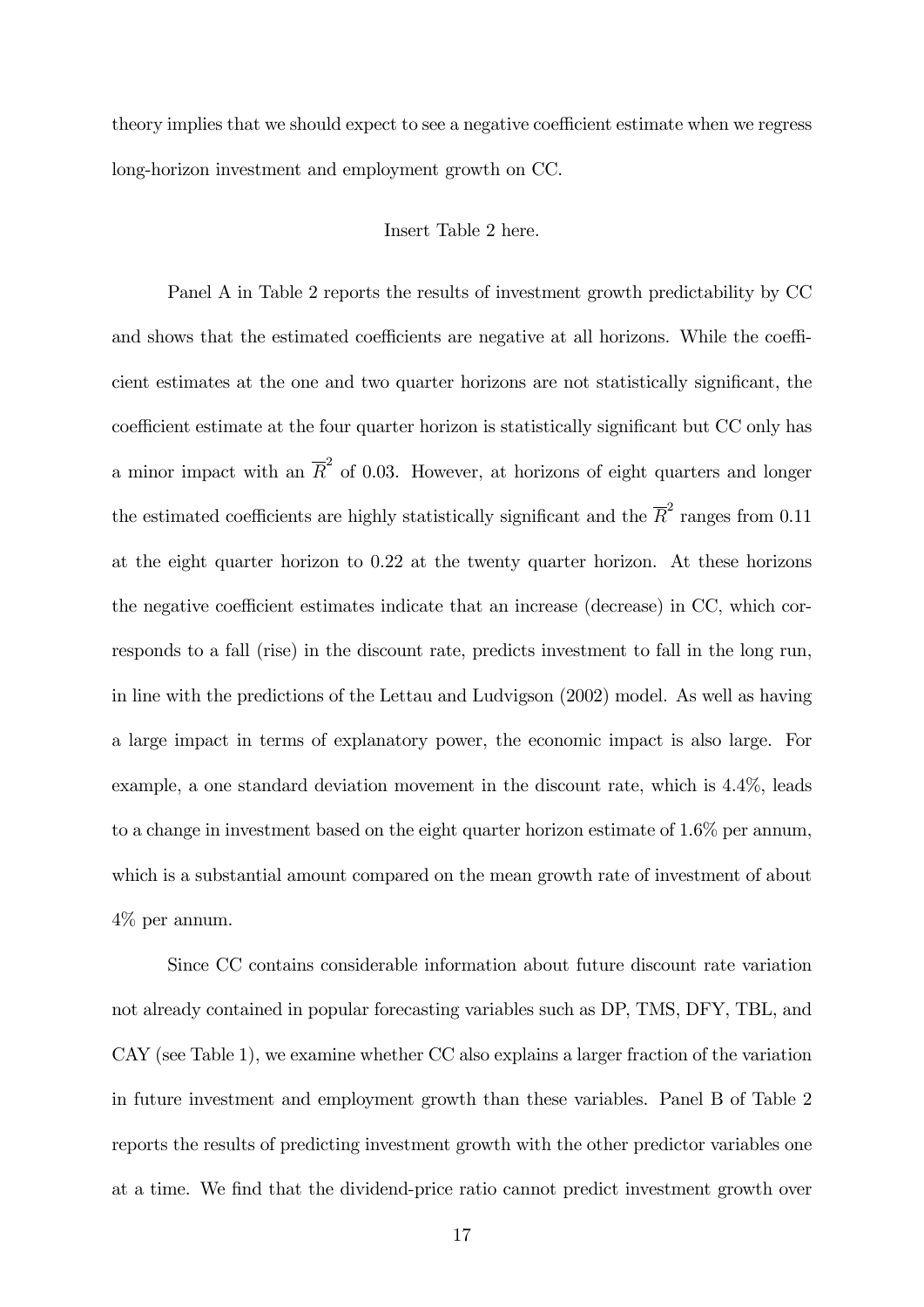theory implies that we should expect to see a negative coefficient estimate when we regress long-horizon investment and employment growth on CC.

Insert Table 2 here.

Panel A in Table 2 reports the results of investment growth predictability by CC and shows that the estimated coefficients are negative at all horizons. While the coefficient estimates at the one and two quarter horizons are not statistically significant, the coefficient estimate at the four quarter horizon is statistically significant but CC only has a minor impact with an $\overline{R}^2$ of 0.03. However, at horizons of eight quarters and longer the estimated coefficients are highly statistically significant and the $\overline{R}^2$ ranges from 0.11 at the eight quarter horizon to 0.22 at the twenty quarter horizon. At these horizons the negative coefficient estimates indicate that an increase (decrease) in CC, which corresponds to a fall (rise) in the discount rate, predicts investment to fall in the long run, in line with the predictions of the Lettau and Ludvigson (2002) model. As well as having a large impact in terms of explanatory power, the economic impact is also large. For example, a one standard deviation movement in the discount rate, which is 4.4%, leads to a change in investment based on the eight quarter horizon estimate of 1.6% per annum, which is a substantial amount compared on the mean growth rate of investment of about 4% per annum.

Since CC contains considerable information about future discount rate variation not already contained in popular forecasting variables such as DP, TMS, DFY, TBL, and CAY (see Table 1), we examine whether CC also explains a larger fraction of the variation in future investment and employment growth than these variables. Panel B of Table 2 reports the results of predicting investment growth with the other predictor variables one at a time. We find that the dividend-price ratio cannot predict investment growth over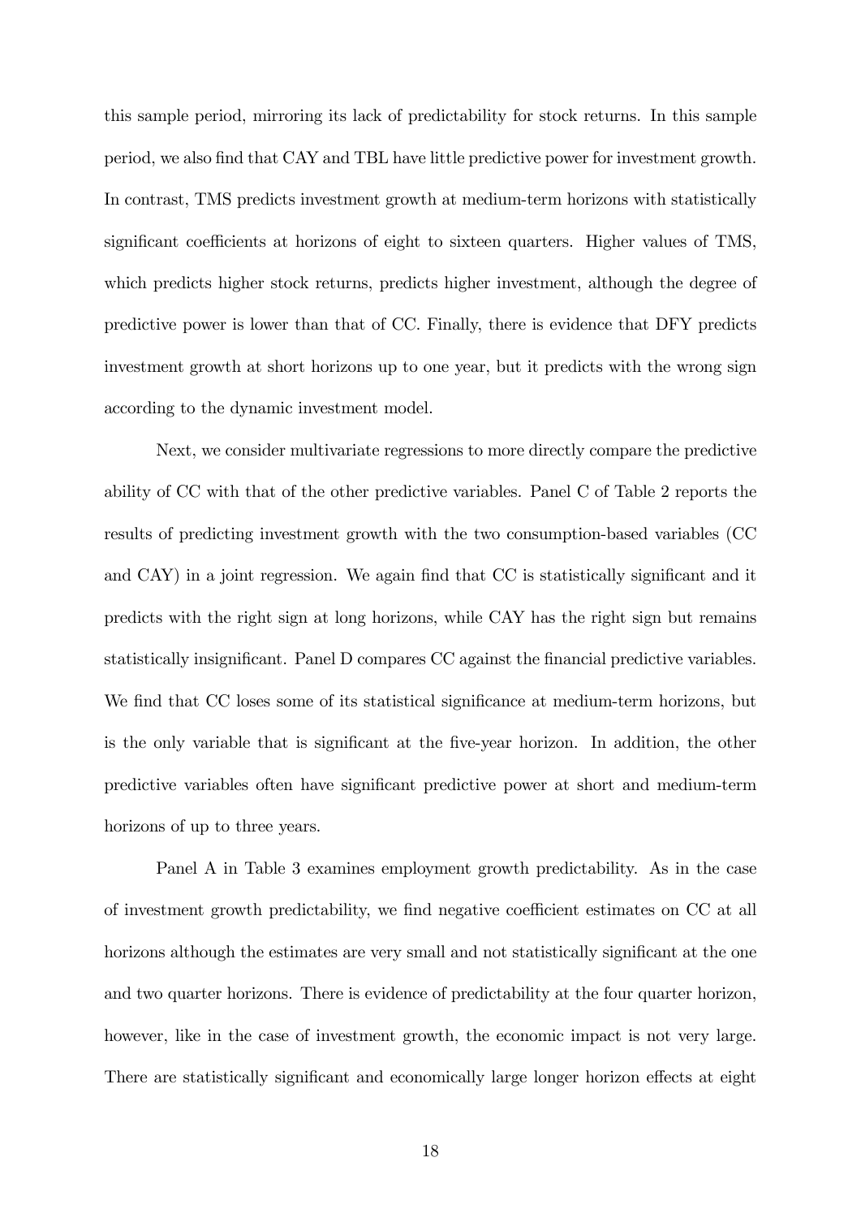this sample period, mirroring its lack of predictability for stock returns. In this sample period, we also find that CAY and TBL have little predictive power for investment growth. In contrast, TMS predicts investment growth at medium-term horizons with statistically significant coefficients at horizons of eight to sixteen quarters. Higher values of TMS, which predicts higher stock returns, predicts higher investment, although the degree of predictive power is lower than that of CC. Finally, there is evidence that DFY predicts investment growth at short horizons up to one year, but it predicts with the wrong sign according to the dynamic investment model.

Next, we consider multivariate regressions to more directly compare the predictive ability of CC with that of the other predictive variables. Panel C of Table 2 reports the results of predicting investment growth with the two consumption-based variables (CC and CAY) in a joint regression. We again find that CC is statistically significant and it predicts with the right sign at long horizons, while CAY has the right sign but remains statistically insignificant. Panel D compares CC against the financial predictive variables. We find that CC loses some of its statistical significance at medium-term horizons, but is the only variable that is significant at the five-year horizon. In addition, the other predictive variables often have significant predictive power at short and medium-term horizons of up to three years.

Panel A in Table 3 examines employment growth predictability. As in the case of investment growth predictability, we find negative coefficient estimates on CC at all horizons although the estimates are very small and not statistically significant at the one and two quarter horizons. There is evidence of predictability at the four quarter horizon, however, like in the case of investment growth, the economic impact is not very large. There are statistically significant and economically large longer horizon effects at eight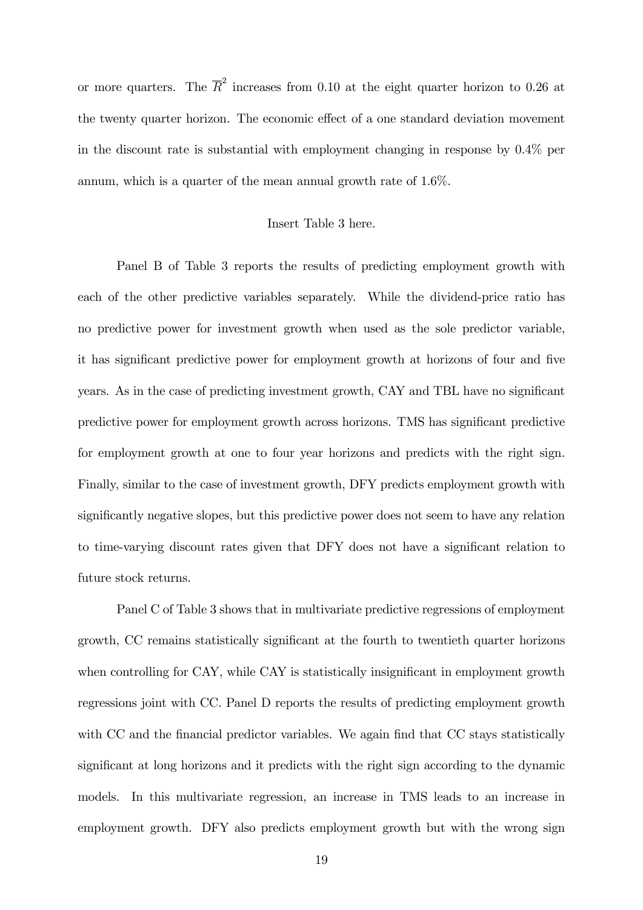or more quarters. The $\overline{R}^2$ increases from 0.10 at the eight quarter horizon to 0.26 at the twenty quarter horizon. The economic effect of a one standard deviation movement in the discount rate is substantial with employment changing in response by 0.4% per annum, which is a quarter of the mean annual growth rate of 1.6%.

Insert Table 3 here.

Panel B of Table 3 reports the results of predicting employment growth with each of the other predictive variables separately. While the dividend-price ratio has no predictive power for investment growth when used as the sole predictor variable, it has significant predictive power for employment growth at horizons of four and five years. As in the case of predicting investment growth, CAY and TBL have no significant predictive power for employment growth across horizons. TMS has significant predictive for employment growth at one to four year horizons and predicts with the right sign. Finally, similar to the case of investment growth, DFY predicts employment growth with significantly negative slopes, but this predictive power does not seem to have any relation to time-varying discount rates given that DFY does not have a significant relation to future stock returns.

Panel C of Table 3 shows that in multivariate predictive regressions of employment growth, CC remains statistically significant at the fourth to twentieth quarter horizons when controlling for CAY, while CAY is statistically insignificant in employment growth regressions joint with CC. Panel D reports the results of predicting employment growth with CC and the financial predictor variables. We again find that CC stays statistically significant at long horizons and it predicts with the right sign according to the dynamic models. In this multivariate regression, an increase in TMS leads to an increase in employment growth. DFY also predicts employment growth but with the wrong sign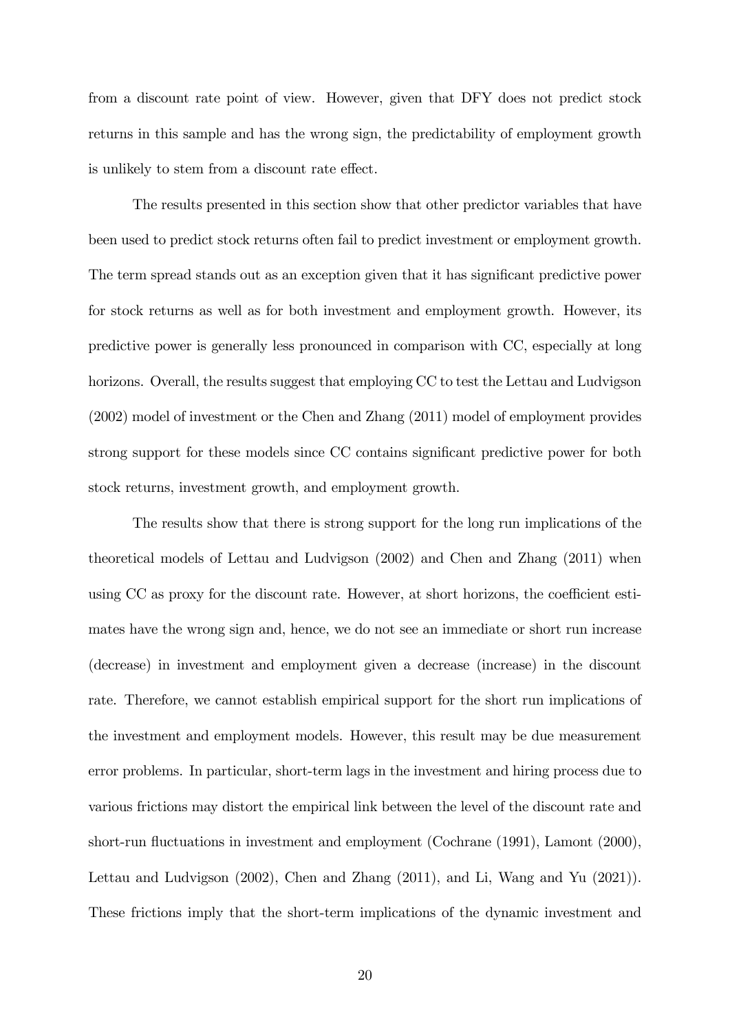from a discount rate point of view. However, given that DFY does not predict stock returns in this sample and has the wrong sign, the predictability of employment growth is unlikely to stem from a discount rate effect.

The results presented in this section show that other predictor variables that have been used to predict stock returns often fail to predict investment or employment growth. The term spread stands out as an exception given that it has significant predictive power for stock returns as well as for both investment and employment growth. However, its predictive power is generally less pronounced in comparison with CC, especially at long horizons. Overall, the results suggest that employing CC to test the Lettau and Ludvigson (2002) model of investment or the Chen and Zhang (2011) model of employment provides strong support for these models since CC contains significant predictive power for both stock returns, investment growth, and employment growth.

The results show that there is strong support for the long run implications of the theoretical models of Lettau and Ludvigson (2002) and Chen and Zhang (2011) when using CC as proxy for the discount rate. However, at short horizons, the coefficient estimates have the wrong sign and, hence, we do not see an immediate or short run increase (decrease) in investment and employment given a decrease (increase) in the discount rate. Therefore, we cannot establish empirical support for the short run implications of the investment and employment models. However, this result may be due measurement error problems. In particular, short-term lags in the investment and hiring process due to various frictions may distort the empirical link between the level of the discount rate and short-run fluctuations in investment and employment (Cochrane (1991), Lamont (2000), Lettau and Ludvigson (2002), Chen and Zhang (2011), and Li, Wang and Yu (2021)). These frictions imply that the short-term implications of the dynamic investment and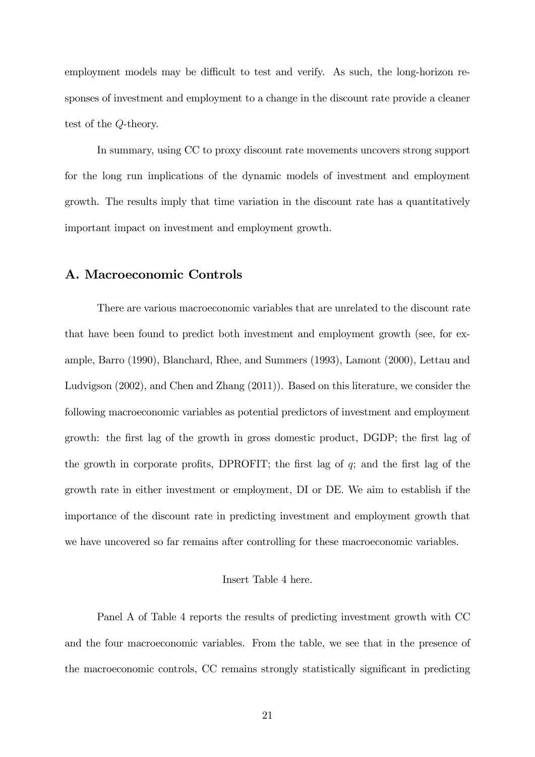employment models may be difficult to test and verify. As such, the long-horizon responses of investment and employment to a change in the discount rate provide a cleaner test of the $Q$-theory.

In summary, using CC to proxy discount rate movements uncovers strong support for the long run implications of the dynamic models of investment and employment growth. The results imply that time variation in the discount rate has a quantitatively important impact on investment and employment growth.

## A. Macroeconomic Controls

There are various macroeconomic variables that are unrelated to the discount rate that have been found to predict both investment and employment growth (see, for example, Barro (1990), Blanchard, Rhee, and Summers (1993), Lamont (2000), Lettau and Ludvigson (2002), and Chen and Zhang (2011)). Based on this literature, we consider the following macroeconomic variables as potential predictors of investment and employment growth: the first lag of the growth in gross domestic product, DGDP; the first lag of the growth in corporate profits, DPROFIT; the first lag of $q$; and the first lag of the growth rate in either investment or employment, DI or DE. We aim to establish if the importance of the discount rate in predicting investment and employment growth that we have uncovered so far remains after controlling for these macroeconomic variables.

Insert Table 4 here.

Panel A of Table 4 reports the results of predicting investment growth with CC and the four macroeconomic variables. From the table, we see that in the presence of the macroeconomic controls, CC remains strongly statistically significant in predicting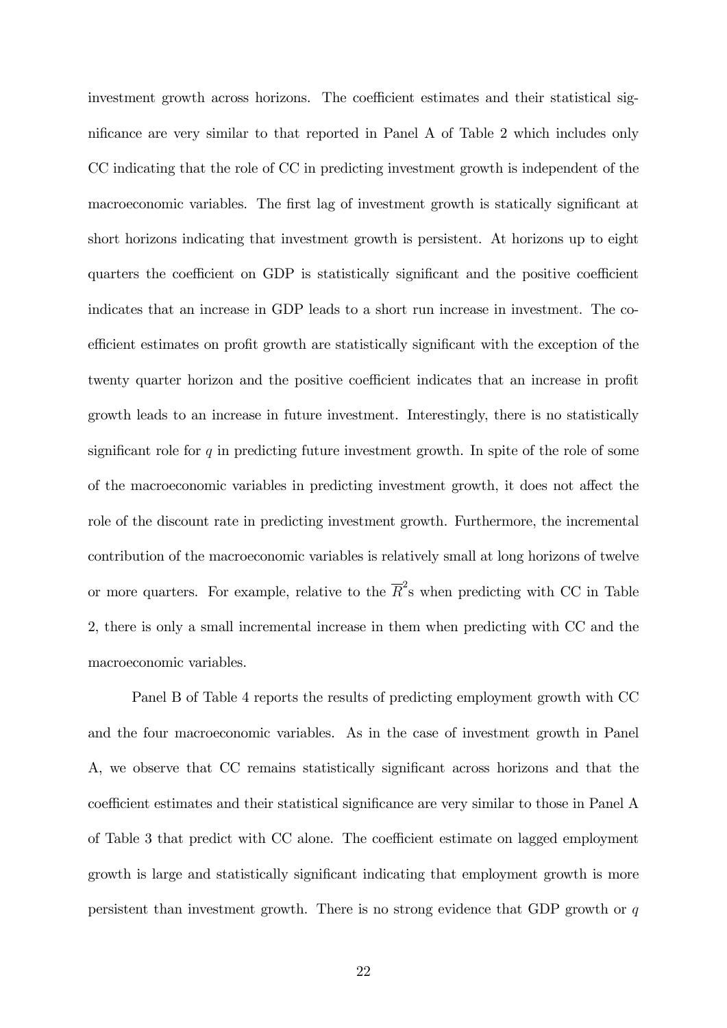investment growth across horizons. The coefficient estimates and their statistical significance are very similar to that reported in Panel A of Table 2 which includes only CC indicating that the role of CC in predicting investment growth is independent of the macroeconomic variables. The first lag of investment growth is statically significant at short horizons indicating that investment growth is persistent. At horizons up to eight quarters the coefficient on GDP is statistically significant and the positive coefficient indicates that an increase in GDP leads to a short run increase in investment. The coefficient estimates on profit growth are statistically significant with the exception of the twenty quarter horizon and the positive coefficient indicates that an increase in profit growth leads to an increase in future investment. Interestingly, there is no statistically significant role for $q$ in predicting future investment growth. In spite of the role of some of the macroeconomic variables in predicting investment growth, it does not affect the role of the discount rate in predicting investment growth. Furthermore, the incremental contribution of the macroeconomic variables is relatively small at long horizons of twelve or more quarters. For example, relative to the $\overline{R}^2$s when predicting with CC in Table 2, there is only a small incremental increase in them when predicting with CC and the macroeconomic variables.

Panel B of Table 4 reports the results of predicting employment growth with CC and the four macroeconomic variables. As in the case of investment growth in Panel A, we observe that CC remains statistically significant across horizons and that the coefficient estimates and their statistical significance are very similar to those in Panel A of Table 3 that predict with CC alone. The coefficient estimate on lagged employment growth is large and statistically significant indicating that employment growth is more persistent than investment growth. There is no strong evidence that GDP growth or $q$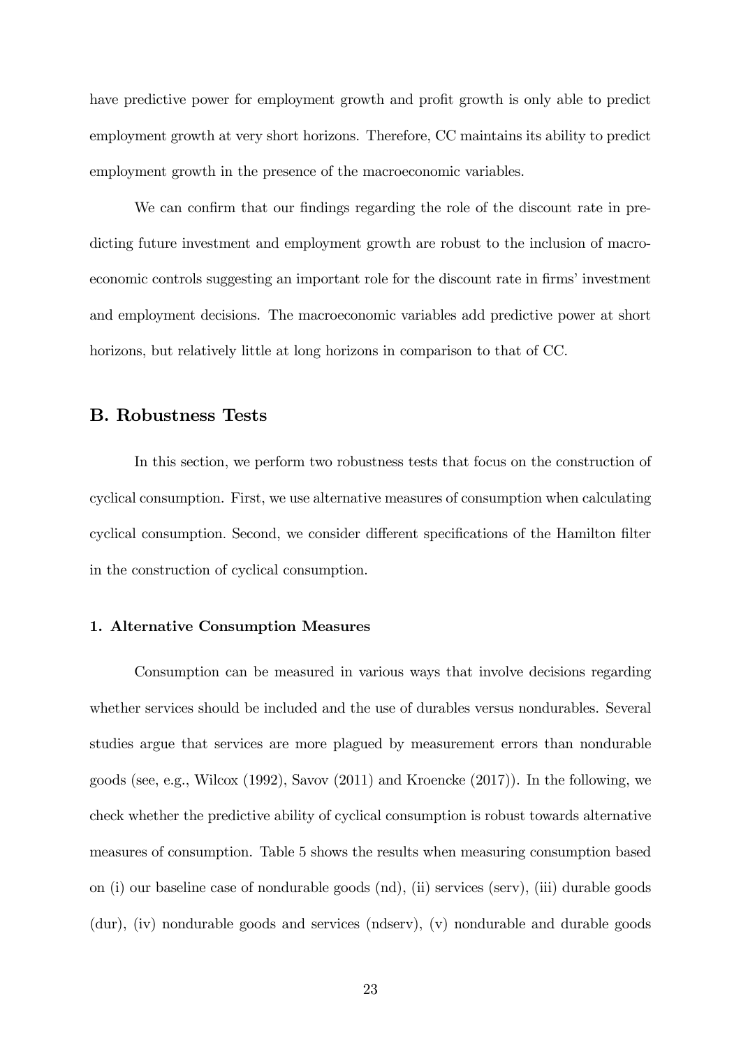have predictive power for employment growth and profit growth is only able to predict employment growth at very short horizons. Therefore, CC maintains its ability to predict employment growth in the presence of the macroeconomic variables.

We can confirm that our findings regarding the role of the discount rate in predicting future investment and employment growth are robust to the inclusion of macroeconomic controls suggesting an important role for the discount rate in firms' investment and employment decisions. The macroeconomic variables add predictive power at short horizons, but relatively little at long horizons in comparison to that of CC.

## B. Robustness Tests

In this section, we perform two robustness tests that focus on the construction of cyclical consumption. First, we use alternative measures of consumption when calculating cyclical consumption. Second, we consider different specifications of the Hamilton filter in the construction of cyclical consumption.

### 1. Alternative Consumption Measures

Consumption can be measured in various ways that involve decisions regarding whether services should be included and the use of durables versus nondurables. Several studies argue that services are more plagued by measurement errors than nondurable goods (see, e.g., Wilcox (1992), Savov (2011) and Kroencke (2017)). In the following, we check whether the predictive ability of cyclical consumption is robust towards alternative measures of consumption. Table 5 shows the results when measuring consumption based on (i) our baseline case of nondurable goods (nd), (ii) services (serv), (iii) durable goods (dur), (iv) nondurable goods and services (ndserv), (v) nondurable and durable goods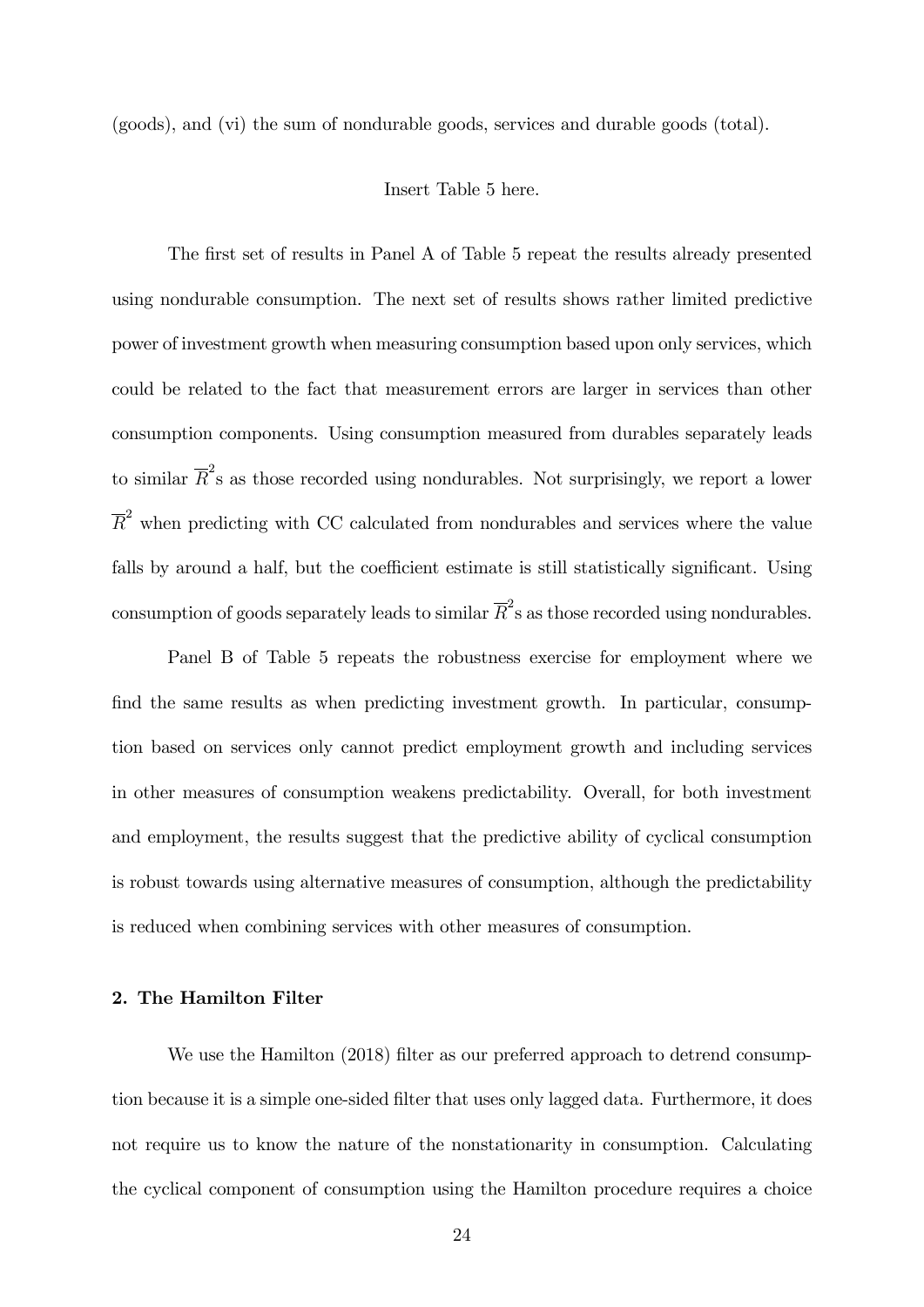(goods), and (vi) the sum of nondurable goods, services and durable goods (total).

Insert Table 5 here.

The first set of results in Panel A of Table 5 repeat the results already presented using nondurable consumption. The next set of results shows rather limited predictive power of investment growth when measuring consumption based upon only services, which could be related to the fact that measurement errors are larger in services than other consumption components. Using consumption measured from durables separately leads to similar $\overline{R}^2$s as those recorded using nondurables. Not surprisingly, we report a lower $\overline{R}^2$ when predicting with CC calculated from nondurables and services where the value falls by around a half, but the coefficient estimate is still statistically significant. Using consumption of goods separately leads to similar $\overline{R}^2$s as those recorded using nondurables.

Panel B of Table 5 repeats the robustness exercise for employment where we find the same results as when predicting investment growth. In particular, consumption based on services only cannot predict employment growth and including services in other measures of consumption weakens predictability. Overall, for both investment and employment, the results suggest that the predictive ability of cyclical consumption is robust towards using alternative measures of consumption, although the predictability is reduced when combining services with other measures of consumption.

### 2. The Hamilton Filter

We use the Hamilton (2018) filter as our preferred approach to detrend consumption because it is a simple one-sided filter that uses only lagged data. Furthermore, it does not require us to know the nature of the nonstationarity in consumption. Calculating the cyclical component of consumption using the Hamilton procedure requires a choice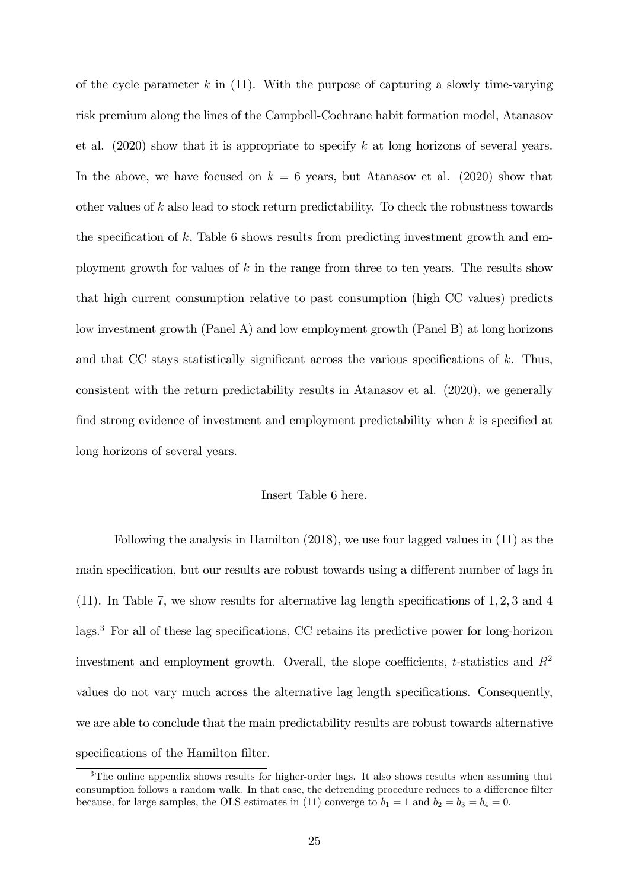of the cycle parameter $k$ in (11). With the purpose of capturing a slowly time-varying risk premium along the lines of the Campbell-Cochrane habit formation model, Atanasov et al. (2020) show that it is appropriate to specify $k$ at long horizons of several years. In the above, we have focused on $k = 6$ years, but Atanasov et al. (2020) show that other values of $k$ also lead to stock return predictability. To check the robustness towards the specification of $k$, Table 6 shows results from predicting investment growth and employment growth for values of $k$ in the range from three to ten years. The results show that high current consumption relative to past consumption (high CC values) predicts low investment growth (Panel A) and low employment growth (Panel B) at long horizons and that CC stays statistically significant across the various specifications of $k$. Thus, consistent with the return predictability results in Atanasov et al. (2020), we generally find strong evidence of investment and employment predictability when $k$ is specified at long horizons of several years.

Insert Table 6 here.

Following the analysis in Hamilton (2018), we use four lagged values in (11) as the main specification, but our results are robust towards using a different number of lags in (11). In Table 7, we show results for alternative lag length specifications of $1, 2, 3$ and $4$ lags.[3] For all of these lag specifications, CC retains its predictive power for long-horizon investment and employment growth. Overall, the slope coefficients, $t$-statistics and $R^2$ values do not vary much across the alternative lag length specifications. Consequently, we are able to conclude that the main predictability results are robust towards alternative specifications of the Hamilton filter.

[3] The online appendix shows results for higher-order lags. It also shows results when assuming that consumption follows a random walk. In that case, the detrending procedure reduces to a difference filter because, for large samples, the OLS estimates in (11) converge to $b_1 = 1$ and $b_2 = b_3 = b_4 = 0$.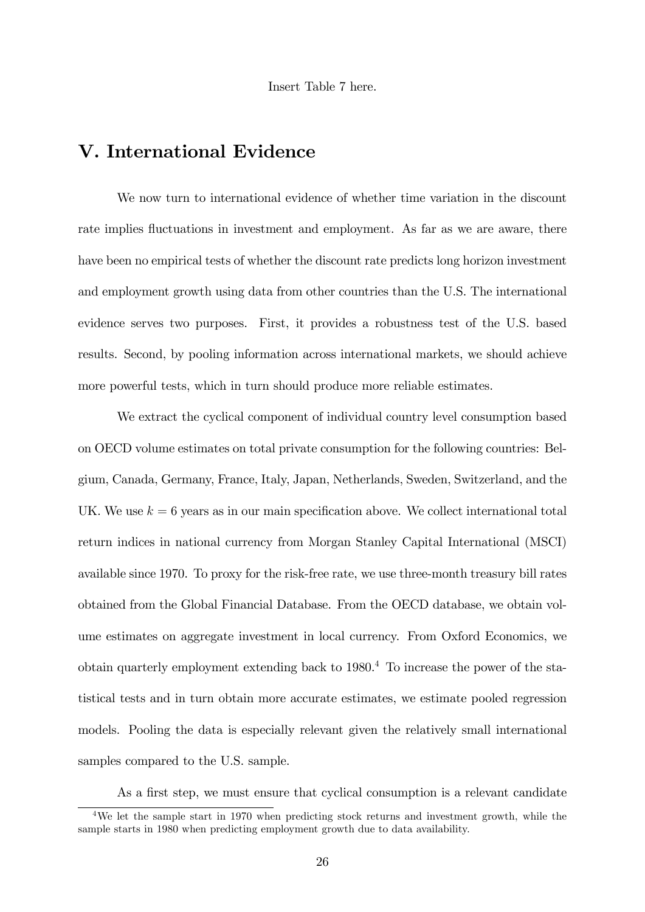Insert Table 7 here.

## V. International Evidence

We now turn to international evidence of whether time variation in the discount rate implies fluctuations in investment and employment. As far as we are aware, there have been no empirical tests of whether the discount rate predicts long horizon investment and employment growth using data from other countries than the U.S. The international evidence serves two purposes. First, it provides a robustness test of the U.S. based results. Second, by pooling information across international markets, we should achieve more powerful tests, which in turn should produce more reliable estimates.

We extract the cyclical component of individual country level consumption based on OECD volume estimates on total private consumption for the following countries: Belgium, Canada, Germany, France, Italy, Japan, Netherlands, Sweden, Switzerland, and the UK. We use $k = 6$ years as in our main specification above. We collect international total return indices in national currency from Morgan Stanley Capital International (MSCI) available since 1970. To proxy for the risk-free rate, we use three-month treasury bill rates obtained from the Global Financial Database. From the OECD database, we obtain volume estimates on aggregate investment in local currency. From Oxford Economics, we obtain quarterly employment extending back to 1980.[4] To increase the power of the statistical tests and in turn obtain more accurate estimates, we estimate pooled regression models. Pooling the data is especially relevant given the relatively small international samples compared to the U.S. sample.

As a first step, we must ensure that cyclical consumption is a relevant candidate

[4] We let the sample start in 1970 when predicting stock returns and investment growth, while the sample starts in 1980 when predicting employment growth due to data availability.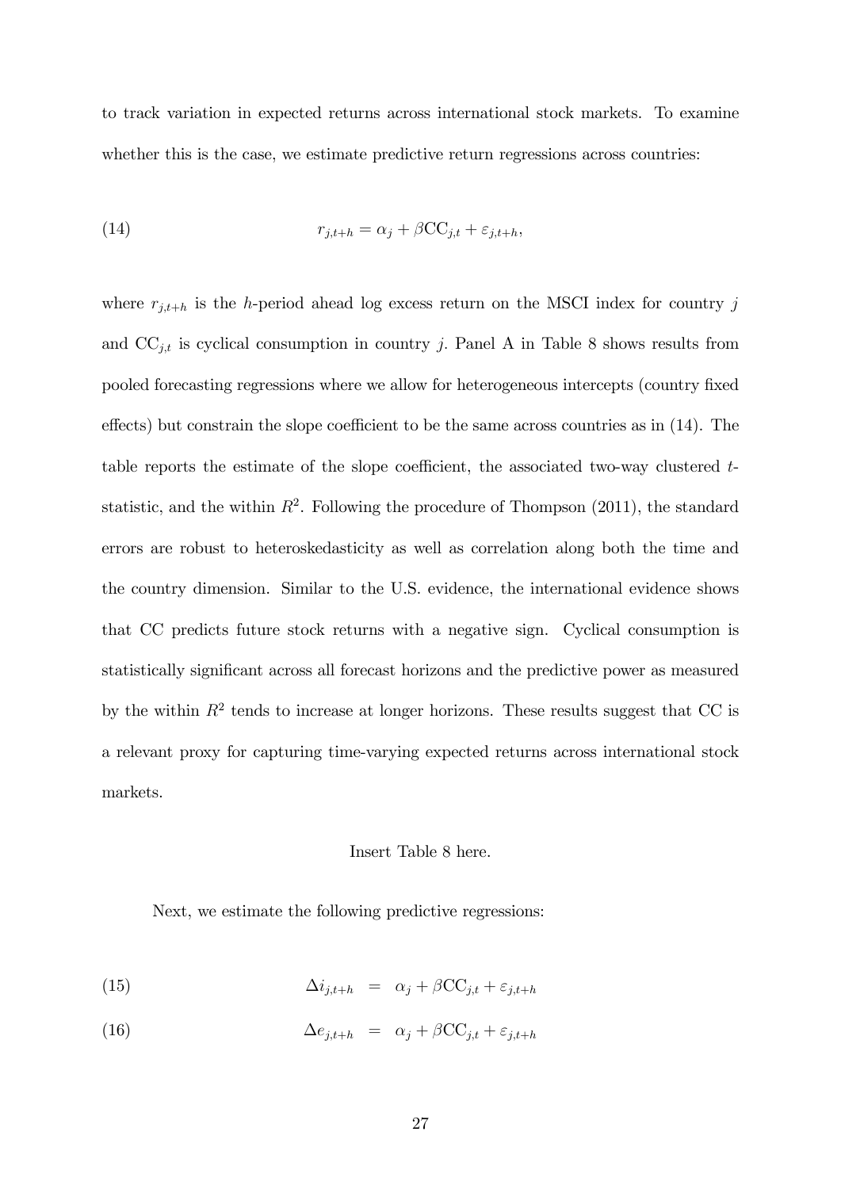to track variation in expected returns across international stock markets. To examine whether this is the case, we estimate predictive return regressions across countries:

$$r_{j,t+h} = \alpha_j + \beta \text{CC}_{j,t} + \varepsilon_{j,t+h}, \tag{14}$$

where $r_{j,t+h}$ is the $h$-period ahead log excess return on the MSCI index for country $j$ and $\text{CC}_{j,t}$ is cyclical consumption in country $j$. Panel A in Table 8 shows results from pooled forecasting regressions where we allow for heterogeneous intercepts (country fixed effects) but constrain the slope coefficient to be the same across countries as in (14). The table reports the estimate of the slope coefficient, the associated two-way clustered $t$-statistic, and the within $R^2$. Following the procedure of Thompson (2011), the standard errors are robust to heteroskedasticity as well as correlation along both the time and the country dimension. Similar to the U.S. evidence, the international evidence shows that CC predicts future stock returns with a negative sign. Cyclical consumption is statistically significant across all forecast horizons and the predictive power as measured by the within $R^2$ tends to increase at longer horizons. These results suggest that CC is a relevant proxy for capturing time-varying expected returns across international stock markets.

Insert Table 8 here.

Next, we estimate the following predictive regressions:

$$\Delta i_{j,t+h} = \alpha_j + \beta \text{CC}_{j,t} + \varepsilon_{j,t+h} \tag{15}$$

$$\Delta e_{j,t+h} = \alpha_j + \beta \text{CC}_{j,t} + \varepsilon_{j,t+h} \tag{16}$$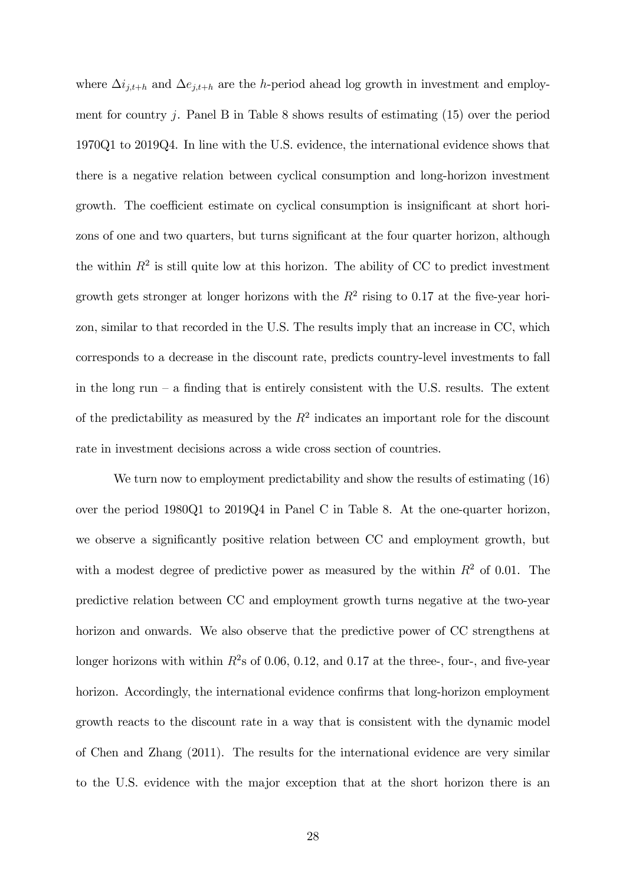where $\Delta i_{j,t+h}$ and $\Delta e_{j,t+h}$ are the $h$-period ahead log growth in investment and employment for country $j$. Panel B in Table 8 shows results of estimating (15) over the period 1970Q1 to 2019Q4. In line with the U.S. evidence, the international evidence shows that there is a negative relation between cyclical consumption and long-horizon investment growth. The coefficient estimate on cyclical consumption is insignificant at short horizons of one and two quarters, but turns significant at the four quarter horizon, although the within $R^2$ is still quite low at this horizon. The ability of CC to predict investment growth gets stronger at longer horizons with the $R^2$ rising to 0.17 at the five-year horizon, similar to that recorded in the U.S. The results imply that an increase in CC, which corresponds to a decrease in the discount rate, predicts country-level investments to fall in the long run – a finding that is entirely consistent with the U.S. results. The extent of the predictability as measured by the $R^2$ indicates an important role for the discount rate in investment decisions across a wide cross section of countries.

We turn now to employment predictability and show the results of estimating (16) over the period 1980Q1 to 2019Q4 in Panel C in Table 8. At the one-quarter horizon, we observe a significantly positive relation between CC and employment growth, but with a modest degree of predictive power as measured by the within $R^2$ of 0.01. The predictive relation between CC and employment growth turns negative at the two-year horizon and onwards. We also observe that the predictive power of CC strengthens at longer horizons with within $R^2$s of 0.06, 0.12, and 0.17 at the three-, four-, and five-year horizon. Accordingly, the international evidence confirms that long-horizon employment growth reacts to the discount rate in a way that is consistent with the dynamic model of Chen and Zhang (2011). The results for the international evidence are very similar to the U.S. evidence with the major exception that at the short horizon there is an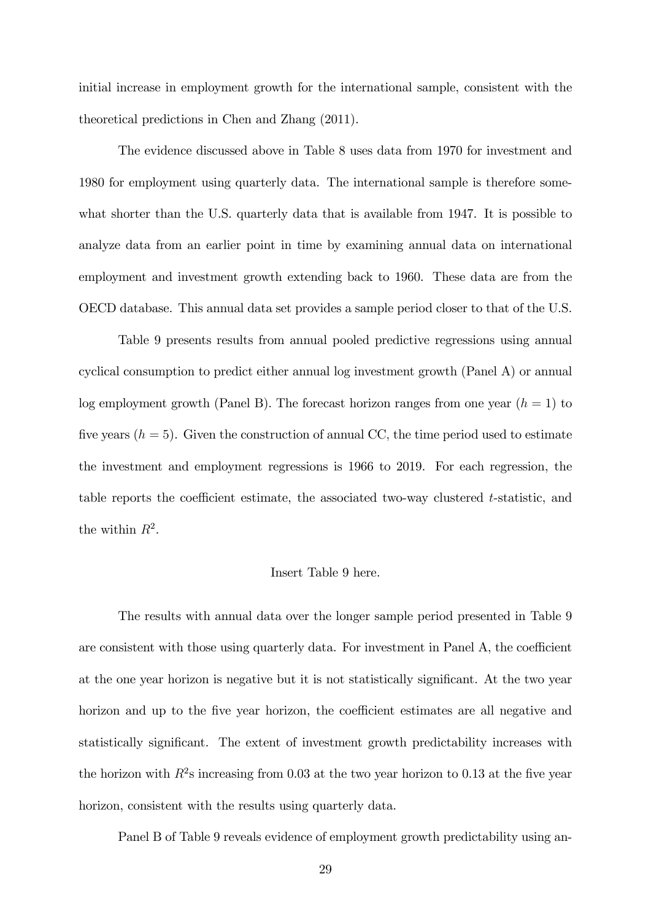initial increase in employment growth for the international sample, consistent with the theoretical predictions in Chen and Zhang (2011).

The evidence discussed above in Table 8 uses data from 1970 for investment and 1980 for employment using quarterly data. The international sample is therefore somewhat shorter than the U.S. quarterly data that is available from 1947. It is possible to analyze data from an earlier point in time by examining annual data on international employment and investment growth extending back to 1960. These data are from the OECD database. This annual data set provides a sample period closer to that of the U.S.

Table 9 presents results from annual pooled predictive regressions using annual cyclical consumption to predict either annual log investment growth (Panel A) or annual log employment growth (Panel B). The forecast horizon ranges from one year ($h = 1$) to five years ($h = 5$). Given the construction of annual CC, the time period used to estimate the investment and employment regressions is 1966 to 2019. For each regression, the table reports the coefficient estimate, the associated two-way clustered $t$-statistic, and the within $R^2$.

Insert Table 9 here.

The results with annual data over the longer sample period presented in Table 9 are consistent with those using quarterly data. For investment in Panel A, the coefficient at the one year horizon is negative but it is not statistically significant. At the two year horizon and up to the five year horizon, the coefficient estimates are all negative and statistically significant. The extent of investment growth predictability increases with the horizon with $R^2$s increasing from 0.03 at the two year horizon to 0.13 at the five year horizon, consistent with the results using quarterly data.

Panel B of Table 9 reveals evidence of employment growth predictability using an-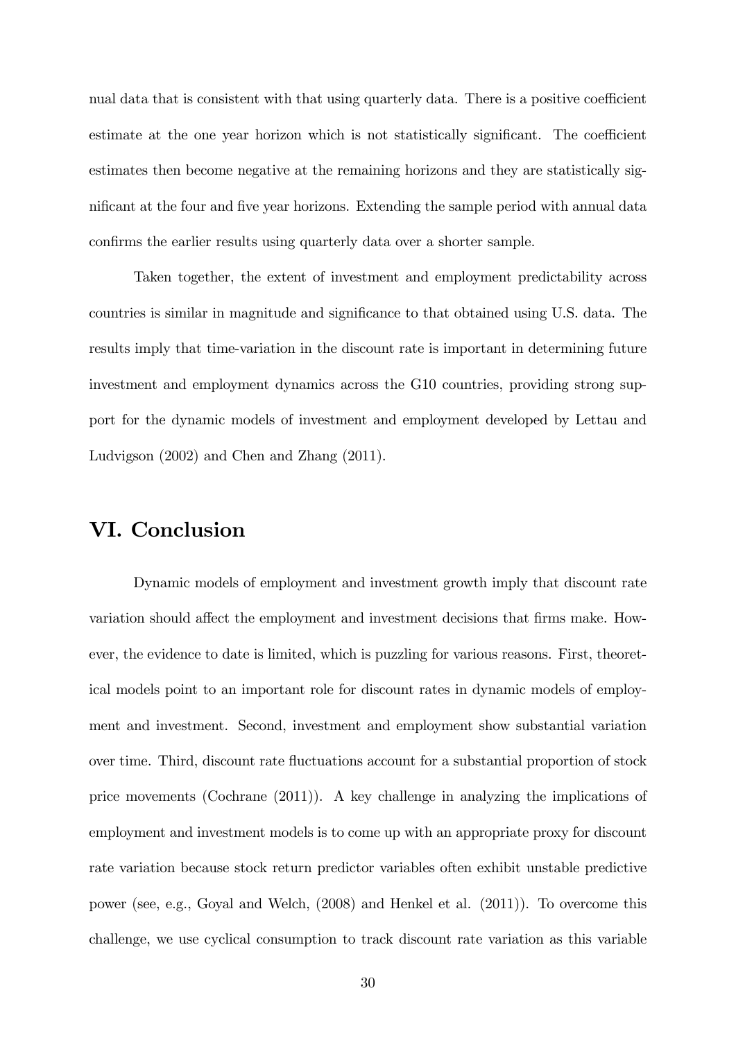nual data that is consistent with that using quarterly data. There is a positive coefficient estimate at the one year horizon which is not statistically significant. The coefficient estimates then become negative at the remaining horizons and they are statistically significant at the four and five year horizons. Extending the sample period with annual data confirms the earlier results using quarterly data over a shorter sample.

Taken together, the extent of investment and employment predictability across countries is similar in magnitude and significance to that obtained using U.S. data. The results imply that time-variation in the discount rate is important in determining future investment and employment dynamics across the G10 countries, providing strong support for the dynamic models of investment and employment developed by Lettau and Ludvigson (2002) and Chen and Zhang (2011).

## VI. Conclusion

Dynamic models of employment and investment growth imply that discount rate variation should affect the employment and investment decisions that firms make. However, the evidence to date is limited, which is puzzling for various reasons. First, theoretical models point to an important role for discount rates in dynamic models of employment and investment. Second, investment and employment show substantial variation over time. Third, discount rate fluctuations account for a substantial proportion of stock price movements (Cochrane (2011)). A key challenge in analyzing the implications of employment and investment models is to come up with an appropriate proxy for discount rate variation because stock return predictor variables often exhibit unstable predictive power (see, e.g., Goyal and Welch, (2008) and Henkel et al. (2011)). To overcome this challenge, we use cyclical consumption to track discount rate variation as this variable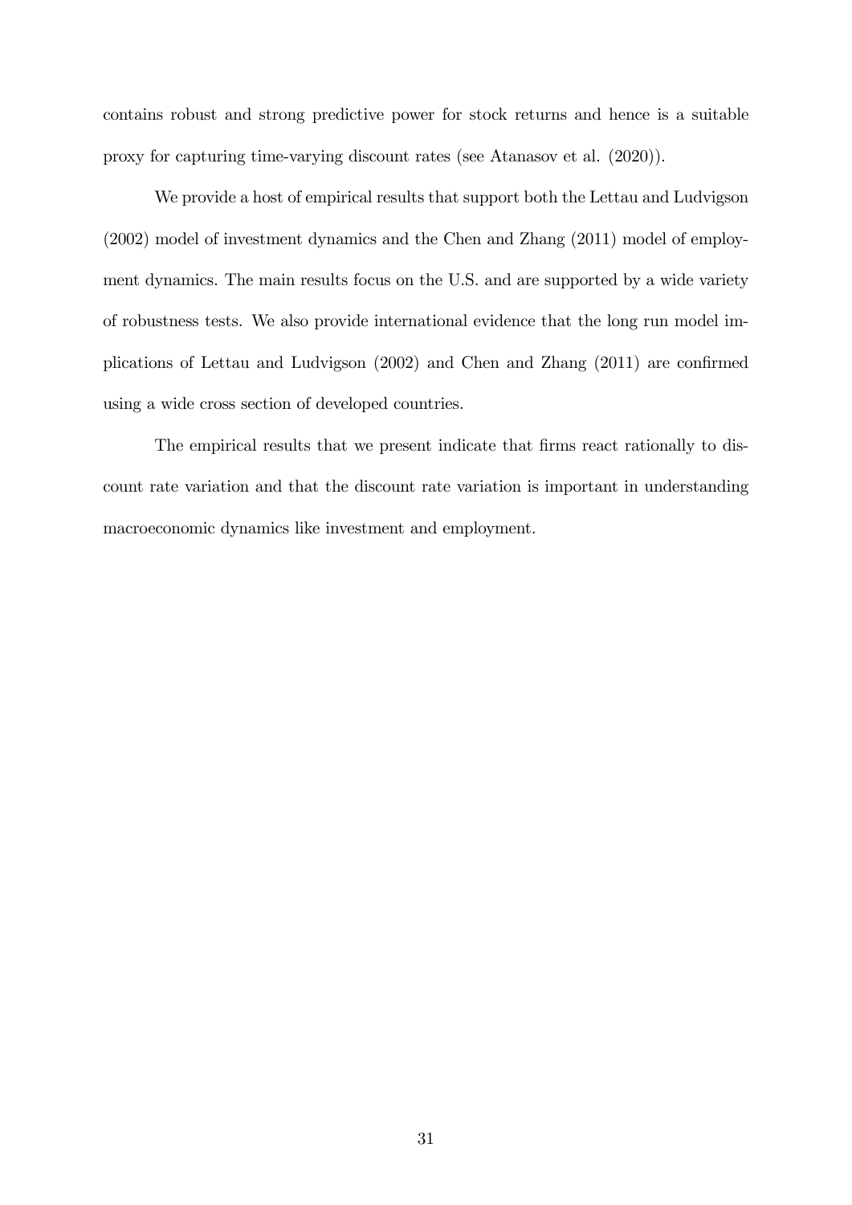contains robust and strong predictive power for stock returns and hence is a suitable proxy for capturing time-varying discount rates (see Atanasov et al. (2020)).

We provide a host of empirical results that support both the Lettau and Ludvigson (2002) model of investment dynamics and the Chen and Zhang (2011) model of employment dynamics. The main results focus on the U.S. and are supported by a wide variety of robustness tests. We also provide international evidence that the long run model implications of Lettau and Ludvigson (2002) and Chen and Zhang (2011) are confirmed using a wide cross section of developed countries.

The empirical results that we present indicate that firms react rationally to discount rate variation and that the discount rate variation is important in understanding macroeconomic dynamics like investment and employment.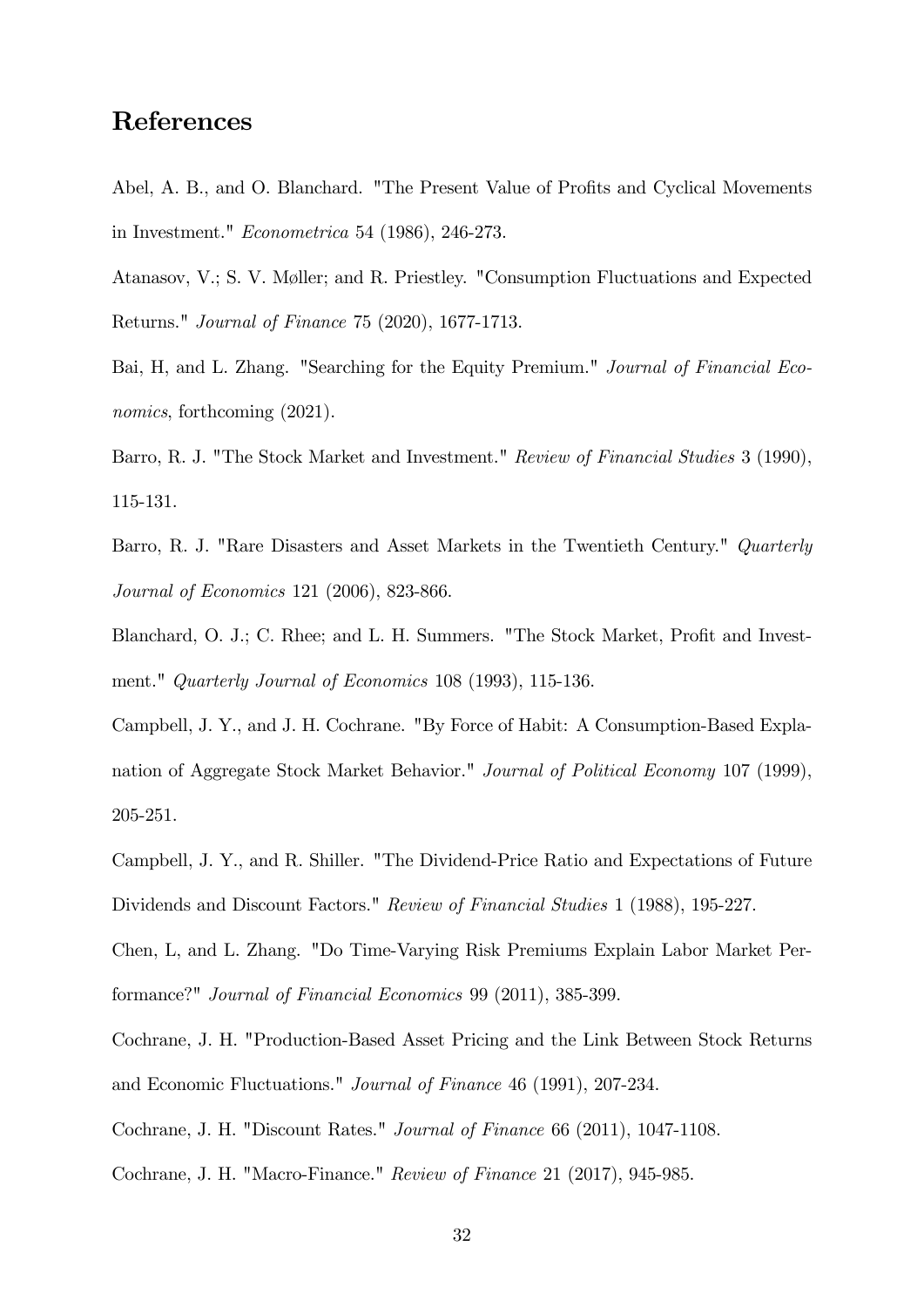# References

Abel, A. B., and O. Blanchard. "The Present Value of Profits and Cyclical Movements in Investment." *Econometrica* 54 (1986), 246-273.

Atanasov, V.; S. V. Møller; and R. Priestley. "Consumption Fluctuations and Expected Returns." *Journal of Finance* 75 (2020), 1677-1713.

Bai, H, and L. Zhang. "Searching for the Equity Premium." *Journal of Financial Economics*, forthcoming (2021).

Barro, R. J. "The Stock Market and Investment." *Review of Financial Studies* 3 (1990), 115-131.

Barro, R. J. "Rare Disasters and Asset Markets in the Twentieth Century." *Quarterly Journal of Economics* 121 (2006), 823-866.

Blanchard, O. J.; C. Rhee; and L. H. Summers. "The Stock Market, Profit and Investment." *Quarterly Journal of Economics* 108 (1993), 115-136.

Campbell, J. Y., and J. H. Cochrane. "By Force of Habit: A Consumption-Based Explanation of Aggregate Stock Market Behavior." *Journal of Political Economy* 107 (1999), 205-251.

Campbell, J. Y., and R. Shiller. "The Dividend-Price Ratio and Expectations of Future Dividends and Discount Factors." *Review of Financial Studies* 1 (1988), 195-227.

Chen, L, and L. Zhang. "Do Time-Varying Risk Premiums Explain Labor Market Performance?" *Journal of Financial Economics* 99 (2011), 385-399.

Cochrane, J. H. "Production-Based Asset Pricing and the Link Between Stock Returns and Economic Fluctuations." *Journal of Finance* 46 (1991), 207-234.

Cochrane, J. H. "Discount Rates." *Journal of Finance* 66 (2011), 1047-1108.

Cochrane, J. H. "Macro-Finance." *Review of Finance* 21 (2017), 945-985.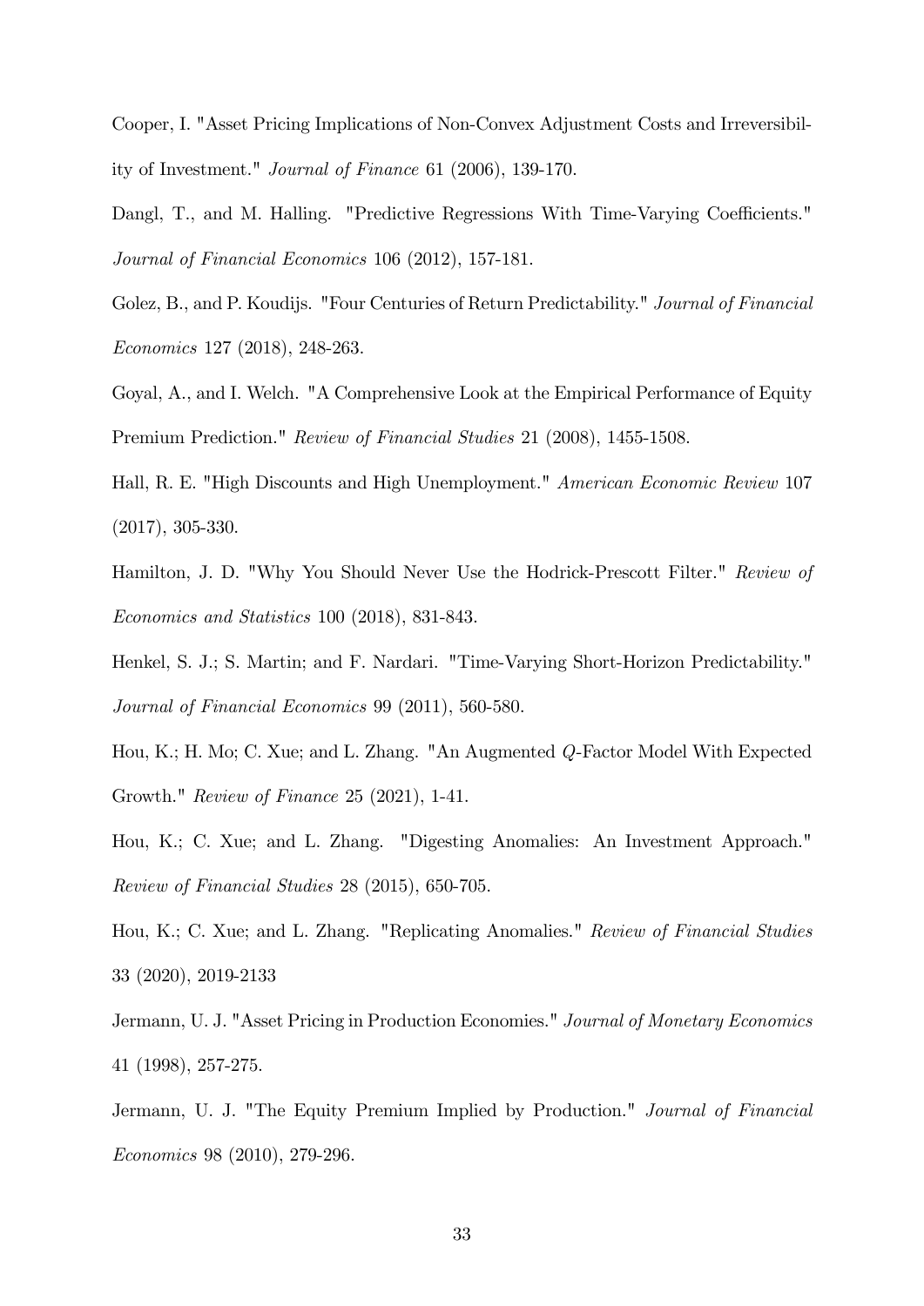Cooper, I. "Asset Pricing Implications of Non-Convex Adjustment Costs and Irreversibility of Investment." *Journal of Finance* 61 (2006), 139-170.

Dangl, T., and M. Halling. "Predictive Regressions With Time-Varying Coefficients." *Journal of Financial Economics* 106 (2012), 157-181.

Golez, B., and P. Koudijs. "Four Centuries of Return Predictability." *Journal of Financial Economics* 127 (2018), 248-263.

Goyal, A., and I. Welch. "A Comprehensive Look at the Empirical Performance of Equity Premium Prediction." *Review of Financial Studies* 21 (2008), 1455-1508.

Hall, R. E. "High Discounts and High Unemployment." *American Economic Review* 107 (2017), 305-330.

Hamilton, J. D. "Why You Should Never Use the Hodrick-Prescott Filter." *Review of Economics and Statistics* 100 (2018), 831-843.

Henkel, S. J.; S. Martin; and F. Nardari. "Time-Varying Short-Horizon Predictability." *Journal of Financial Economics* 99 (2011), 560-580.

Hou, K.; H. Mo; C. Xue; and L. Zhang. "An Augmented $Q$-Factor Model With Expected Growth." *Review of Finance* 25 (2021), 1-41.

Hou, K.; C. Xue; and L. Zhang. "Digesting Anomalies: An Investment Approach." *Review of Financial Studies* 28 (2015), 650-705.

Hou, K.; C. Xue; and L. Zhang. "Replicating Anomalies." *Review of Financial Studies* 33 (2020), 2019-2133

Jermann, U. J. "Asset Pricing in Production Economies." *Journal of Monetary Economics* 41 (1998), 257-275.

Jermann, U. J. "The Equity Premium Implied by Production." *Journal of Financial Economics* 98 (2010), 279-296.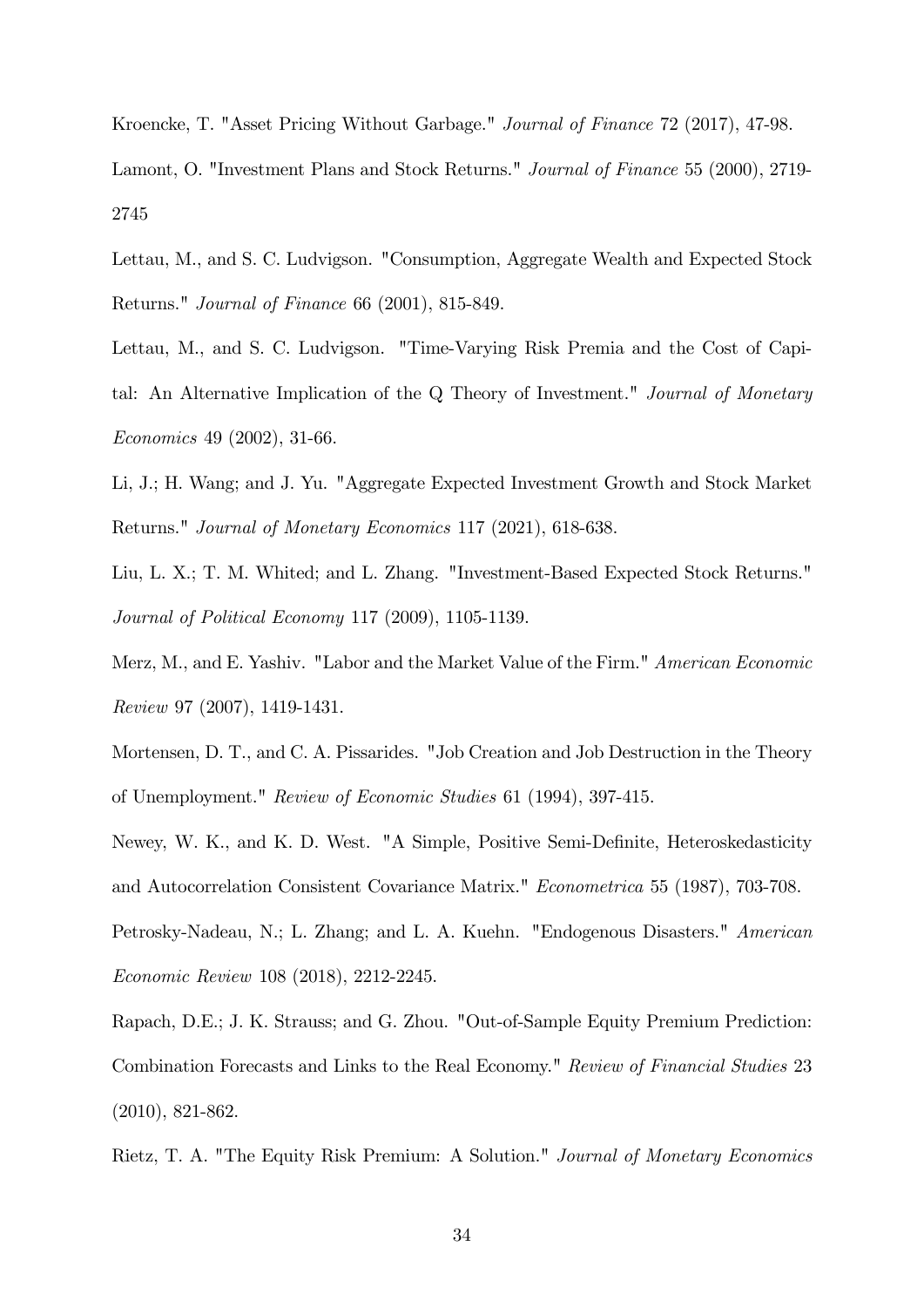Kroencke, T. "Asset Pricing Without Garbage." *Journal of Finance* 72 (2017), 47-98.

Lamont, O. "Investment Plans and Stock Returns." *Journal of Finance* 55 (2000), 2719-2745

Lettau, M., and S. C. Ludvigson. "Consumption, Aggregate Wealth and Expected Stock Returns." *Journal of Finance* 66 (2001), 815-849.

Lettau, M., and S. C. Ludvigson. "Time-Varying Risk Premia and the Cost of Capital: An Alternative Implication of the Q Theory of Investment." *Journal of Monetary Economics* 49 (2002), 31-66.

Li, J.; H. Wang; and J. Yu. "Aggregate Expected Investment Growth and Stock Market Returns." *Journal of Monetary Economics* 117 (2021), 618-638.

Liu, L. X.; T. M. Whited; and L. Zhang. "Investment-Based Expected Stock Returns." *Journal of Political Economy* 117 (2009), 1105-1139.

Merz, M., and E. Yashiv. "Labor and the Market Value of the Firm." *American Economic Review* 97 (2007), 1419-1431.

Mortensen, D. T., and C. A. Pissarides. "Job Creation and Job Destruction in the Theory of Unemployment." *Review of Economic Studies* 61 (1994), 397-415.

Newey, W. K., and K. D. West. "A Simple, Positive Semi-Definite, Heteroskedasticity and Autocorrelation Consistent Covariance Matrix." *Econometrica* 55 (1987), 703-708.

Petrosky-Nadeau, N.; L. Zhang; and L. A. Kuehn. "Endogenous Disasters." *American Economic Review* 108 (2018), 2212-2245.

Rapach, D.E.; J. K. Strauss; and G. Zhou. "Out-of-Sample Equity Premium Prediction: Combination Forecasts and Links to the Real Economy." *Review of Financial Studies* 23 (2010), 821-862.

Rietz, T. A. "The Equity Risk Premium: A Solution." *Journal of Monetary Economics*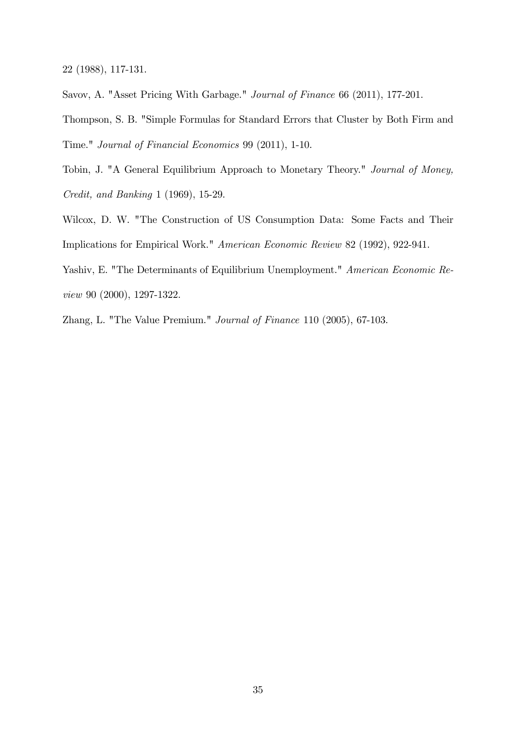22 (1988), 117-131.

Savov, A. "Asset Pricing With Garbage." *Journal of Finance* 66 (2011), 177-201.

Thompson, S. B. "Simple Formulas for Standard Errors that Cluster by Both Firm and Time." *Journal of Financial Economics* 99 (2011), 1-10.

Tobin, J. "A General Equilibrium Approach to Monetary Theory." *Journal of Money, Credit, and Banking* 1 (1969), 15-29.

Wilcox, D. W. "The Construction of US Consumption Data: Some Facts and Their Implications for Empirical Work." *American Economic Review* 82 (1992), 922-941.

Yashiv, E. "The Determinants of Equilibrium Unemployment." *American Economic Review* 90 (2000), 1297-1322.

Zhang, L. "The Value Premium." *Journal of Finance* 110 (2005), 67-103.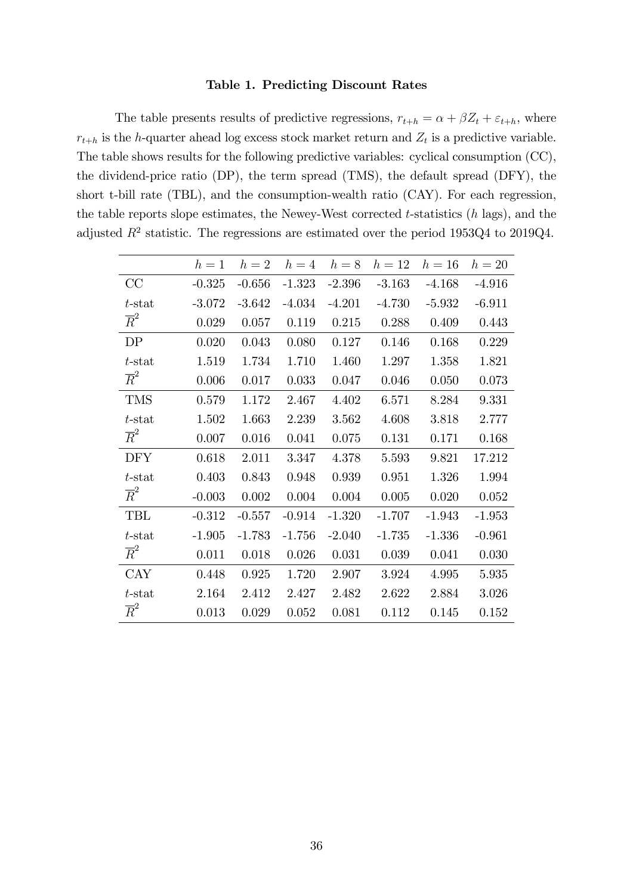**Table 1. Predicting Discount Rates**

The table presents results of predictive regressions, $r_{t+h} = \alpha + \beta Z_t + \varepsilon_{t+h}$, where $r_{t+h}$ is the $h$-quarter ahead log excess stock market return and $Z_t$ is a predictive variable. The table shows results for the following predictive variables: cyclical consumption (CC), the dividend-price ratio (DP), the term spread (TMS), the default spread (DFY), the short t-bill rate (TBL), and the consumption-wealth ratio (CAY). For each regression, the table reports slope estimates, the Newey-West corrected $t$-statistics ($h$ lags), and the adjusted $R^2$ statistic. The regressions are estimated over the period 1953Q4 to 2019Q4.

| | $h=1$ | $h=2$ | $h=4$ | $h=8$ | $h=12$ | $h=16$ | $h=20$ |
|---|---|---|---|---|---|---|---|
| CC | -0.325 | -0.656 | -1.323 | -2.396 | -3.163 | -4.168 | -4.916 |
| $t$-stat | -3.072 | -3.642 | -4.034 | -4.201 | -4.730 | -5.932 | -6.911 |
| $\overline{R}^2$ | 0.029 | 0.057 | 0.119 | 0.215 | 0.288 | 0.409 | 0.443 |
| DP | 0.020 | 0.043 | 0.080 | 0.127 | 0.146 | 0.168 | 0.229 |
| $t$-stat | 1.519 | 1.734 | 1.710 | 1.460 | 1.297 | 1.358 | 1.821 |
| $\overline{R}^2$ | 0.006 | 0.017 | 0.033 | 0.047 | 0.046 | 0.050 | 0.073 |
| TMS | 0.579 | 1.172 | 2.467 | 4.402 | 6.571 | 8.284 | 9.331 |
| $t$-stat | 1.502 | 1.663 | 2.239 | 3.562 | 4.608 | 3.818 | 2.777 |
| $\overline{R}^2$ | 0.007 | 0.016 | 0.041 | 0.075 | 0.131 | 0.171 | 0.168 |
| DFY | 0.618 | 2.011 | 3.347 | 4.378 | 5.593 | 9.821 | 17.212 |
| $t$-stat | 0.403 | 0.843 | 0.948 | 0.939 | 0.951 | 1.326 | 1.994 |
| $\overline{R}^2$ | -0.003 | 0.002 | 0.004 | 0.004 | 0.005 | 0.020 | 0.052 |
| TBL | -0.312 | -0.557 | -0.914 | -1.320 | -1.707 | -1.943 | -1.953 |
| $t$-stat | -1.905 | -1.783 | -1.756 | -2.040 | -1.735 | -1.336 | -0.961 |
| $\overline{R}^2$ | 0.011 | 0.018 | 0.026 | 0.031 | 0.039 | 0.041 | 0.030 |
| CAY | 0.448 | 0.925 | 1.720 | 2.907 | 3.924 | 4.995 | 5.935 |
| $t$-stat | 2.164 | 2.412 | 2.427 | 2.482 | 2.622 | 2.884 | 3.026 |
| $\overline{R}^2$ | 0.013 | 0.029 | 0.052 | 0.081 | 0.112 | 0.145 | 0.152 |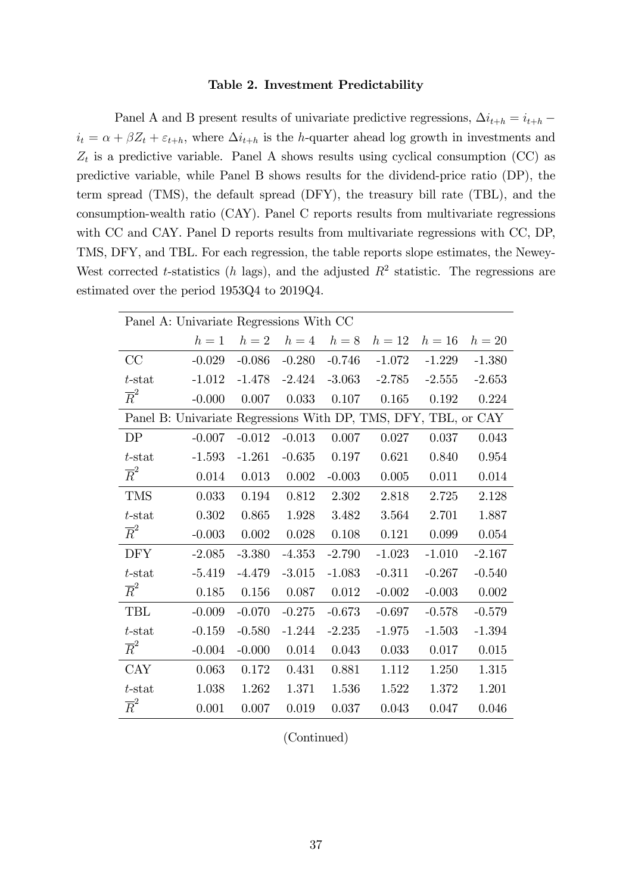**Table 2. Investment Predictability**

Panel A and B present results of univariate predictive regressions, $\Delta i_{t+h} = i_{t+h} - i_t = \alpha + \beta Z_t + \varepsilon_{t+h}$, where $\Delta i_{t+h}$ is the $h$-quarter ahead log growth in investments and $Z_t$ is a predictive variable. Panel A shows results using cyclical consumption (CC) as predictive variable, while Panel B shows results for the dividend-price ratio (DP), the term spread (TMS), the default spread (DFY), the treasury bill rate (TBL), and the consumption-wealth ratio (CAY). Panel C reports results from multivariate regressions with CC and CAY. Panel D reports results from multivariate regressions with CC, DP, TMS, DFY, and TBL. For each regression, the table reports slope estimates, the Newey-West corrected $t$-statistics ($h$ lags), and the adjusted $R^2$ statistic. The regressions are estimated over the period 1953Q4 to 2019Q4.

| Panel A: Univariate Regressions With CC | | | | | | | |
|---|---|---|---|---|---|---|---|
| | $h=1$ | $h=2$ | $h=4$ | $h=8$ | $h=12$ | $h=16$ | $h=20$ |
| CC | -0.029 | -0.086 | -0.280 | -0.746 | -1.072 | -1.229 | -1.380 |
| $t$-stat | -1.012 | -1.478 | -2.424 | -3.063 | -2.785 | -2.555 | -2.653 |
| $\overline{R}^2$ | -0.000 | 0.007 | 0.033 | 0.107 | 0.165 | 0.192 | 0.224 |
| **Panel B: Univariate Regressions With DP, TMS, DFY, TBL, or CAY** | | | | | | | |
| DP | -0.007 | -0.012 | -0.013 | 0.007 | 0.027 | 0.037 | 0.043 |
| $t$-stat | -1.593 | -1.261 | -0.635 | 0.197 | 0.621 | 0.840 | 0.954 |
| $\overline{R}^2$ | 0.014 | 0.013 | 0.002 | -0.003 | 0.005 | 0.011 | 0.014 |
| TMS | 0.033 | 0.194 | 0.812 | 2.302 | 2.818 | 2.725 | 2.128 |
| $t$-stat | 0.302 | 0.865 | 1.928 | 3.482 | 3.564 | 2.701 | 1.887 |
| $\overline{R}^2$ | -0.003 | 0.002 | 0.028 | 0.108 | 0.121 | 0.099 | 0.054 |
| DFY | -2.085 | -3.380 | -4.353 | -2.790 | -1.023 | -1.010 | -2.167 |
| $t$-stat | -5.419 | -4.479 | -3.015 | -1.083 | -0.311 | -0.267 | -0.540 |
| $\overline{R}^2$ | 0.185 | 0.156 | 0.087 | 0.012 | -0.002 | -0.003 | 0.002 |
| TBL | -0.009 | -0.070 | -0.275 | -0.673 | -0.697 | -0.578 | -0.579 |
| $t$-stat | -0.159 | -0.580 | -1.244 | -2.235 | -1.975 | -1.503 | -1.394 |
| $\overline{R}^2$ | -0.004 | -0.000 | 0.014 | 0.043 | 0.033 | 0.017 | 0.015 |
| CAY | 0.063 | 0.172 | 0.431 | 0.881 | 1.112 | 1.250 | 1.315 |
| $t$-stat | 1.038 | 1.262 | 1.371 | 1.536 | 1.522 | 1.372 | 1.201 |
| $\overline{R}^2$ | 0.001 | 0.007 | 0.019 | 0.037 | 0.043 | 0.047 | 0.046 |

(Continued)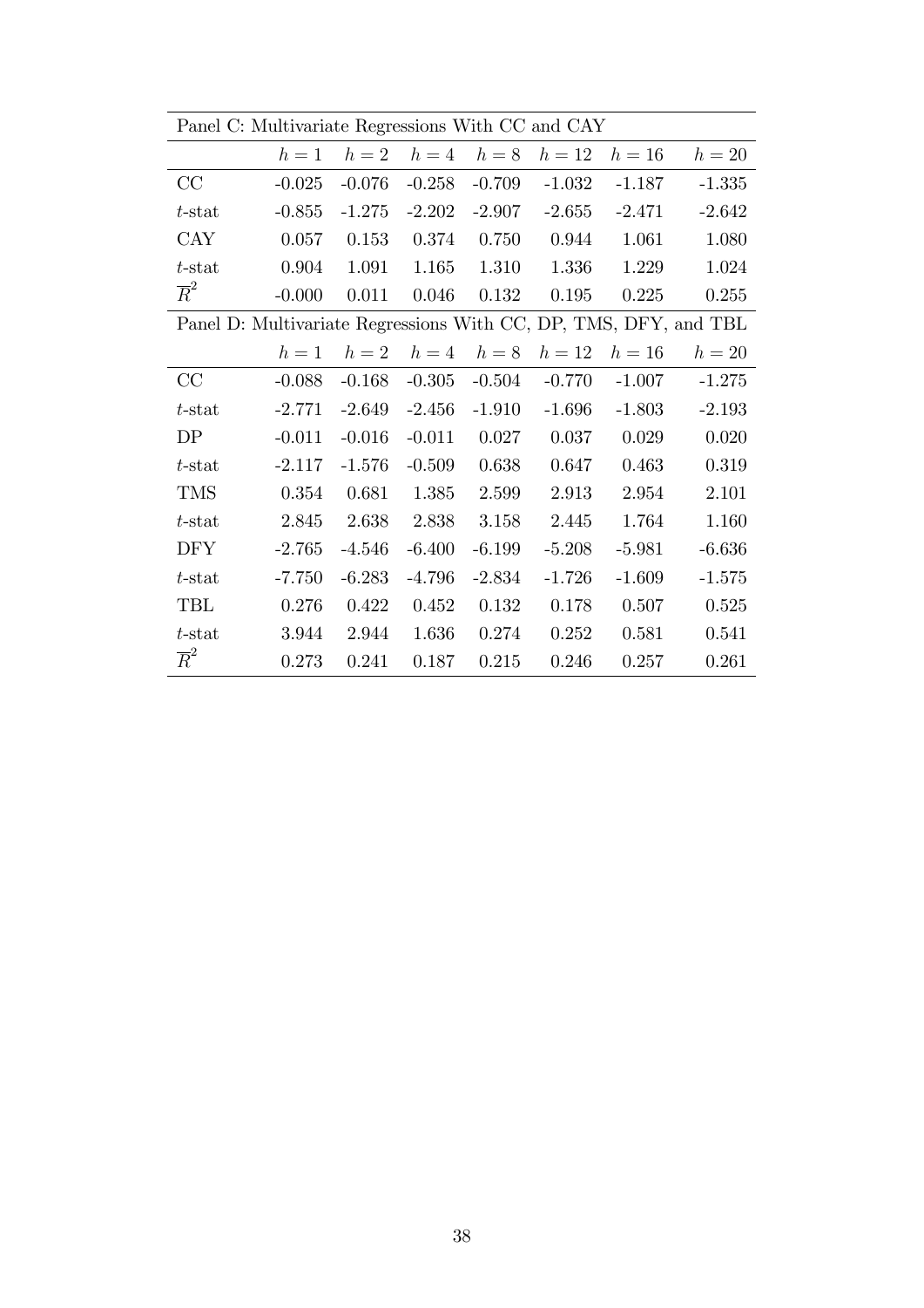Panel C: Multivariate Regressions With CC and CAY

| | $h=1$ | $h=2$ | $h=4$ | $h=8$ | $h=12$ | $h=16$ | $h=20$ |
|---|---|---|---|---|---|---|---|
| CC | -0.025 | -0.076 | -0.258 | -0.709 | -1.032 | -1.187 | -1.335 |
| $t$-stat | -0.855 | -1.275 | -2.202 | -2.907 | -2.655 | -2.471 | -2.642 |
| CAY | 0.057 | 0.153 | 0.374 | 0.750 | 0.944 | 1.061 | 1.080 |
| $t$-stat | 0.904 | 1.091 | 1.165 | 1.310 | 1.336 | 1.229 | 1.024 |
| $\overline{R}^2$ | -0.000 | 0.011 | 0.046 | 0.132 | 0.195 | 0.225 | 0.255 |

Panel D: Multivariate Regressions With CC, DP, TMS, DFY, and TBL

| | $h=1$ | $h=2$ | $h=4$ | $h=8$ | $h=12$ | $h=16$ | $h=20$ |
|---|---|---|---|---|---|---|---|
| CC | -0.088 | -0.168 | -0.305 | -0.504 | -0.770 | -1.007 | -1.275 |
| $t$-stat | -2.771 | -2.649 | -2.456 | -1.910 | -1.696 | -1.803 | -2.193 |
| DP | -0.011 | -0.016 | -0.011 | 0.027 | 0.037 | 0.029 | 0.020 |
| $t$-stat | -2.117 | -1.576 | -0.509 | 0.638 | 0.647 | 0.463 | 0.319 |
| TMS | 0.354 | 0.681 | 1.385 | 2.599 | 2.913 | 2.954 | 2.101 |
| $t$-stat | 2.845 | 2.638 | 2.838 | 3.158 | 2.445 | 1.764 | 1.160 |
| DFY | -2.765 | -4.546 | -6.400 | -6.199 | -5.208 | -5.981 | -6.636 |
| $t$-stat | -7.750 | -6.283 | -4.796 | -2.834 | -1.726 | -1.609 | -1.575 |
| TBL | 0.276 | 0.422 | 0.452 | 0.132 | 0.178 | 0.507 | 0.525 |
| $t$-stat | 3.944 | 2.944 | 1.636 | 0.274 | 0.252 | 0.581 | 0.541 |
| $\overline{R}^2$ | 0.273 | 0.241 | 0.187 | 0.215 | 0.246 | 0.257 | 0.261 |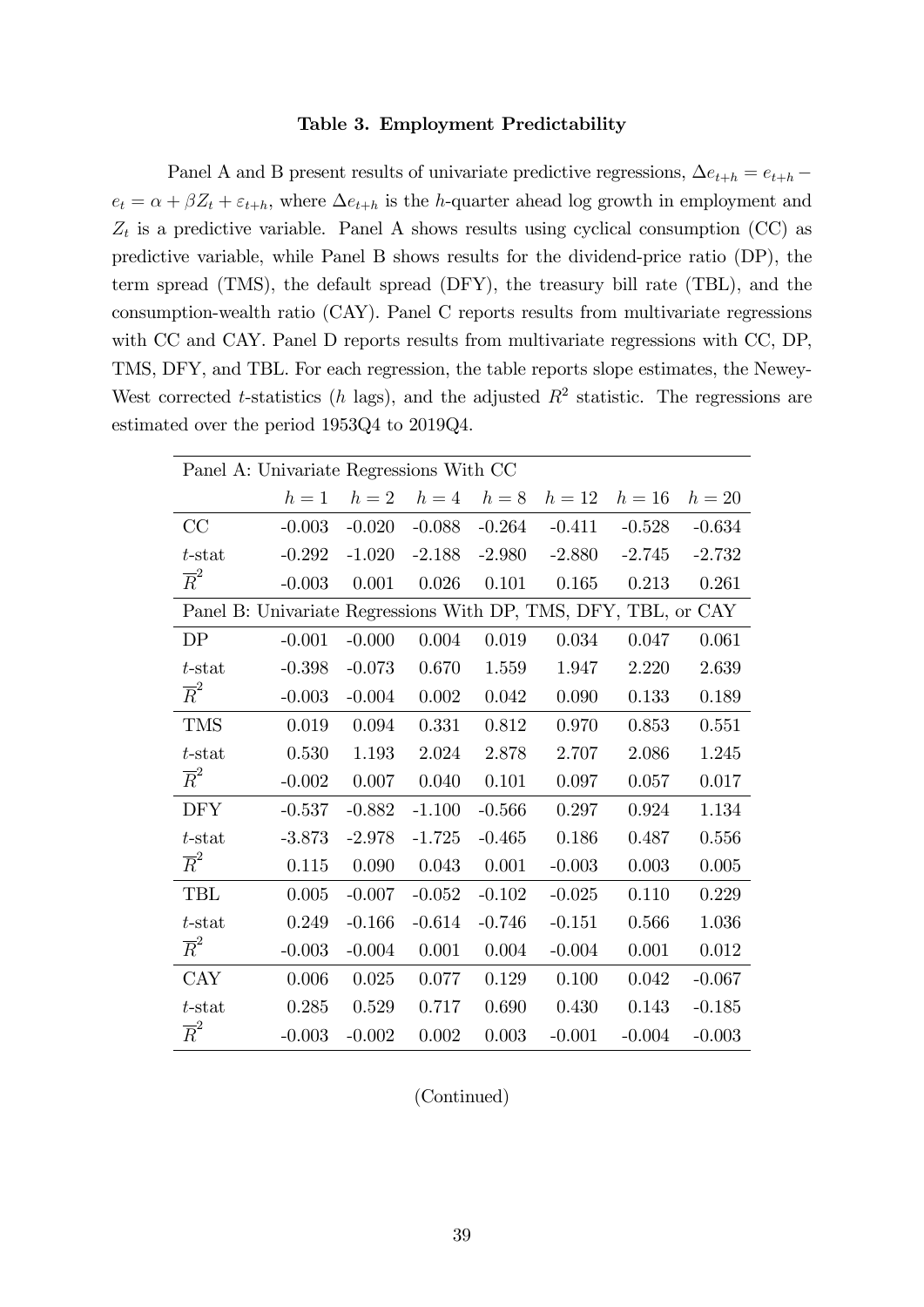**Table 3. Employment Predictability**

Panel A and B present results of univariate predictive regressions, $\Delta e_{t+h} = e_{t+h} - e_t = \alpha + \beta Z_t + \varepsilon_{t+h}$, where $\Delta e_{t+h}$ is the $h$-quarter ahead log growth in employment and $Z_t$ is a predictive variable. Panel A shows results using cyclical consumption (CC) as predictive variable, while Panel B shows results for the dividend-price ratio (DP), the term spread (TMS), the default spread (DFY), the treasury bill rate (TBL), and the consumption-wealth ratio (CAY). Panel C reports results from multivariate regressions with CC and CAY. Panel D reports results from multivariate regressions with CC, DP, TMS, DFY, and TBL. For each regression, the table reports slope estimates, the Newey-West corrected $t$-statistics ($h$ lags), and the adjusted $R^2$ statistic. The regressions are estimated over the period 1953Q4 to 2019Q4.

| Panel A: Univariate Regressions With CC | | | | | | | |
|---|---|---|---|---|---|---|---|
| | $h=1$ | $h=2$ | $h=4$ | $h=8$ | $h=12$ | $h=16$ | $h=20$ |
| CC | -0.003 | -0.020 | -0.088 | -0.264 | -0.411 | -0.528 | -0.634 |
| $t$-stat | -0.292 | -1.020 | -2.188 | -2.980 | -2.880 | -2.745 | -2.732 |
| $\overline{R}^2$ | -0.003 | 0.001 | 0.026 | 0.101 | 0.165 | 0.213 | 0.261 |
| **Panel B: Univariate Regressions With DP, TMS, DFY, TBL, or CAY** | | | | | | | |
| DP | -0.001 | -0.000 | 0.004 | 0.019 | 0.034 | 0.047 | 0.061 |
| $t$-stat | -0.398 | -0.073 | 0.670 | 1.559 | 1.947 | 2.220 | 2.639 |
| $\overline{R}^2$ | -0.003 | -0.004 | 0.002 | 0.042 | 0.090 | 0.133 | 0.189 |
| TMS | 0.019 | 0.094 | 0.331 | 0.812 | 0.970 | 0.853 | 0.551 |
| $t$-stat | 0.530 | 1.193 | 2.024 | 2.878 | 2.707 | 2.086 | 1.245 |
| $\overline{R}^2$ | -0.002 | 0.007 | 0.040 | 0.101 | 0.097 | 0.057 | 0.017 |
| DFY | -0.537 | -0.882 | -1.100 | -0.566 | 0.297 | 0.924 | 1.134 |
| $t$-stat | -3.873 | -2.978 | -1.725 | -0.465 | 0.186 | 0.487 | 0.556 |
| $\overline{R}^2$ | 0.115 | 0.090 | 0.043 | 0.001 | -0.003 | 0.003 | 0.005 |
| TBL | 0.005 | -0.007 | -0.052 | -0.102 | -0.025 | 0.110 | 0.229 |
| $t$-stat | 0.249 | -0.166 | -0.614 | -0.746 | -0.151 | 0.566 | 1.036 |
| $\overline{R}^2$ | -0.003 | -0.004 | 0.001 | 0.004 | -0.004 | 0.001 | 0.012 |
| CAY | 0.006 | 0.025 | 0.077 | 0.129 | 0.100 | 0.042 | -0.067 |
| $t$-stat | 0.285 | 0.529 | 0.717 | 0.690 | 0.430 | 0.143 | -0.185 |
| $\overline{R}^2$ | -0.003 | -0.002 | 0.002 | 0.003 | -0.001 | -0.004 | -0.003 |

(Continued)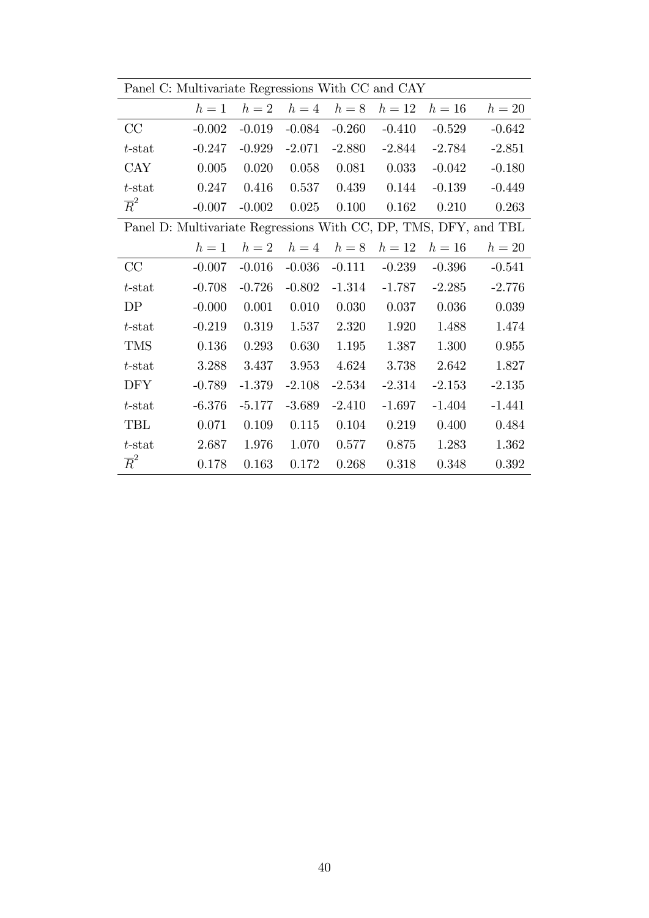| Panel C: Multivariate Regressions With CC and CAY | | | | | | | |
|---|---|---|---|---|---|---|---|
| | $h=1$ | $h=2$ | $h=4$ | $h=8$ | $h=12$ | $h=16$ | $h=20$ |
| CC | -0.002 | -0.019 | -0.084 | -0.260 | -0.410 | -0.529 | -0.642 |
| $t$-stat | -0.247 | -0.929 | -2.071 | -2.880 | -2.844 | -2.784 | -2.851 |
| CAY | 0.005 | 0.020 | 0.058 | 0.081 | 0.033 | -0.042 | -0.180 |
| $t$-stat | 0.247 | 0.416 | 0.537 | 0.439 | 0.144 | -0.139 | -0.449 |
| $\overline{R}^2$ | -0.007 | -0.002 | 0.025 | 0.100 | 0.162 | 0.210 | 0.263 |

| Panel D: Multivariate Regressions With CC, DP, TMS, DFY, and TBL | | | | | | | |
|---|---|---|---|---|---|---|---|
| | $h=1$ | $h=2$ | $h=4$ | $h=8$ | $h=12$ | $h=16$ | $h=20$ |
| CC | -0.007 | -0.016 | -0.036 | -0.111 | -0.239 | -0.396 | -0.541 |
| $t$-stat | -0.708 | -0.726 | -0.802 | -1.314 | -1.787 | -2.285 | -2.776 |
| DP | -0.000 | 0.001 | 0.010 | 0.030 | 0.037 | 0.036 | 0.039 |
| $t$-stat | -0.219 | 0.319 | 1.537 | 2.320 | 1.920 | 1.488 | 1.474 |
| TMS | 0.136 | 0.293 | 0.630 | 1.195 | 1.387 | 1.300 | 0.955 |
| $t$-stat | 3.288 | 3.437 | 3.953 | 4.624 | 3.738 | 2.642 | 1.827 |
| DFY | -0.789 | -1.379 | -2.108 | -2.534 | -2.314 | -2.153 | -2.135 |
| $t$-stat | -6.376 | -5.177 | -3.689 | -2.410 | -1.697 | -1.404 | -1.441 |
| TBL | 0.071 | 0.109 | 0.115 | 0.104 | 0.219 | 0.400 | 0.484 |
| $t$-stat | 2.687 | 1.976 | 1.070 | 0.577 | 0.875 | 1.283 | 1.362 |
| $\overline{R}^2$ | 0.178 | 0.163 | 0.172 | 0.268 | 0.318 | 0.348 | 0.392 |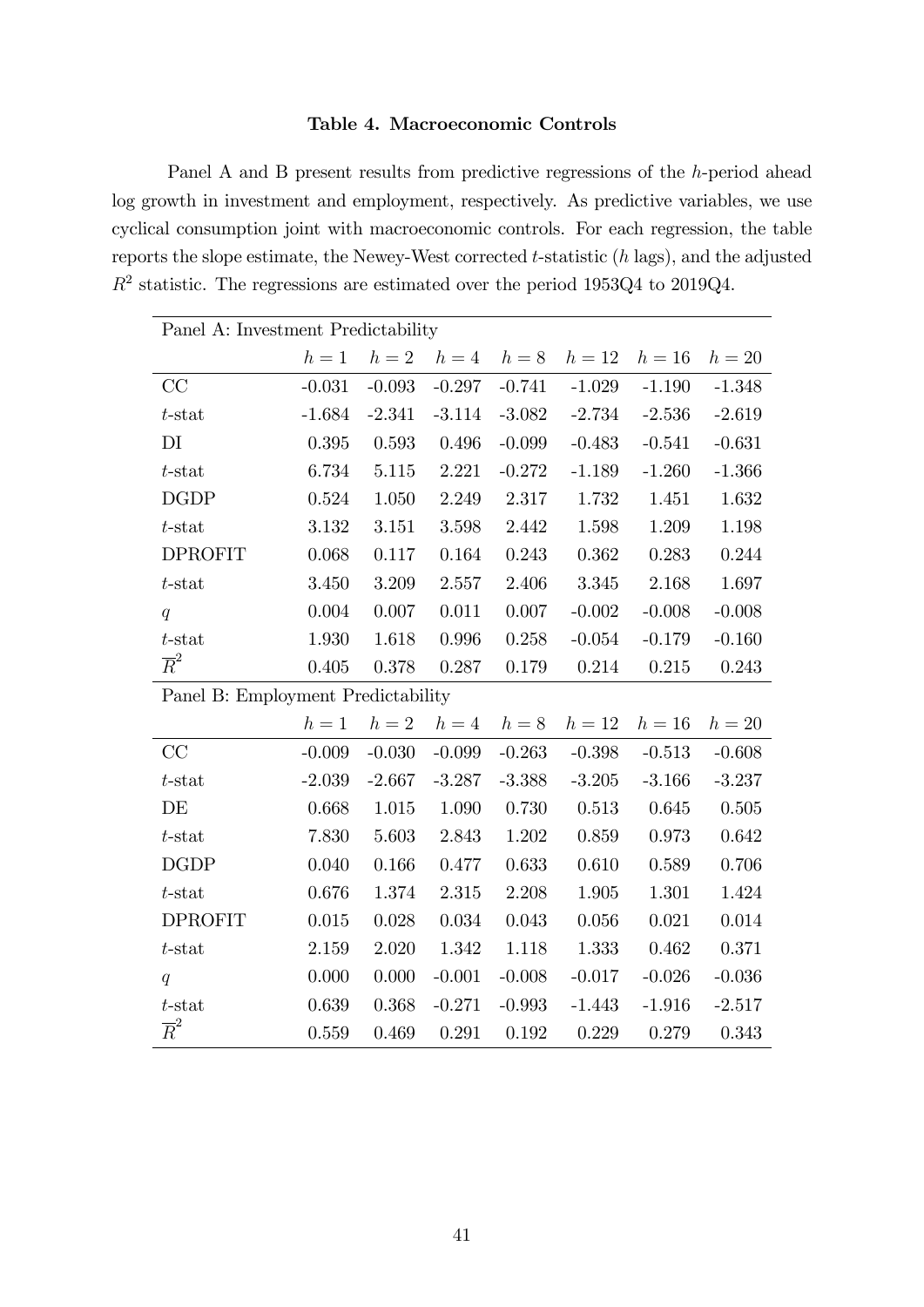**Table 4. Macroeconomic Controls**

Panel A and B present results from predictive regressions of the $h$-period ahead log growth in investment and employment, respectively. As predictive variables, we use cyclical consumption joint with macroeconomic controls. For each regression, the table reports the slope estimate, the Newey-West corrected $t$-statistic ($h$ lags), and the adjusted $R^2$ statistic. The regressions are estimated over the period 1953Q4 to 2019Q4.

| Panel A: Investment Predictability | | | | | | | |
|---|---|---|---|---|---|---|---|
| | $h=1$ | $h=2$ | $h=4$ | $h=8$ | $h=12$ | $h=16$ | $h=20$ |
| CC | -0.031 | -0.093 | -0.297 | -0.741 | -1.029 | -1.190 | -1.348 |
| $t$-stat | -1.684 | -2.341 | -3.114 | -3.082 | -2.734 | -2.536 | -2.619 |
| DI | 0.395 | 0.593 | 0.496 | -0.099 | -0.483 | -0.541 | -0.631 |
| $t$-stat | 6.734 | 5.115 | 2.221 | -0.272 | -1.189 | -1.260 | -1.366 |
| DGDP | 0.524 | 1.050 | 2.249 | 2.317 | 1.732 | 1.451 | 1.632 |
| $t$-stat | 3.132 | 3.151 | 3.598 | 2.442 | 1.598 | 1.209 | 1.198 |
| DPROFIT | 0.068 | 0.117 | 0.164 | 0.243 | 0.362 | 0.283 | 0.244 |
| $t$-stat | 3.450 | 3.209 | 2.557 | 2.406 | 3.345 | 2.168 | 1.697 |
| $q$ | 0.004 | 0.007 | 0.011 | 0.007 | -0.002 | -0.008 | -0.008 |
| $t$-stat | 1.930 | 1.618 | 0.996 | 0.258 | -0.054 | -0.179 | -0.160 |
| $\overline{R}^2$ | 0.405 | 0.378 | 0.287 | 0.179 | 0.214 | 0.215 | 0.243 |

| Panel B: Employment Predictability | | | | | | | |
|---|---|---|---|---|---|---|---|
| | $h=1$ | $h=2$ | $h=4$ | $h=8$ | $h=12$ | $h=16$ | $h=20$ |
| CC | -0.009 | -0.030 | -0.099 | -0.263 | -0.398 | -0.513 | -0.608 |
| $t$-stat | -2.039 | -2.667 | -3.287 | -3.388 | -3.205 | -3.166 | -3.237 |
| DE | 0.668 | 1.015 | 1.090 | 0.730 | 0.513 | 0.645 | 0.505 |
| $t$-stat | 7.830 | 5.603 | 2.843 | 1.202 | 0.859 | 0.973 | 0.642 |
| DGDP | 0.040 | 0.166 | 0.477 | 0.633 | 0.610 | 0.589 | 0.706 |
| $t$-stat | 0.676 | 1.374 | 2.315 | 2.208 | 1.905 | 1.301 | 1.424 |
| DPROFIT | 0.015 | 0.028 | 0.034 | 0.043 | 0.056 | 0.021 | 0.014 |
| $t$-stat | 2.159 | 2.020 | 1.342 | 1.118 | 1.333 | 0.462 | 0.371 |
| $q$ | 0.000 | 0.000 | -0.001 | -0.008 | -0.017 | -0.026 | -0.036 |
| $t$-stat | 0.639 | 0.368 | -0.271 | -0.993 | -1.443 | -1.916 | -2.517 |
| $\overline{R}^2$ | 0.559 | 0.469 | 0.291 | 0.192 | 0.229 | 0.279 | 0.343 |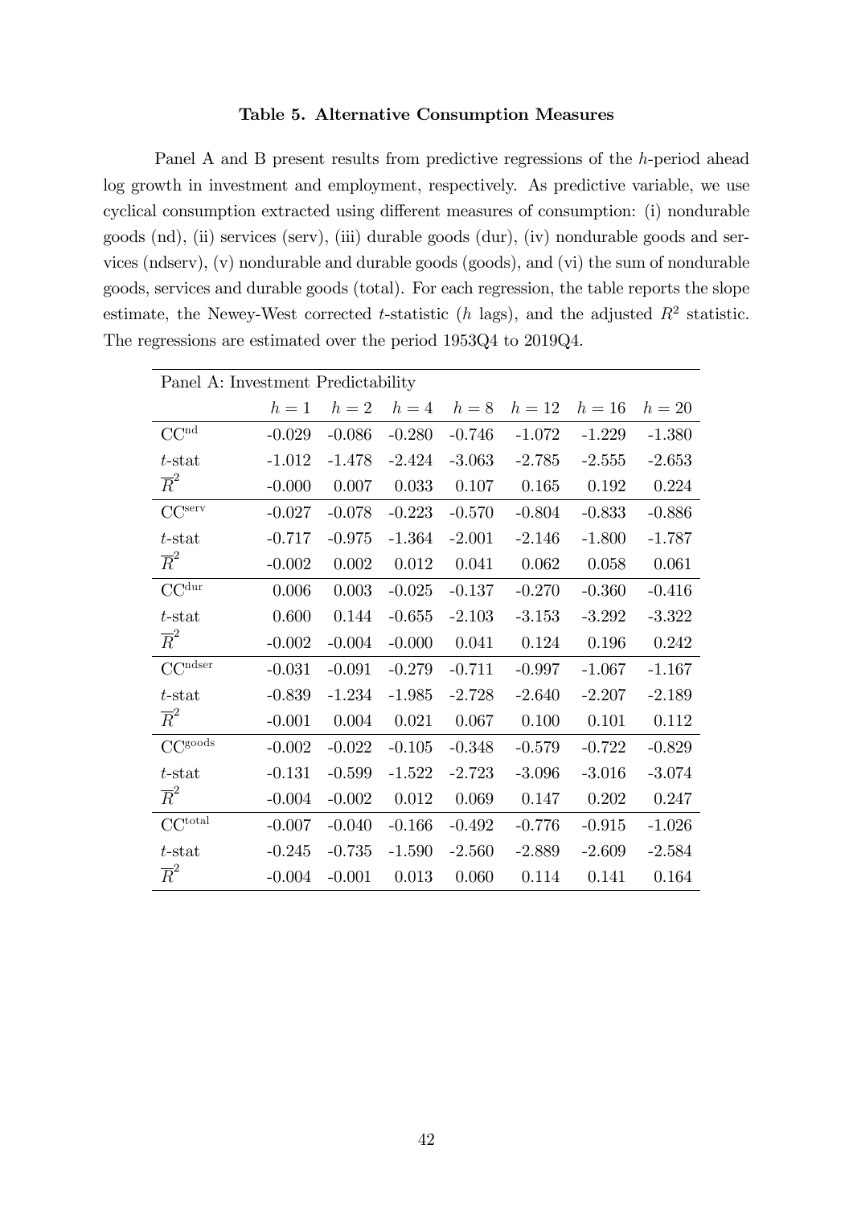**Table 5. Alternative Consumption Measures**

Panel A and B present results from predictive regressions of the $h$-period ahead log growth in investment and employment, respectively. As predictive variable, we use cyclical consumption extracted using different measures of consumption: (i) nondurable goods (nd), (ii) services (serv), (iii) durable goods (dur), (iv) nondurable goods and services (ndserv), (v) nondurable and durable goods (goods), and (vi) the sum of nondurable goods, services and durable goods (total). For each regression, the table reports the slope estimate, the Newey-West corrected $t$-statistic ($h$ lags), and the adjusted $R^2$ statistic. The regressions are estimated over the period 1953Q4 to 2019Q4.

| Panel A: Investment Predictability | | | | | | | |
|---|---|---|---|---|---|---|---|
| | $h=1$ | $h=2$ | $h=4$ | $h=8$ | $h=12$ | $h=16$ | $h=20$ |
| $\text{CC}^{\text{nd}}$ | -0.029 | -0.086 | -0.280 | -0.746 | -1.072 | -1.229 | -1.380 |
| $t$-stat | -1.012 | -1.478 | -2.424 | -3.063 | -2.785 | -2.555 | -2.653 |
| $\overline{R}^2$ | -0.000 | 0.007 | 0.033 | 0.107 | 0.165 | 0.192 | 0.224 |
| $\text{CC}^{\text{serv}}$ | -0.027 | -0.078 | -0.223 | -0.570 | -0.804 | -0.833 | -0.886 |
| $t$-stat | -0.717 | -0.975 | -1.364 | -2.001 | -2.146 | -1.800 | -1.787 |
| $\overline{R}^2$ | -0.002 | 0.002 | 0.012 | 0.041 | 0.062 | 0.058 | 0.061 |
| $\text{CC}^{\text{dur}}$ | 0.006 | 0.003 | -0.025 | -0.137 | -0.270 | -0.360 | -0.416 |
| $t$-stat | 0.600 | 0.144 | -0.655 | -2.103 | -3.153 | -3.292 | -3.322 |
| $\overline{R}^2$ | -0.002 | -0.004 | -0.000 | 0.041 | 0.124 | 0.196 | 0.242 |
| $\text{CC}^{\text{ndser}}$ | -0.031 | -0.091 | -0.279 | -0.711 | -0.997 | -1.067 | -1.167 |
| $t$-stat | -0.839 | -1.234 | -1.985 | -2.728 | -2.640 | -2.207 | -2.189 |
| $\overline{R}^2$ | -0.001 | 0.004 | 0.021 | 0.067 | 0.100 | 0.101 | 0.112 |
| $\text{CC}^{\text{goods}}$ | -0.002 | -0.022 | -0.105 | -0.348 | -0.579 | -0.722 | -0.829 |
| $t$-stat | -0.131 | -0.599 | -1.522 | -2.723 | -3.096 | -3.016 | -3.074 |
| $\overline{R}^2$ | -0.004 | -0.002 | 0.012 | 0.069 | 0.147 | 0.202 | 0.247 |
| $\text{CC}^{\text{total}}$ | -0.007 | -0.040 | -0.166 | -0.492 | -0.776 | -0.915 | -1.026 |
| $t$-stat | -0.245 | -0.735 | -1.590 | -2.560 | -2.889 | -2.609 | -2.584 |
| $\overline{R}^2$ | -0.004 | -0.001 | 0.013 | 0.060 | 0.114 | 0.141 | 0.164 |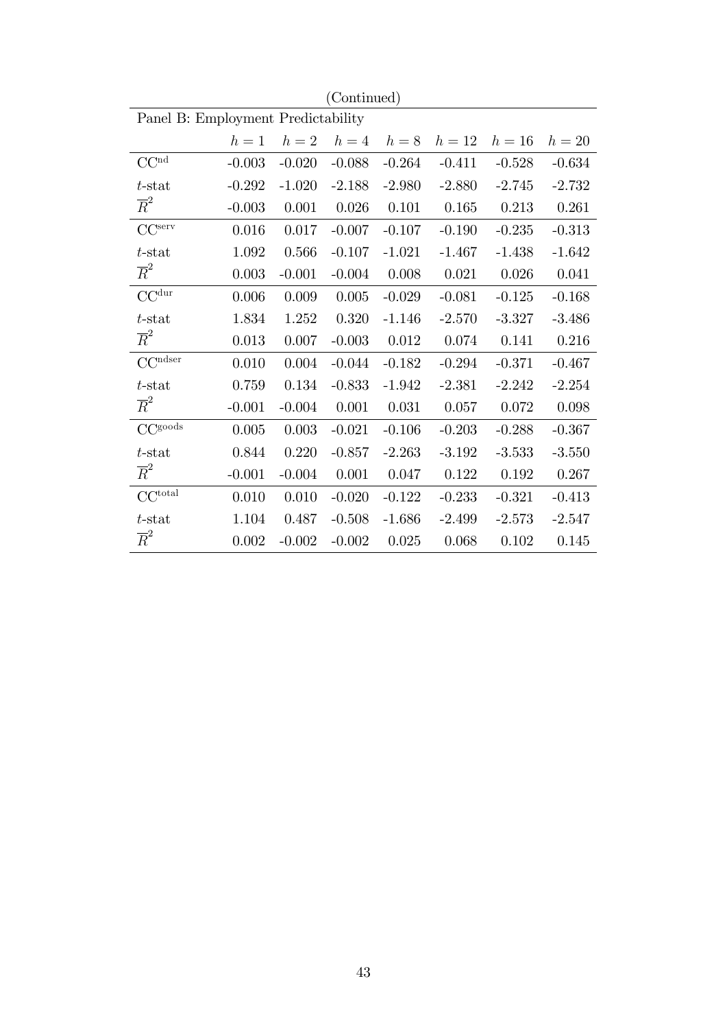(Continued)

| Panel B: Employment Predictability | | | | | | | |
|---|---|---|---|---|---|---|---|
| | $h=1$ | $h=2$ | $h=4$ | $h=8$ | $h=12$ | $h=16$ | $h=20$ |
| $\text{CC}^{\text{nd}}$ | -0.003 | -0.020 | -0.088 | -0.264 | -0.411 | -0.528 | -0.634 |
| $t$-stat | -0.292 | -1.020 | -2.188 | -2.980 | -2.880 | -2.745 | -2.732 |
| $\overline{R}^2$ | -0.003 | 0.001 | 0.026 | 0.101 | 0.165 | 0.213 | 0.261 |
| $\text{CC}^{\text{serv}}$ | 0.016 | 0.017 | -0.007 | -0.107 | -0.190 | -0.235 | -0.313 |
| $t$-stat | 1.092 | 0.566 | -0.107 | -1.021 | -1.467 | -1.438 | -1.642 |
| $\overline{R}^2$ | 0.003 | -0.001 | -0.004 | 0.008 | 0.021 | 0.026 | 0.041 |
| $\text{CC}^{\text{dur}}$ | 0.006 | 0.009 | 0.005 | -0.029 | -0.081 | -0.125 | -0.168 |
| $t$-stat | 1.834 | 1.252 | 0.320 | -1.146 | -2.570 | -3.327 | -3.486 |
| $\overline{R}^2$ | 0.013 | 0.007 | -0.003 | 0.012 | 0.074 | 0.141 | 0.216 |
| $\text{CC}^{\text{ndser}}$ | 0.010 | 0.004 | -0.044 | -0.182 | -0.294 | -0.371 | -0.467 |
| $t$-stat | 0.759 | 0.134 | -0.833 | -1.942 | -2.381 | -2.242 | -2.254 |
| $\overline{R}^2$ | -0.001 | -0.004 | 0.001 | 0.031 | 0.057 | 0.072 | 0.098 |
| $\text{CC}^{\text{goods}}$ | 0.005 | 0.003 | -0.021 | -0.106 | -0.203 | -0.288 | -0.367 |
| $t$-stat | 0.844 | 0.220 | -0.857 | -2.263 | -3.192 | -3.533 | -3.550 |
| $\overline{R}^2$ | -0.001 | -0.004 | 0.001 | 0.047 | 0.122 | 0.192 | 0.267 |
| $\text{CC}^{\text{total}}$ | 0.010 | 0.010 | -0.020 | -0.122 | -0.233 | -0.321 | -0.413 |
| $t$-stat | 1.104 | 0.487 | -0.508 | -1.686 | -2.499 | -2.573 | -2.547 |
| $\overline{R}^2$ | 0.002 | -0.002 | -0.002 | 0.025 | 0.068 | 0.102 | 0.145 |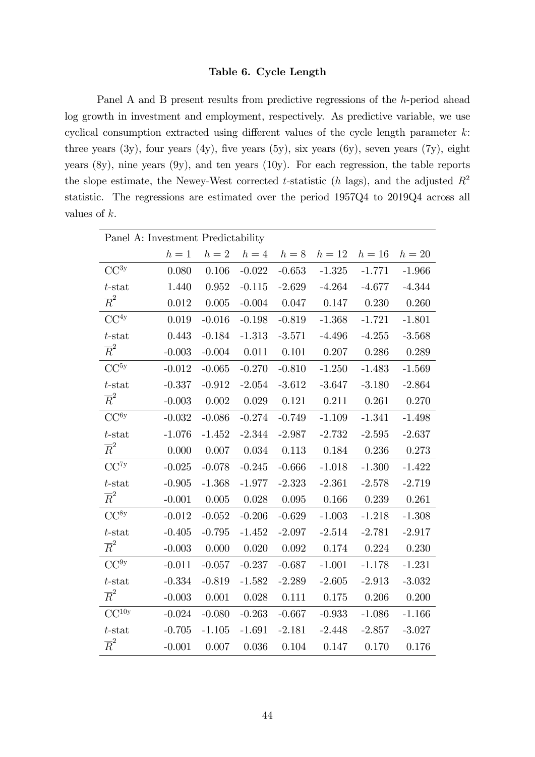**Table 6. Cycle Length**

Panel A and B present results from predictive regressions of the $h$-period ahead log growth in investment and employment, respectively. As predictive variable, we use cyclical consumption extracted using different values of the cycle length parameter $k$: three years (3y), four years (4y), five years (5y), six years (6y), seven years (7y), eight years (8y), nine years (9y), and ten years (10y). For each regression, the table reports the slope estimate, the Newey-West corrected $t$-statistic ($h$ lags), and the adjusted $R^2$ statistic. The regressions are estimated over the period 1957Q4 to 2019Q4 across all values of $k$.

| Panel A: Investment Predictability | | | | | | | |
|---|---|---|---|---|---|---|---|
| | $h = 1$ | $h = 2$ | $h = 4$ | $h = 8$ | $h = 12$ | $h = 16$ | $h = 20$ |
| $\text{CC}^{3y}$ | 0.080 | 0.106 | -0.022 | -0.653 | -1.325 | -1.771 | -1.966 |
| $t$-stat | 1.440 | 0.952 | -0.115 | -2.629 | -4.264 | -4.677 | -4.344 |
| $\overline{R}^2$ | 0.012 | 0.005 | -0.004 | 0.047 | 0.147 | 0.230 | 0.260 |
| $\text{CC}^{4y}$ | 0.019 | -0.016 | -0.198 | -0.819 | -1.368 | -1.721 | -1.801 |
| $t$-stat | 0.443 | -0.184 | -1.313 | -3.571 | -4.496 | -4.255 | -3.568 |
| $\overline{R}^2$ | -0.003 | -0.004 | 0.011 | 0.101 | 0.207 | 0.286 | 0.289 |
| $\text{CC}^{5y}$ | -0.012 | -0.065 | -0.270 | -0.810 | -1.250 | -1.483 | -1.569 |
| $t$-stat | -0.337 | -0.912 | -2.054 | -3.612 | -3.647 | -3.180 | -2.864 |
| $\overline{R}^2$ | -0.003 | 0.002 | 0.029 | 0.121 | 0.211 | 0.261 | 0.270 |
| $\text{CC}^{6y}$ | -0.032 | -0.086 | -0.274 | -0.749 | -1.109 | -1.341 | -1.498 |
| $t$-stat | -1.076 | -1.452 | -2.344 | -2.987 | -2.732 | -2.595 | -2.637 |
| $\overline{R}^2$ | 0.000 | 0.007 | 0.034 | 0.113 | 0.184 | 0.236 | 0.273 |
| $\text{CC}^{7y}$ | -0.025 | -0.078 | -0.245 | -0.666 | -1.018 | -1.300 | -1.422 |
| $t$-stat | -0.905 | -1.368 | -1.977 | -2.323 | -2.361 | -2.578 | -2.719 |
| $\overline{R}^2$ | -0.001 | 0.005 | 0.028 | 0.095 | 0.166 | 0.239 | 0.261 |
| $\text{CC}^{8y}$ | -0.012 | -0.052 | -0.206 | -0.629 | -1.003 | -1.218 | -1.308 |
| $t$-stat | -0.405 | -0.795 | -1.452 | -2.097 | -2.514 | -2.781 | -2.917 |
| $\overline{R}^2$ | -0.003 | 0.000 | 0.020 | 0.092 | 0.174 | 0.224 | 0.230 |
| $\text{CC}^{9y}$ | -0.011 | -0.057 | -0.237 | -0.687 | -1.001 | -1.178 | -1.231 |
| $t$-stat | -0.334 | -0.819 | -1.582 | -2.289 | -2.605 | -2.913 | -3.032 |
| $\overline{R}^2$ | -0.003 | 0.001 | 0.028 | 0.111 | 0.175 | 0.206 | 0.200 |
| $\text{CC}^{10y}$ | -0.024 | -0.080 | -0.263 | -0.667 | -0.933 | -1.086 | -1.166 |
| $t$-stat | -0.705 | -1.105 | -1.691 | -2.181 | -2.448 | -2.857 | -3.027 |
| $\overline{R}^2$ | -0.001 | 0.007 | 0.036 | 0.104 | 0.147 | 0.170 | 0.176 |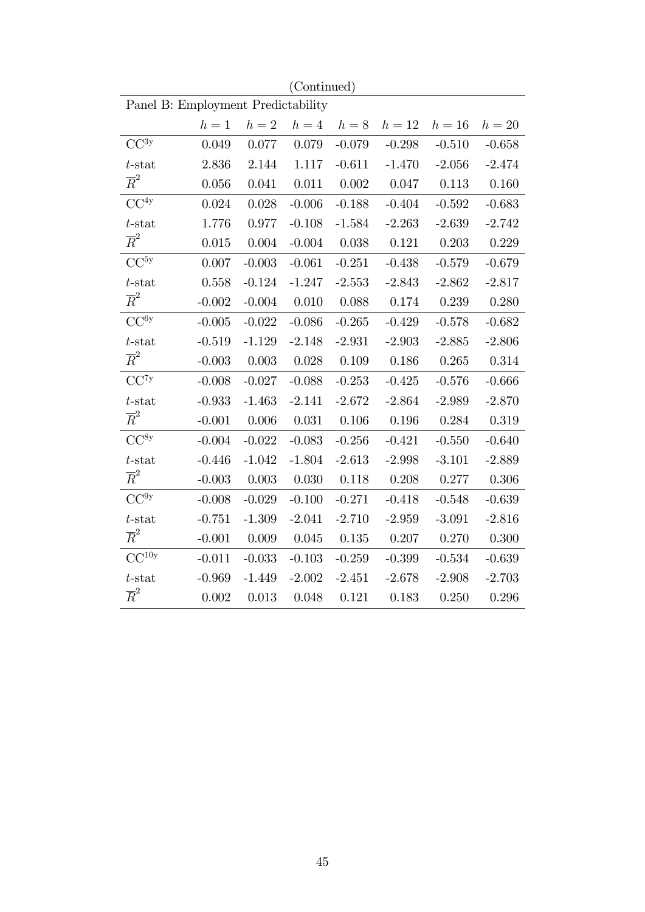(Continued)

Panel B: Employment Predictability

| | $h = 1$ | $h = 2$ | $h = 4$ | $h = 8$ | $h = 12$ | $h = 16$ | $h = 20$ |
|---|---|---|---|---|---|---|---|
| $\text{CC}^{3\text{y}}$ | 0.049 | 0.077 | 0.079 | -0.079 | -0.298 | -0.510 | -0.658 |
| $t$-stat | 2.836 | 2.144 | 1.117 | -0.611 | -1.470 | -2.056 | -2.474 |
| $\overline{R}^2$ | 0.056 | 0.041 | 0.011 | 0.002 | 0.047 | 0.113 | 0.160 |
| $\text{CC}^{4\text{y}}$ | 0.024 | 0.028 | -0.006 | -0.188 | -0.404 | -0.592 | -0.683 |
| $t$-stat | 1.776 | 0.977 | -0.108 | -1.584 | -2.263 | -2.639 | -2.742 |
| $\overline{R}^2$ | 0.015 | 0.004 | -0.004 | 0.038 | 0.121 | 0.203 | 0.229 |
| $\text{CC}^{5\text{y}}$ | 0.007 | -0.003 | -0.061 | -0.251 | -0.438 | -0.579 | -0.679 |
| $t$-stat | 0.558 | -0.124 | -1.247 | -2.553 | -2.843 | -2.862 | -2.817 |
| $\overline{R}^2$ | -0.002 | -0.004 | 0.010 | 0.088 | 0.174 | 0.239 | 0.280 |
| $\text{CC}^{6\text{y}}$ | -0.005 | -0.022 | -0.086 | -0.265 | -0.429 | -0.578 | -0.682 |
| $t$-stat | -0.519 | -1.129 | -2.148 | -2.931 | -2.903 | -2.885 | -2.806 |
| $\overline{R}^2$ | -0.003 | 0.003 | 0.028 | 0.109 | 0.186 | 0.265 | 0.314 |
| $\text{CC}^{7\text{y}}$ | -0.008 | -0.027 | -0.088 | -0.253 | -0.425 | -0.576 | -0.666 |
| $t$-stat | -0.933 | -1.463 | -2.141 | -2.672 | -2.864 | -2.989 | -2.870 |
| $\overline{R}^2$ | -0.001 | 0.006 | 0.031 | 0.106 | 0.196 | 0.284 | 0.319 |
| $\text{CC}^{8\text{y}}$ | -0.004 | -0.022 | -0.083 | -0.256 | -0.421 | -0.550 | -0.640 |
| $t$-stat | -0.446 | -1.042 | -1.804 | -2.613 | -2.998 | -3.101 | -2.889 |
| $\overline{R}^2$ | -0.003 | 0.003 | 0.030 | 0.118 | 0.208 | 0.277 | 0.306 |
| $\text{CC}^{9\text{y}}$ | -0.008 | -0.029 | -0.100 | -0.271 | -0.418 | -0.548 | -0.639 |
| $t$-stat | -0.751 | -1.309 | -2.041 | -2.710 | -2.959 | -3.091 | -2.816 |
| $\overline{R}^2$ | -0.001 | 0.009 | 0.045 | 0.135 | 0.207 | 0.270 | 0.300 |
| $\text{CC}^{10\text{y}}$ | -0.011 | -0.033 | -0.103 | -0.259 | -0.399 | -0.534 | -0.639 |
| $t$-stat | -0.969 | -1.449 | -2.002 | -2.451 | -2.678 | -2.908 | -2.703 |
| $\overline{R}^2$ | 0.002 | 0.013 | 0.048 | 0.121 | 0.183 | 0.250 | 0.296 |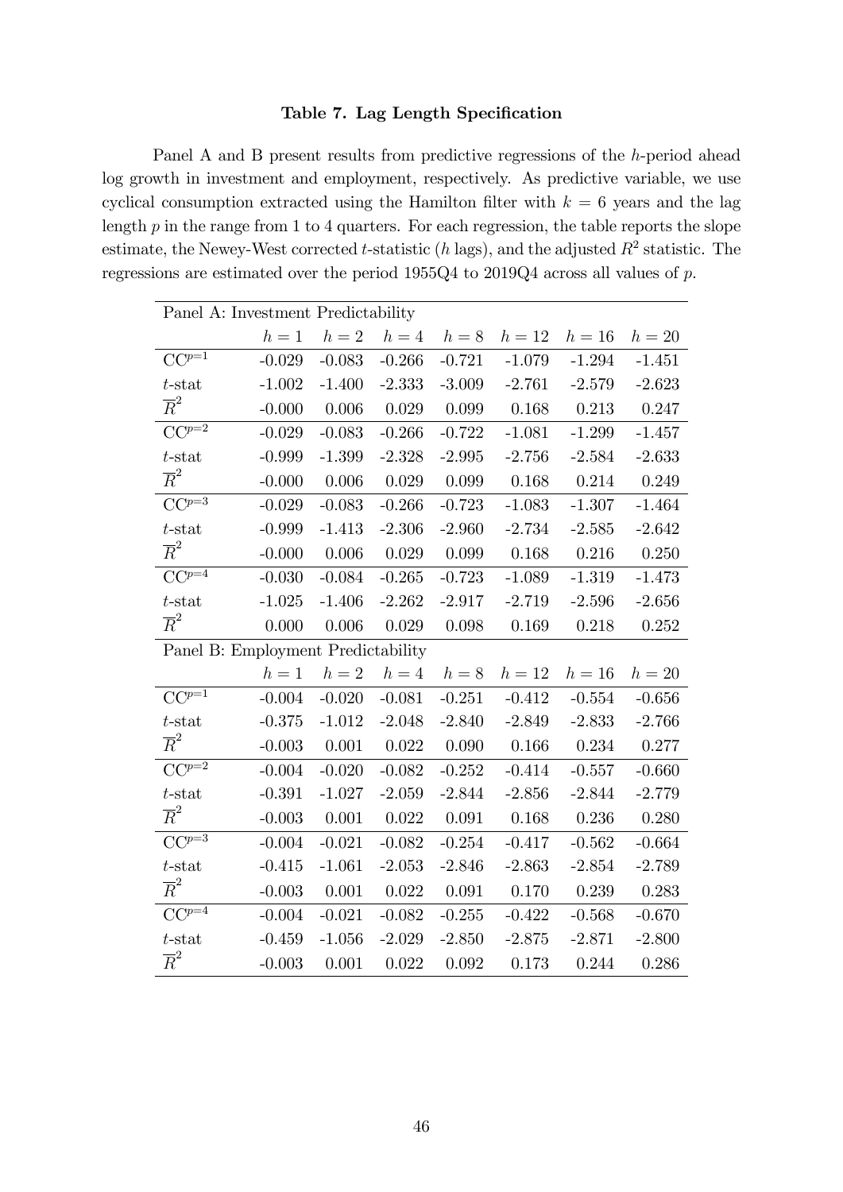**Table 7. Lag Length Specification**

Panel A and B present results from predictive regressions of the $h$-period ahead log growth in investment and employment, respectively. As predictive variable, we use cyclical consumption extracted using the Hamilton filter with $k = 6$ years and the lag length $p$ in the range from 1 to 4 quarters. For each regression, the table reports the slope estimate, the Newey-West corrected $t$-statistic ($h$ lags), and the adjusted $R^2$ statistic. The regressions are estimated over the period 1955Q4 to 2019Q4 across all values of $p$.

| Panel A: Investment Predictability | | | | | | | |
|---|---|---|---|---|---|---|---|
| | $h=1$ | $h=2$ | $h=4$ | $h=8$ | $h=12$ | $h=16$ | $h=20$ |
| $\mathrm{CC}^{p=1}$ | -0.029 | -0.083 | -0.266 | -0.721 | -1.079 | -1.294 | -1.451 |
| $t$-stat | -1.002 | -1.400 | -2.333 | -3.009 | -2.761 | -2.579 | -2.623 |
| $\overline{R}^2$ | -0.000 | 0.006 | 0.029 | 0.099 | 0.168 | 0.213 | 0.247 |
| $\mathrm{CC}^{p=2}$ | -0.029 | -0.083 | -0.266 | -0.722 | -1.081 | -1.299 | -1.457 |
| $t$-stat | -0.999 | -1.399 | -2.328 | -2.995 | -2.756 | -2.584 | -2.633 |
| $\overline{R}^2$ | -0.000 | 0.006 | 0.029 | 0.099 | 0.168 | 0.214 | 0.249 |
| $\mathrm{CC}^{p=3}$ | -0.029 | -0.083 | -0.266 | -0.723 | -1.083 | -1.307 | -1.464 |
| $t$-stat | -0.999 | -1.413 | -2.306 | -2.960 | -2.734 | -2.585 | -2.642 |
| $\overline{R}^2$ | -0.000 | 0.006 | 0.029 | 0.099 | 0.168 | 0.216 | 0.250 |
| $\mathrm{CC}^{p=4}$ | -0.030 | -0.084 | -0.265 | -0.723 | -1.089 | -1.319 | -1.473 |
| $t$-stat | -1.025 | -1.406 | -2.262 | -2.917 | -2.719 | -2.596 | -2.656 |
| $\overline{R}^2$ | 0.000 | 0.006 | 0.029 | 0.098 | 0.169 | 0.218 | 0.252 |
| **Panel B: Employment Predictability** | | | | | | | |
| | $h=1$ | $h=2$ | $h=4$ | $h=8$ | $h=12$ | $h=16$ | $h=20$ |
| $\mathrm{CC}^{p=1}$ | -0.004 | -0.020 | -0.081 | -0.251 | -0.412 | -0.554 | -0.656 |
| $t$-stat | -0.375 | -1.012 | -2.048 | -2.840 | -2.849 | -2.833 | -2.766 |
| $\overline{R}^2$ | -0.003 | 0.001 | 0.022 | 0.090 | 0.166 | 0.234 | 0.277 |
| $\mathrm{CC}^{p=2}$ | -0.004 | -0.020 | -0.082 | -0.252 | -0.414 | -0.557 | -0.660 |
| $t$-stat | -0.391 | -1.027 | -2.059 | -2.844 | -2.856 | -2.844 | -2.779 |
| $\overline{R}^2$ | -0.003 | 0.001 | 0.022 | 0.091 | 0.168 | 0.236 | 0.280 |
| $\mathrm{CC}^{p=3}$ | -0.004 | -0.021 | -0.082 | -0.254 | -0.417 | -0.562 | -0.664 |
| $t$-stat | -0.415 | -1.061 | -2.053 | -2.846 | -2.863 | -2.854 | -2.789 |
| $\overline{R}^2$ | -0.003 | 0.001 | 0.022 | 0.091 | 0.170 | 0.239 | 0.283 |
| $\mathrm{CC}^{p=4}$ | -0.004 | -0.021 | -0.082 | -0.255 | -0.422 | -0.568 | -0.670 |
| $t$-stat | -0.459 | -1.056 | -2.029 | -2.850 | -2.875 | -2.871 | -2.800 |
| $\overline{R}^2$ | -0.003 | 0.001 | 0.022 | 0.092 | 0.173 | 0.244 | 0.286 |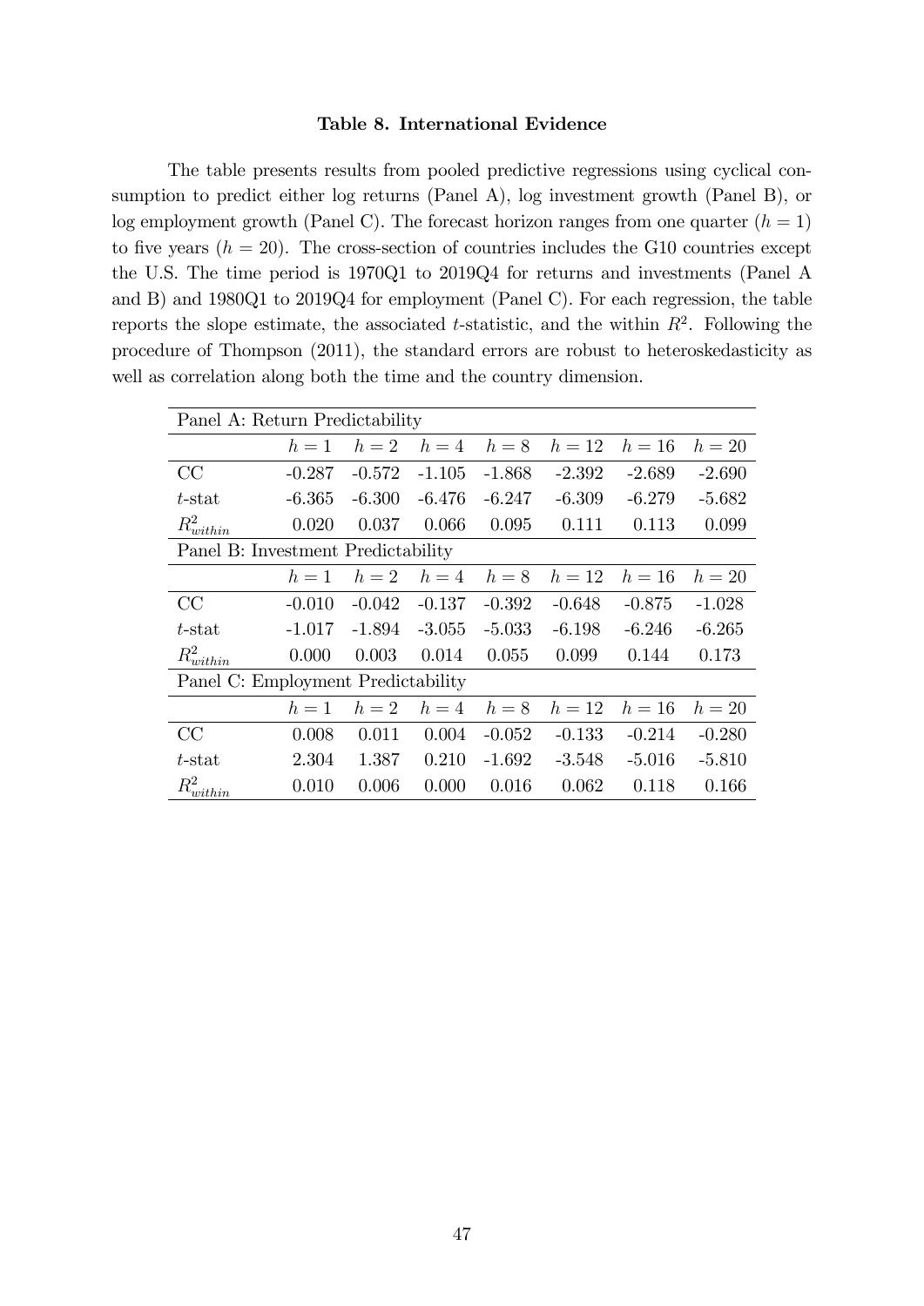**Table 8. International Evidence**

The table presents results from pooled predictive regressions using cyclical consumption to predict either log returns (Panel A), log investment growth (Panel B), or log employment growth (Panel C). The forecast horizon ranges from one quarter ($h = 1$) to five years ($h = 20$). The cross-section of countries includes the G10 countries except the U.S. The time period is 1970Q1 to 2019Q4 for returns and investments (Panel A and B) and 1980Q1 to 2019Q4 for employment (Panel C). For each regression, the table reports the slope estimate, the associated $t$-statistic, and the within $R^2$. Following the procedure of Thompson (2011), the standard errors are robust to heteroskedasticity as well as correlation along both the time and the country dimension.

| Panel A: Return Predictability | | | | | | | |
|---|---|---|---|---|---|---|---|
| | $h = 1$ | $h = 2$ | $h = 4$ | $h = 8$ | $h = 12$ | $h = 16$ | $h = 20$ |
| CC | -0.287 | -0.572 | -1.105 | -1.868 | -2.392 | -2.689 | -2.690 |
| $t$-stat | -6.365 | -6.300 | -6.476 | -6.247 | -6.309 | -6.279 | -5.682 |
| $R^2_{within}$ | 0.020 | 0.037 | 0.066 | 0.095 | 0.111 | 0.113 | 0.099 |
| **Panel B: Investment Predictability** | | | | | | | |
| | $h = 1$ | $h = 2$ | $h = 4$ | $h = 8$ | $h = 12$ | $h = 16$ | $h = 20$ |
| CC | -0.010 | -0.042 | -0.137 | -0.392 | -0.648 | -0.875 | -1.028 |
| $t$-stat | -1.017 | -1.894 | -3.055 | -5.033 | -6.198 | -6.246 | -6.265 |
| $R^2_{within}$ | 0.000 | 0.003 | 0.014 | 0.055 | 0.099 | 0.144 | 0.173 |
| **Panel C: Employment Predictability** | | | | | | | |
| | $h = 1$ | $h = 2$ | $h = 4$ | $h = 8$ | $h = 12$ | $h = 16$ | $h = 20$ |
| CC | 0.008 | 0.011 | 0.004 | -0.052 | -0.133 | -0.214 | -0.280 |
| $t$-stat | 2.304 | 1.387 | 0.210 | -1.692 | -3.548 | -5.016 | -5.810 |
| $R^2_{within}$ | 0.010 | 0.006 | 0.000 | 0.016 | 0.062 | 0.118 | 0.166 |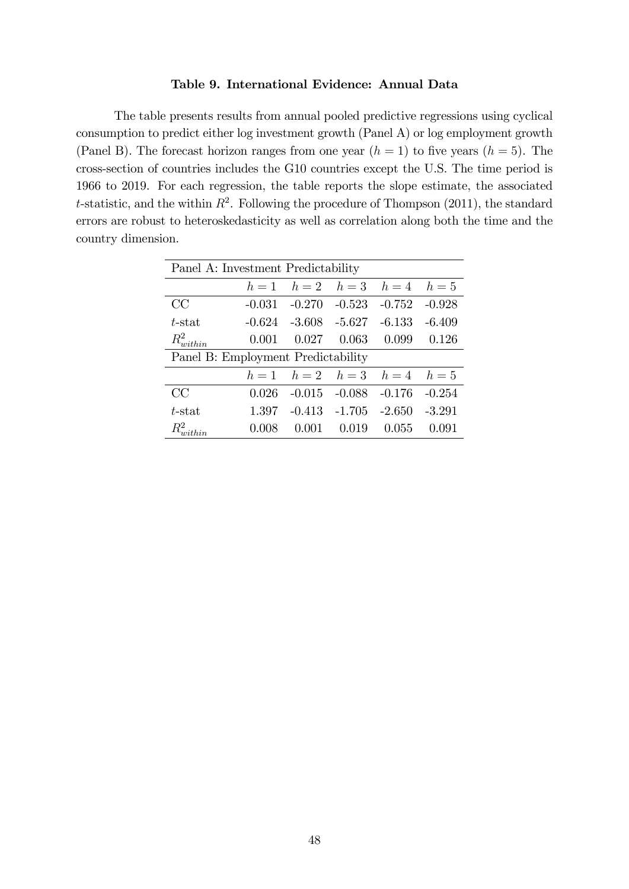**Table 9. International Evidence: Annual Data**

The table presents results from annual pooled predictive regressions using cyclical consumption to predict either log investment growth (Panel A) or log employment growth (Panel B). The forecast horizon ranges from one year ($h = 1$) to five years ($h = 5$). The cross-section of countries includes the G10 countries except the U.S. The time period is 1966 to 2019. For each regression, the table reports the slope estimate, the associated $t$-statistic, and the within $R^2$. Following the procedure of Thompson (2011), the standard errors are robust to heteroskedasticity as well as correlation along both the time and the country dimension.

| Panel A: Investment Predictability | | | | | |
|---|---|---|---|---|---|
| | $h = 1$ | $h = 2$ | $h = 3$ | $h = 4$ | $h = 5$ |
| CC | -0.031 | -0.270 | -0.523 | -0.752 | -0.928 |
| $t$-stat | -0.624 | -3.608 | -5.627 | -6.133 | -6.409 |
| $R^2_{within}$ | 0.001 | 0.027 | 0.063 | 0.099 | 0.126 |
| **Panel B: Employment Predictability** | | | | | |
| | $h = 1$ | $h = 2$ | $h = 3$ | $h = 4$ | $h = 5$ |
| CC | 0.026 | -0.015 | -0.088 | -0.176 | -0.254 |
| $t$-stat | 1.397 | -0.413 | -1.705 | -2.650 | -3.291 |
| $R^2_{within}$ | 0.008 | 0.001 | 0.019 | 0.055 | 0.091 |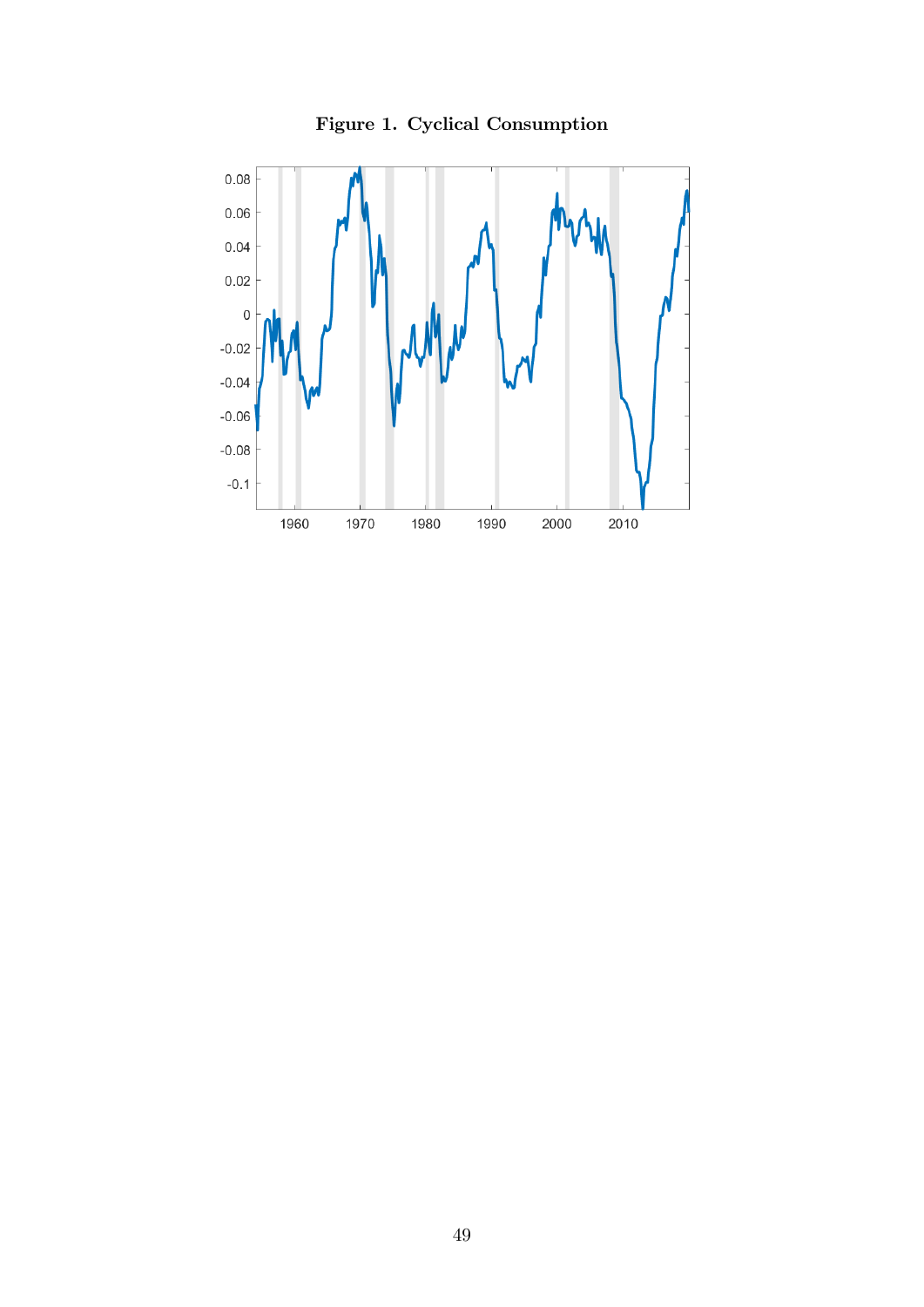**Figure 1. Cyclical Consumption**

0.08
0.06
0.04
0.02
0
-0.02
-0.04
-0.06
-0.08
-0.1

1960 1970 1980 1990 2000 2010